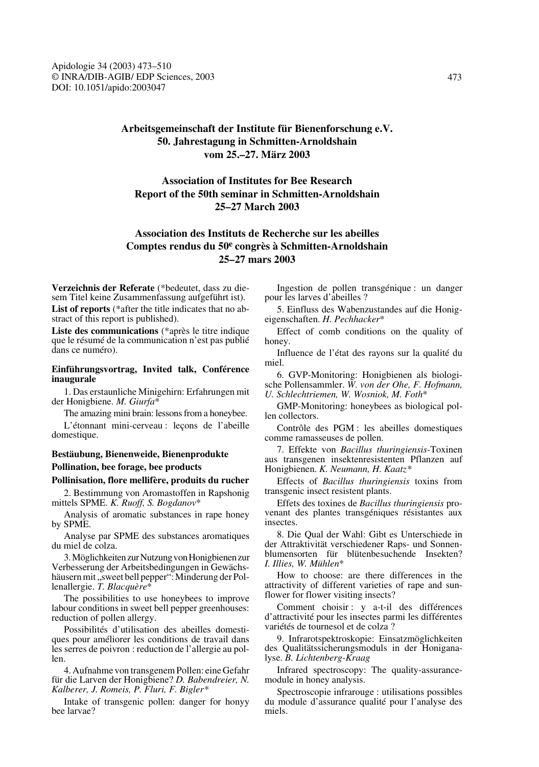# Arbeitsgemeinschaft der Institute für Bienenforschung e.V. 50. Jahrestagung in Schmitten-Arnoldshain vom 25.–27. März 2003

# Association of Institutes for Bee Research Report of the 50th seminar in Schmitten-Arnoldshain 25–27 March 2003

# Association des Instituts de Recherche sur les abeilles Comptes rendus du 50[e] congrès à Schmitten-Arnoldshain 25–27 mars 2003

**Verzeichnis der Referate** (*bedeutet, dass zu diesem Titel keine Zusammenfassung aufgeführt ist).

**List of reports** (*after the title indicates that no abstract of this report is published).

**Liste des communications** (*après le titre indique que le résumé de la communication n'est pas publié dans ce numéro).

### Einführungsvortrag, Invited talk, Conférence inaugurale

1. Das erstaunliche Minigehirn: Erfahrungen mit der Honigbiene. *M. Giurfa**

The amazing mini brain: lessons from a honeybee.

L'étonnant mini-cerveau : leçons de l'abeille domestique.

### Bestäubung, Bienenweide, Bienenprodukte

### Pollination, bee forage, bee products

### Pollinisation, flore mellifère, produits du rucher

2. Bestimmung von Aromastoffen in Rapshonig mittels SPME. *K. Ruoff, S. Bogdanov**

Analysis of aromatic substances in rape honey by SPME.

Analyse par SPME des substances aromatiques du miel de colza.

3. Möglichkeiten zur Nutzung von Honigbienen zur Verbesserung der Arbeitsbedingungen in Gewächshäusern mit „sweet bell pepper": Minderung der Pollenallergie. *T. Blacquère**

The possibilities to use honeybees to improve labour conditions in sweet bell pepper greenhouses: reduction of pollen allergy.

Possibilités d'utilisation des abeilles domestiques pour améliorer les conditions de travail dans les serres de poivron : reduction de l'allergie au pollen.

4. Aufnahme von transgenem Pollen: eine Gefahr für die Larven der Honigbiene? *D. Babendreier, N. Kalberer, J. Romeis, P. Fluri, F. Bigler**

Intake of transgenic pollen: danger for honyy bee larvae?

Ingestion de pollen transgénique : un danger pour les larves d'abeilles ?

5. Einfluss des Wabenzustandes auf die Honigeigenschaften. *H. Pechhacker**

Effect of comb conditions on the quality of honey.

Influence de l'état des rayons sur la qualité du miel.

6. GVP-Monitoring: Honigbienen als biologische Pollensammler. *W. von der Ohe, F. Hofmann, U. Schlechtriemen, W. Wosniok, M. Foth**

GMP-Monitoring: honeybees as biological pollen collectors.

Contrôle des PGM : les abeilles domestiques comme ramasseuses de pollen.

7. Effekte von *Bacillus thuringiensis*-Toxinen aus transgenen insektenresistenten Pflanzen auf Honigbienen. *K. Neumann, H. Kaatz**

Effects of *Bacillus thuringiensis* toxins from transgenic insect resistent plants.

Effets des toxines de *Bacillus thuringiensis* provenant des plantes transgéniques résistantes aux insectes.

8. Die Qual der Wahl: Gibt es Unterschiede in der Attraktivität verschiedener Raps- und Sonnenblumensorten für blütenbesuchende Insekten? *I. Illies, W. Mühlen**

How to choose: are there differences in the attractivity of different varieties of rape and sunflower for flower visiting insects?

Comment choisir : y a-t-il des différences d'attractivité pour les insectes parmi les différentes variétés de tournesol et de colza ?

9. Infrarotspektroskopie: Einsatzmöglichkeiten des Qualitätssicherungsmoduls in der Honiganalyse. *B. Lichtenberg-Kraag*

Infrared spectroscopy: The quality-assurance-module in honey analysis.

Spectroscopie infrarouge : utilisations possibles du module d'assurance qualité pour l'analyse des miels.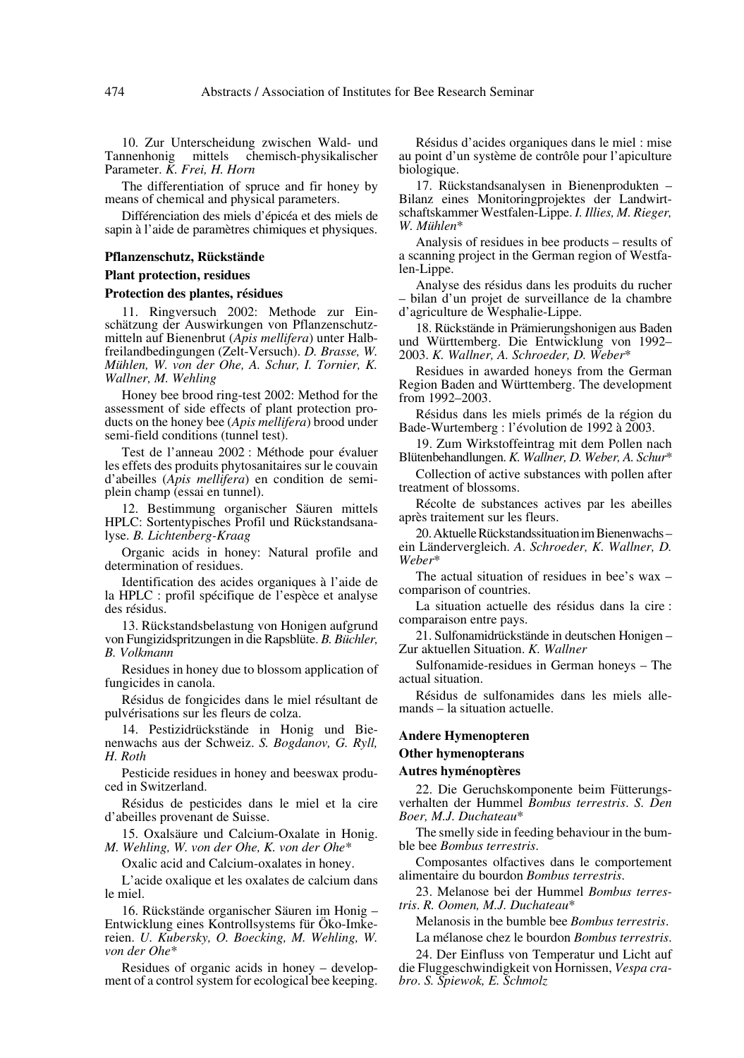10. Zur Unterscheidung zwischen Wald- und Tannenhonig mittels chemisch-physikalischer Parameter. *K. Frei, H. Horn*

The differentiation of spruce and fir honey by means of chemical and physical parameters.

Différenciation des miels d'épicéa et des miels de sapin à l'aide de paramètres chimiques et physiques.

**Pflanzenschutz, Rückstände**

**Plant protection, residues**

**Protection des plantes, résidues**

11. Ringversuch 2002: Methode zur Einschätzung der Auswirkungen von Pflanzenschutzmitteln auf Bienenbrut (*Apis mellifera*) unter Halbfreilandbedingungen (Zelt-Versuch). *D. Brasse, W. Mühlen, W. von der Ohe, A. Schur, I. Tornier, K. Wallner, M. Wehling*

Honey bee brood ring-test 2002: Method for the assessment of side effects of plant protection products on the honey bee (*Apis mellifera*) brood under semi-field conditions (tunnel test).

Test de l'anneau 2002 : Méthode pour évaluer les effets des produits phytosanitaires sur le couvain d'abeilles (*Apis mellifera*) en condition de semi-plein champ (essai en tunnel).

12. Bestimmung organischer Säuren mittels HPLC: Sortentypisches Profil und Rückstandsanalyse. *B. Lichtenberg-Kraag*

Organic acids in honey: Natural profile and determination of residues.

Identification des acides organiques à l'aide de la HPLC : profil spécifique de l'espèce et analyse des résidus.

13. Rückstandsbelastung von Honigen aufgrund von Fungizidspritzungen in die Rapsblüte. *B. Büchler, B. Volkmann*

Residues in honey due to blossom application of fungicides in canola.

Résidus de fongicides dans le miel résultant de pulvérisations sur les fleurs de colza.

14. Pestizidrückstände in Honig und Bienenwachs aus der Schweiz. *S. Bogdanov, G. Ryll, H. Roth*

Pesticide residues in honey and beeswax produced in Switzerland.

Résidus de pesticides dans le miel et la cire d'abeilles provenant de Suisse.

15. Oxalsäure und Calcium-Oxalate in Honig. *M. Wehling, W. von der Ohe, K. von der Ohe**

Oxalic acid and Calcium-oxalates in honey.

L'acide oxalique et les oxalates de calcium dans le miel.

16. Rückstände organischer Säuren im Honig – Entwicklung eines Kontrollsystems für Öko-Imkereien. *U. Kubersky, O. Boecking, M. Wehling, W. von der Ohe**

Residues of organic acids in honey – development of a control system for ecological bee keeping.

Résidus d'acides organiques dans le miel : mise au point d'un système de contrôle pour l'apiculture biologique.

17. Rückstandsanalysen in Bienenprodukten – Bilanz eines Monitoringprojektes der Landwirtschaftskammer Westfalen-Lippe. *I. Illies, M. Rieger, W. Mühlen**

Analysis of residues in bee products – results of a scanning project in the German region of Westfalen-Lippe.

Analyse des résidus dans les produits du rucher – bilan d'un projet de surveillance de la chambre d'agriculture de Wesphalie-Lippe.

18. Rückstände in Prämierungshonigen aus Baden und Württemberg. Die Entwicklung von 1992–2003. *K. Wallner, A. Schroeder, D. Weber**

Residues in awarded honeys from the German Region Baden and Württemberg. The development from 1992–2003.

Résidus dans les miels primés de la région du Bade-Wurtemberg : l'évolution de 1992 à 2003.

19. Zum Wirkstoffeintrag mit dem Pollen nach Blütenbehandlungen. *K. Wallner, D. Weber, A. Schur**

Collection of active substances with pollen after treatment of blossoms.

Récolte de substances actives par les abeilles après traitement sur les fleurs.

20. Aktuelle Rückstandssituation im Bienenwachs – ein Ländervergleich. *A. Schroeder, K. Wallner, D. Weber**

The actual situation of residues in bee's wax – comparison of countries.

La situation actuelle des résidus dans la cire : comparaison entre pays.

21. Sulfonamidrückstände in deutschen Honigen – Zur aktuellen Situation. *K. Wallner*

Sulfonamide-residues in German honeys – The actual situation.

Résidus de sulfonamides dans les miels allemands – la situation actuelle.

**Andere Hymenopteren**

**Other hymenopterans**

**Autres hyménoptères**

22. Die Geruchskomponente beim Fütterungsverhalten der Hummel *Bombus terrestris*. *S. Den Boer, M.J. Duchateau**

The smelly side in feeding behaviour in the bumble bee *Bombus terrestris*.

Composantes olfactives dans le comportement alimentaire du bourdon *Bombus terrestris*.

23. Melanose bei der Hummel *Bombus terrestris*. *R. Oomen, M.J. Duchateau**

Melanosis in the bumble bee *Bombus terrestris*.

La mélanose chez le bourdon *Bombus terrestris*.

24. Der Einfluss von Temperatur und Licht auf die Fluggeschwindigkeit von Hornissen, *Vespa crabro*. *S. Spiewok, E. Schmolz*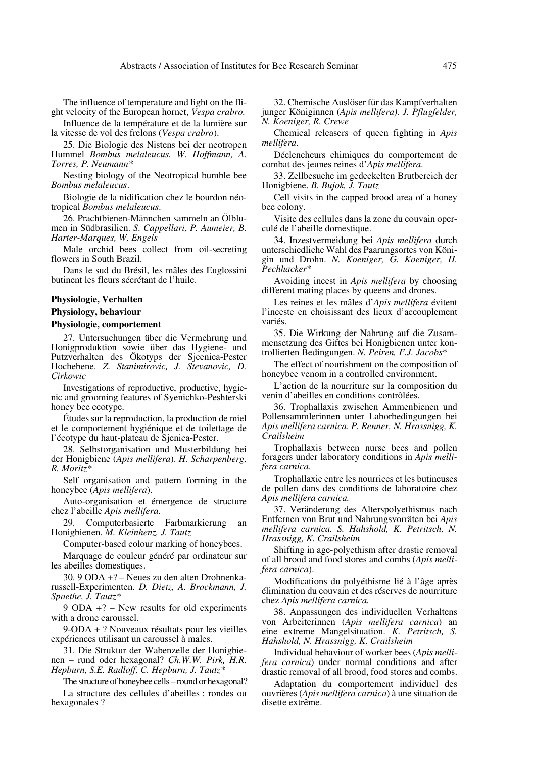The influence of temperature and light on the flight velocity of the European hornet, *Vespa crabro.*

Influence de la température et de la lumière sur la vitesse de vol des frelons (*Vespa crabro*).

25. Die Biologie des Nistens bei der neotropen Hummel *Bombus melaleucus. W. Hoffmann, A. Torres, P. Neumann**

Nesting biology of the Neotropical bumble bee *Bombus melaleucus*.

Biologie de la nidification chez le bourdon néotropical *Bombus melaleucus*.

26. Prachtbienen-Männchen sammeln an Ölblumen in Südbrasilien. *S. Cappellari, P. Aumeier, B. Harter-Marques, W. Engels*

Male orchid bees collect from oil-secreting flowers in South Brazil.

Dans le sud du Brésil, les mâles des Euglossini butinent les fleurs sécrétant de l'huile.

## Physiologie, Verhalten

## Physiology, behaviour

## Physiologie, comportement

27. Untersuchungen über die Vermehrung und Honigproduktion sowie über das Hygiene- und Putzverhalten des Ökotyps der Sjcenica-Pester Hochebene. *Z. Stanimirovic, J. Stevanovic, D. Cirkowic*

Investigations of reproductive, productive, hygienic and grooming features of Syenichko-Peshterski honey bee ecotype.

Études sur la reproduction, la production de miel et le comportement hygiénique et de toilettage de l'écotype du haut-plateau de Sjenica-Pester.

28. Selbstorganisation und Musterbildung bei der Honigbiene (*Apis mellifera*). *H. Scharpenberg, R. Moritz**

Self organisation and pattern forming in the honeybee (*Apis mellifera*).

Auto-organisation et émergence de structure chez l'abeille *Apis mellifera*.

29. Computerbasierte Farbmarkierung an Honigbienen. *M. Kleinhenz, J. Tautz*

Computer-based colour marking of honeybees.

Marquage de couleur généré par ordinateur sur les abeilles domestiques.

30. 9 ODA +? – Neues zu den alten Drohnenkarussell-Experimenten. *D. Dietz, A. Brockmann, J. Spaethe, J. Tautz**

9 ODA +? – New results for old experiments with a drone caroussel.

9-ODA + ? Nouveaux résultats pour les vieilles expériences utilisant un caroussel à mâles.

31. Die Struktur der Wabenzelle der Honigbienen – rund oder hexagonal? *Ch.W.W. Pirk, H.R. Hepburn, S.E. Radloff, C. Hepburn, J. Tautz**

The structure of honeybee cells – round or hexagonal?

La structure des cellules d'abeilles : rondes ou hexagonales ?

32. Chemische Auslöser für das Kampfverhalten junger Königinnen (*Apis mellifera*). *J. Pflugfelder, N. Koeniger, R. Crewe*

Chemical releasers of queen fighting in *Apis mellifera*.

Déclencheurs chimiques du comportement de combat des jeunes reines d'*Apis mellifera*.

33. Zellbesuche im gedeckelten Brutbereich der Honigbiene. *B. Bujok, J. Tautz*

Cell visits in the capped brood area of a honey bee colony.

Visite des cellules dans la zone du couvain operculé de l'abeille domestique.

34. Inzestvermeidung bei *Apis mellifera* durch unterschiedliche Wahl des Paarungsortes von Königin und Drohn. *N. Koeniger, G. Koeniger, H. Pechhacker**

Avoiding incest in *Apis mellifera* by choosing different mating places by queens and drones.

Les reines et les mâles d'*Apis mellifera* évitent l'inceste en choisissant des lieux d'accouplement variés.

35. Die Wirkung der Nahrung auf die Zusammensetzung des Giftes bei Honigbienen unter kontrollierten Bedingungen. *N. Peiren, F.J. Jacobs**

The effect of nourishment on the composition of honeybee venom in a controlled environment.

L'action de la nourriture sur la composition du venin d'abeilles en conditions contrôlées.

36. Trophallaxis zwischen Ammenbienen und Pollensammlerinnen unter Laborbedingungen bei *Apis mellifera carnica*. *P. Renner, N. Hrassnigg, K. Crailsheim*

Trophallaxis between nurse bees and pollen foragers under laboratory conditions in *Apis mellifera carnica*.

Trophallaxie entre les nourrices et les butineuses de pollen dans des conditions de laboratoire chez *Apis mellifera carnica.*

37. Veränderung des Alterspolyethismus nach Entfernen von Brut und Nahrungsvorräten bei *Apis mellifera carnica. S. Hahshold, K. Petritsch, N. Hrassnigg, K. Crailsheim*

Shifting in age-polyethism after drastic removal of all brood and food stores and combs (*Apis mellifera carnica*).

Modifications du polyéthisme lié à l'âge après élimination du couvain et des réserves de nourriture chez *Apis mellifera carnica.*

38. Anpassungen des individuellen Verhaltens von Arbeiterinnen (*Apis mellifera carnica*) an eine extreme Mangelsituation. *K. Petritsch, S. Hahshold, N. Hrassnigg, K. Crailsheim*

Individual behaviour of worker bees (*Apis mellifera carnica*) under normal conditions and after drastic removal of all brood, food stores and combs.

Adaptation du comportement individuel des ouvrières (*Apis mellifera carnica*) à une situation de disette extrême.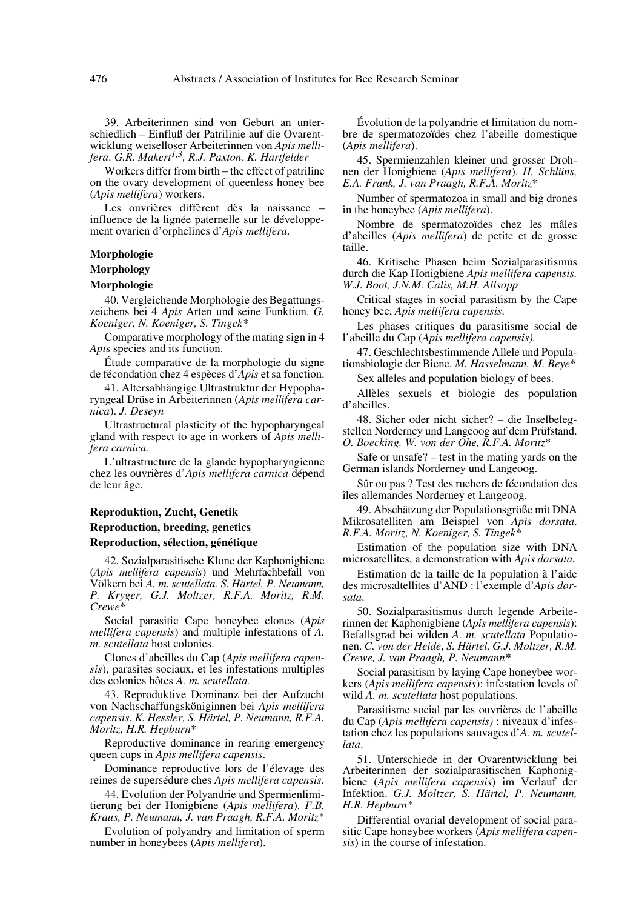39. Arbeiterinnen sind von Geburt an unterschiedlich – Einfluß der Patrilinie auf die Ovarentwicklung weiselloser Arbeiterinnen von *Apis mellifera*. *G.R. Makert[1,3], R.J. Paxton, K. Hartfelder*

Workers differ from birth – the effect of patriline on the ovary development of queenless honey bee (*Apis mellifera*) workers.

Les ouvrières diffèrent dès la naissance – influence de la lignée paternelle sur le développement ovarien d'orphelines d'*Apis mellifera*.

**Morphologie**

**Morphology**

**Morphologie**

40. Vergleichende Morphologie des Begattungszeichens bei 4 *Apis* Arten und seine Funktion. *G. Koeniger, N. Koeniger, S. Tingek\**

Comparative morphology of the mating sign in 4 *Apis* species and its function.

Étude comparative de la morphologie du signe de fécondation chez 4 espèces d'*Apis* et sa fonction.

41. Altersabhängige Ultrastruktur der Hypopharyngeal Drüse in Arbeiterinnen (*Apis mellifera carnica*). *J. Deseyn*

Ultrastructural plasticity of the hypopharyngeal gland with respect to age in workers of *Apis mellifera carnica.*

L'ultrastructure de la glande hypopharyngienne chez les ouvrières d'*Apis mellifera carnica* dépend de leur âge.

**Reproduktion, Zucht, Genetik**

**Reproduction, breeding, genetics**

**Reproduction, sélection, génétique**

42. Sozialparasitische Klone der Kaphonigbiene (*Apis mellifera capensis*) und Mehrfachbefall von Völkern bei *A. m. scutellata. S. Härtel, P. Neumann, P. Kryger, G.J. Moltzer, R.F.A. Moritz, R.M. Crewe\**

Social parasitic Cape honeybee clones (*Apis mellifera capensis*) and multiple infestations of *A. m. scutellata* host colonies.

Clones d'abeilles du Cap (*Apis mellifera capensis*), parasites sociaux, et les infestations multiples des colonies hôtes *A. m. scutellata.*

43. Reproduktive Dominanz bei der Aufzucht von Nachschaffungsköniginnen bei *Apis mellifera capensis. K. Hessler, S. Härtel, P. Neumann, R.F.A. Moritz, H.R. Hepburn\**

Reproductive dominance in rearing emergency queen cups in *Apis mellifera capensis*.

Dominance reproductive lors de l'élevage des reines de supersédure ches *Apis mellifera capensis.*

44. Evolution der Polyandrie und Spermienlimitierung bei der Honigbiene (*Apis mellifera*). *F.B. Kraus, P. Neumann, J. van Praagh, R.F.A. Moritz\**

Evolution of polyandry and limitation of sperm number in honeybees (*Apis mellifera*).

Évolution de la polyandrie et limitation du nombre de spermatozoïdes chez l'abeille domestique (*Apis mellifera*).

45. Spermienzahlen kleiner und grosser Drohnen der Honigbiene (*Apis mellifera*). *H. Schlüns, E.A. Frank, J. van Praagh, R.F.A. Moritz\**

Number of spermatozoa in small and big drones in the honeybee (*Apis mellifera*).

Nombre de spermatozoïdes chez les mâles d'abeilles (*Apis mellifera*) de petite et de grosse taille.

46. Kritische Phasen beim Sozialparasitismus durch die Kap Honigbiene *Apis mellifera capensis. W.J. Boot, J.N.M. Calis, M.H. Allsopp*

Critical stages in social parasitism by the Cape honey bee, *Apis mellifera capensis*.

Les phases critiques du parasitisme social de l'abeille du Cap (*Apis mellifera capensis).*

47. Geschlechtsbestimmende Allele und Populationsbiologie der Biene. *M. Hasselmann, M. Beye\**

Sex alleles and population biology of bees.

Allèles sexuels et biologie des population d'abeilles.

48. Sicher oder nicht sicher? – die Inselbelegstellen Norderney und Langeoog auf dem Prüfstand. *O. Boecking, W. von der Ohe, R.F.A. Moritz\**

Safe or unsafe? – test in the mating yards on the German islands Norderney und Langeoog.

Sûr ou pas ? Test des ruchers de fécondation des îles allemandes Norderney et Langeoog.

49. Abschätzung der Populationsgröße mit DNA Mikrosatelliten am Beispiel von *Apis dorsata*. *R.F.A. Moritz, N. Koeniger, S. Tingek\**

Estimation of the population size with DNA microsatellites, a demonstration with *Apis dorsata.*

Estimation de la taille de la population à l'aide des microsaltellites d'AND : l'exemple d'*Apis dorsata*.

50. Sozialparasitismus durch legende Arbeiterinnen der Kaphonigbiene (*Apis mellifera capensis*): Befallsgrad bei wilden *A. m. scutellata* Populationen. *C. von der Heide, S. Härtel, G.J. Moltzer, R.M. Crewe, J. van Praagh, P. Neumann\**

Social parasitism by laying Cape honeybee workers (*Apis mellifera capensis*): infestation levels of wild *A. m. scutellata* host populations.

Parasitisme social par les ouvrières de l'abeille du Cap (*Apis mellifera capensis)* : niveaux d'infestation chez les populations sauvages d'*A. m. scutellata*.

51. Unterschiede in der Ovarentwicklung bei Arbeiterinnen der sozialparasitischen Kaphonigbiene (*Apis mellifera capensis*) im Verlauf der Infektion. *G.J. Moltzer, S. Härtel, P. Neumann, H.R. Hepburn\**

Differential ovarial development of social parasitic Cape honeybee workers (*Apis mellifera capensis*) in the course of infestation.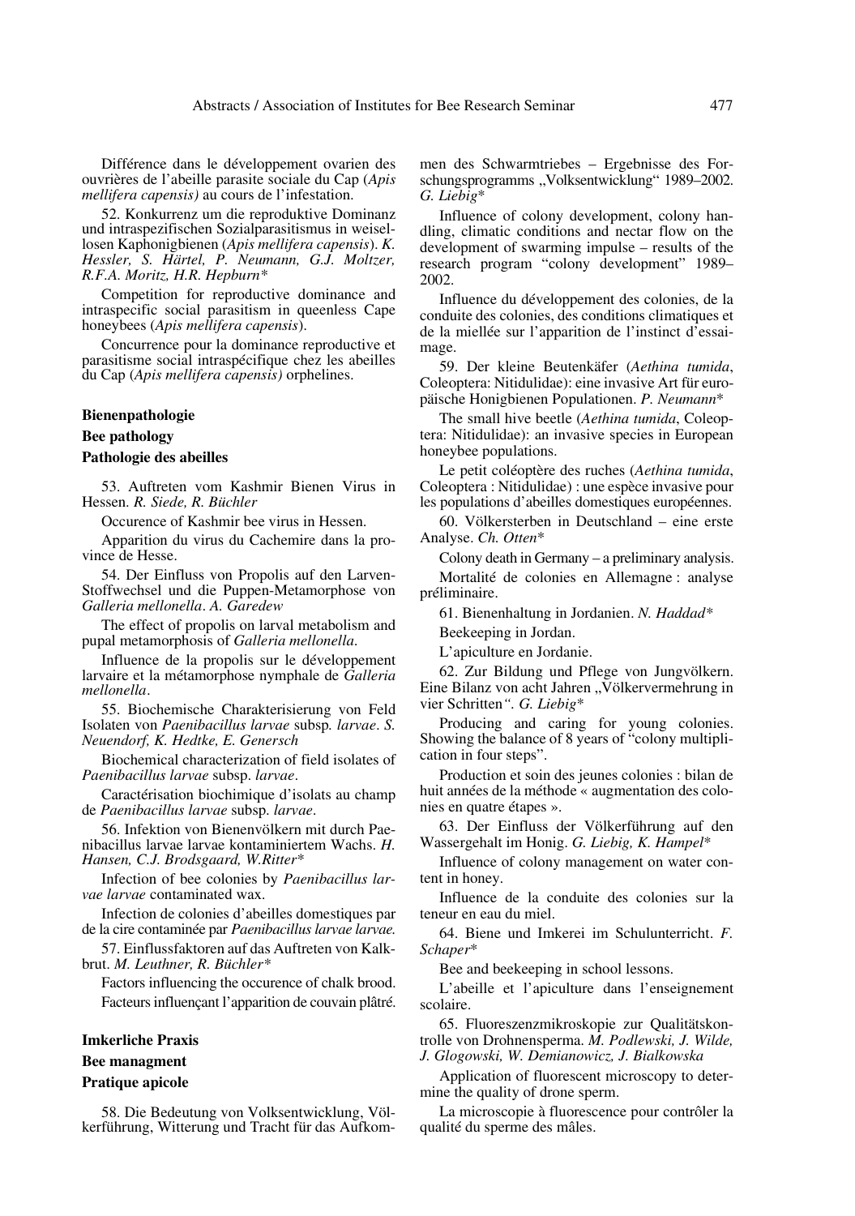Différence dans le développement ovarien des ouvrières de l'abeille parasite sociale du Cap (*Apis mellifera capensis)* au cours de l'infestation.

52. Konkurrenz um die reproduktive Dominanz und intraspezifischen Sozialparasitismus in weisellosen Kaphonigbienen (*Apis mellifera capensis*). *K. Hessler, S. Härtel, P. Neumann, G.J. Moltzer, R.F.A. Moritz, H.R. Hepburn*\*

Competition for reproductive dominance and intraspecific social parasitism in queenless Cape honeybees (*Apis mellifera capensis*).

Concurrence pour la dominance reproductive et parasitisme social intraspécifique chez les abeilles du Cap (*Apis mellifera capensis)* orphelines.

### Bienenpathologie

### Bee pathology

### Pathologie des abeilles

53. Auftreten vom Kashmir Bienen Virus in Hessen. *R. Siede, R. Büchler*

Occurence of Kashmir bee virus in Hessen.

Apparition du virus du Cachemire dans la province de Hesse.

54. Der Einfluss von Propolis auf den Larven-Stoffwechsel und die Puppen-Metamorphose von *Galleria mellonella*. *A. Garedew*

The effect of propolis on larval metabolism and pupal metamorphosis of *Galleria mellonella*.

Influence de la propolis sur le développement larvaire et la métamorphose nymphale de *Galleria mellonella*.

55. Biochemische Charakterisierung von Feld Isolaten von *Paenibacillus larvae* subsp. *larvae*. *S. Neuendorf, K. Hedtke, E. Genersch*

Biochemical characterization of field isolates of *Paenibacillus larvae* subsp. *larvae*.

Caractérisation biochimique d'isolats au champ de *Paenibacillus larvae* subsp. *larvae*.

56. Infektion von Bienenvölkern mit durch Paenibacillus larvae larvae kontaminiertem Wachs. *H. Hansen, C.J. Brodsgaard, W.Ritter*\*

Infection of bee colonies by *Paenibacillus larvae larvae* contaminated wax.

Infection de colonies d'abeilles domestiques par de la cire contaminée par *Paenibacillus larvae larvae.*

57. Einflussfaktoren auf das Auftreten von Kalkbrut. *M. Leuthner, R. Büchler*\*

Factors influencing the occurence of chalk brood.

Facteurs influençant l'apparition de couvain plâtré.

### Imkerliche Praxis

### Bee managment

### Pratique apicole

58. Die Bedeutung von Volksentwicklung, Völkerführung, Witterung und Tracht für das Aufkommen des Schwarmtriebes – Ergebnisse des Forschungsprogramms „Volksentwicklung" 1989–2002. *G. Liebig*\*

Influence of colony development, colony handling, climatic conditions and nectar flow on the development of swarming impulse – results of the research program "colony development" 1989–2002.

Influence du développement des colonies, de la conduite des colonies, des conditions climatiques et de la miellée sur l'apparition de l'instinct d'essaimage.

59. Der kleine Beutenkäfer (*Aethina tumida*, Coleoptera: Nitidulidae): eine invasive Art für europäische Honigbienen Populationen. *P. Neumann*\*

The small hive beetle (*Aethina tumida*, Coleoptera: Nitidulidae): an invasive species in European honeybee populations.

Le petit coléoptère des ruches (*Aethina tumida*, Coleoptera : Nitidulidae) : une espèce invasive pour les populations d'abeilles domestiques européennes.

60. Völkersterben in Deutschland – eine erste Analyse. *Ch. Otten*\*

Colony death in Germany – a preliminary analysis.

Mortalité de colonies en Allemagne : analyse préliminaire.

61. Bienenhaltung in Jordanien. *N. Haddad*\*

Beekeeping in Jordan.

L'apiculture en Jordanie.

62. Zur Bildung und Pflege von Jungvölkern. Eine Bilanz von acht Jahren „Völkervermehrung in vier Schritten*". G. Liebig*\*

Producing and caring for young colonies. Showing the balance of 8 years of "colony multiplication in four steps".

Production et soin des jeunes colonies : bilan de huit années de la méthode « augmentation des colonies en quatre étapes ».

63. Der Einfluss der Völkerführung auf den Wassergehalt im Honig. *G. Liebig, K. Hampel*\*

Influence of colony management on water content in honey.

Influence de la conduite des colonies sur la teneur en eau du miel.

64. Biene und Imkerei im Schulunterricht. *F. Schaper*\*

Bee and beekeeping in school lessons.

L'abeille et l'apiculture dans l'enseignement scolaire.

65. Fluoreszenzmikroskopie zur Qualitätskontrolle von Drohnensperma. *M. Podlewski, J. Wilde, J. Glogowski, W. Demianowicz, J. Bialkowska*

Application of fluorescent microscopy to determine the quality of drone sperm.

La microscopie à fluorescence pour contrôler la qualité du sperme des mâles.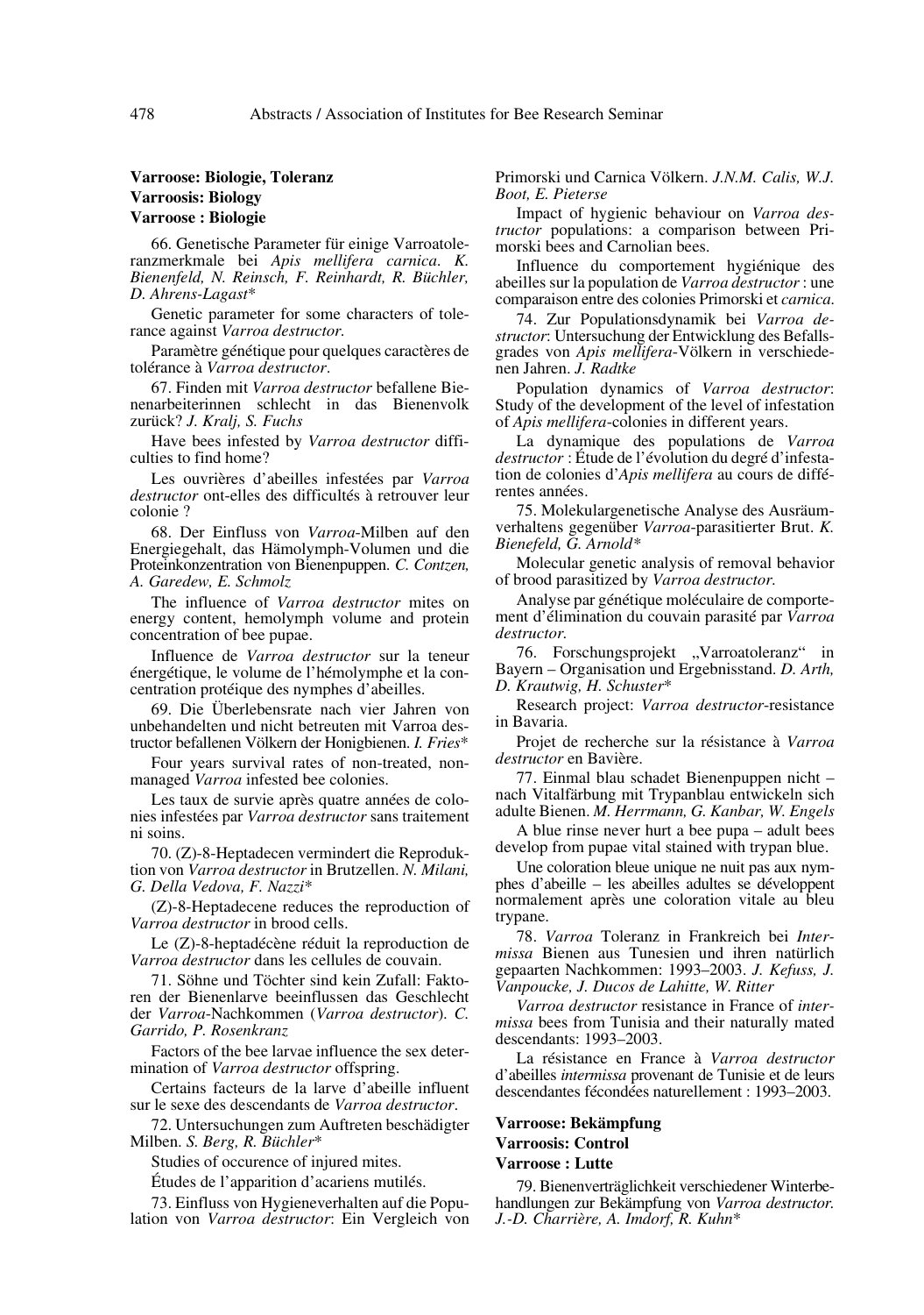### Varroose: Biologie, Toleranz
### Varroosis: Biology
### Varroose : Biologie

66. Genetische Parameter für einige Varroatoleranzmerkmale bei *Apis mellifera carnica*. *K. Bienenfeld, N. Reinsch, F. Reinhardt, R. Büchler, D. Ahrens-Lagast**

Genetic parameter for some characters of tolerance against *Varroa destructor.*

Paramètre génétique pour quelques caractères de tolérance à *Varroa destructor*.

67. Finden mit *Varroa destructor* befallene Bienenarbeiterinnen schlecht in das Bienenvolk zurück? *J. Kralj, S. Fuchs*

Have bees infested by *Varroa destructor* difficulties to find home?

Les ouvrières d'abeilles infestées par *Varroa destructor* ont-elles des difficultés à retrouver leur colonie ?

68. Der Einfluss von *Varroa*-Milben auf den Energiegehalt, das Hämolymph-Volumen und die Proteinkonzentration von Bienenpuppen. *C. Contzen, A. Garedew, E. Schmolz*

The influence of *Varroa destructor* mites on energy content, hemolymph volume and protein concentration of bee pupae.

Influence de *Varroa destructor* sur la teneur énergétique, le volume de l'hémolymphe et la concentration protéique des nymphes d'abeilles.

69. Die Überlebensrate nach vier Jahren von unbehandelten und nicht betreuten mit Varroa destructor befallenen Völkern der Honigbienen. *I. Fries**

Four years survival rates of non-treated, non-managed *Varroa* infested bee colonies.

Les taux de survie après quatre années de colonies infestées par *Varroa destructor* sans traitement ni soins.

70. (Z)-8-Heptadecen vermindert die Reproduktion von *Varroa destructor* in Brutzellen. *N. Milani, G. Della Vedova, F. Nazzi**

(Z)-8-Heptadecene reduces the reproduction of *Varroa destructor* in brood cells.

Le (Z)-8-heptadécène réduit la reproduction de *Varroa destructor* dans les cellules de couvain.

71. Söhne und Töchter sind kein Zufall: Faktoren der Bienenlarve beeinflussen das Geschlecht der *Varroa*-Nachkommen (*Varroa destructor*). *C. Garrido, P. Rosenkranz*

Factors of the bee larvae influence the sex determination of *Varroa destructor* offspring.

Certains facteurs de la larve d'abeille influent sur le sexe des descendants de *Varroa destructor*.

72. Untersuchungen zum Auftreten beschädigter Milben. *S. Berg, R. Büchler**

Studies of occurence of injured mites.

Études de l'apparition d'acariens mutilés.

73. Einfluss von Hygieneverhalten auf die Population von *Varroa destructor*: Ein Vergleich von Primorski und Carnica Völkern. *J.N.M. Calis, W.J. Boot, E. Pieterse*

Impact of hygienic behaviour on *Varroa destructor* populations: a comparison between Primorski bees and Carnolian bees.

Influence du comportement hygiénique des abeilles sur la population de *Varroa destructor* : une comparaison entre des colonies Primorski et *carnica.*

74. Zur Populationsdynamik bei *Varroa destructor*: Untersuchung der Entwicklung des Befallsgrades von *Apis mellifera*-Völkern in verschiedenen Jahren. *J. Radtke*

Population dynamics of *Varroa destructor*: Study of the development of the level of infestation of *Apis mellifera*-colonies in different years.

La dynamique des populations de *Varroa destructor* : Étude de l'évolution du degré d'infestation de colonies d'*Apis mellifera* au cours de différentes années.

75. Molekulargenetische Analyse des Ausräumverhaltens gegenüber *Varroa*-parasitierter Brut. *K. Bienefeld, G. Arnold**

Molecular genetic analysis of removal behavior of brood parasitized by *Varroa destructor.*

Analyse par génétique moléculaire de comportement d'élimination du couvain parasité par *Varroa destructor.*

76. Forschungsprojekt „Varroatoleranz" in Bayern – Organisation und Ergebnisstand. *D. Arth, D. Krautwig, H. Schuster**

Research project: *Varroa destructor*-resistance in Bavaria.

Projet de recherche sur la résistance à *Varroa destructor* en Bavière.

77. Einmal blau schadet Bienenpuppen nicht – nach Vitalfärbung mit Trypanblau entwickeln sich adulte Bienen. *M. Herrmann, G. Kanbar, W. Engels*

A blue rinse never hurt a bee pupa – adult bees develop from pupae vital stained with trypan blue.

Une coloration bleue unique ne nuit pas aux nymphes d'abeille – les abeilles adultes se développent normalement après une coloration vitale au bleu trypane.

78. *Varroa* Toleranz in Frankreich bei *Intermissa* Bienen aus Tunesien und ihren natürlich gepaarten Nachkommen: 1993–2003. *J. Kefuss, J. Vanpoucke, J. Ducos de Lahitte, W. Ritter*

*Varroa destructor* resistance in France of *intermissa* bees from Tunisia and their naturally mated descendants: 1993–2003.

La résistance en France à *Varroa destructor* d'abeilles *intermissa* provenant de Tunisie et de leurs descendantes fécondées naturellement : 1993–2003.

### Varroose: Bekämpfung
### Varroosis: Control
### Varroose : Lutte

79. Bienenverträglichkeit verschiedener Winterbehandlungen zur Bekämpfung von *Varroa destructor. J.-D. Charrière, A. Imdorf, R. Kuhn**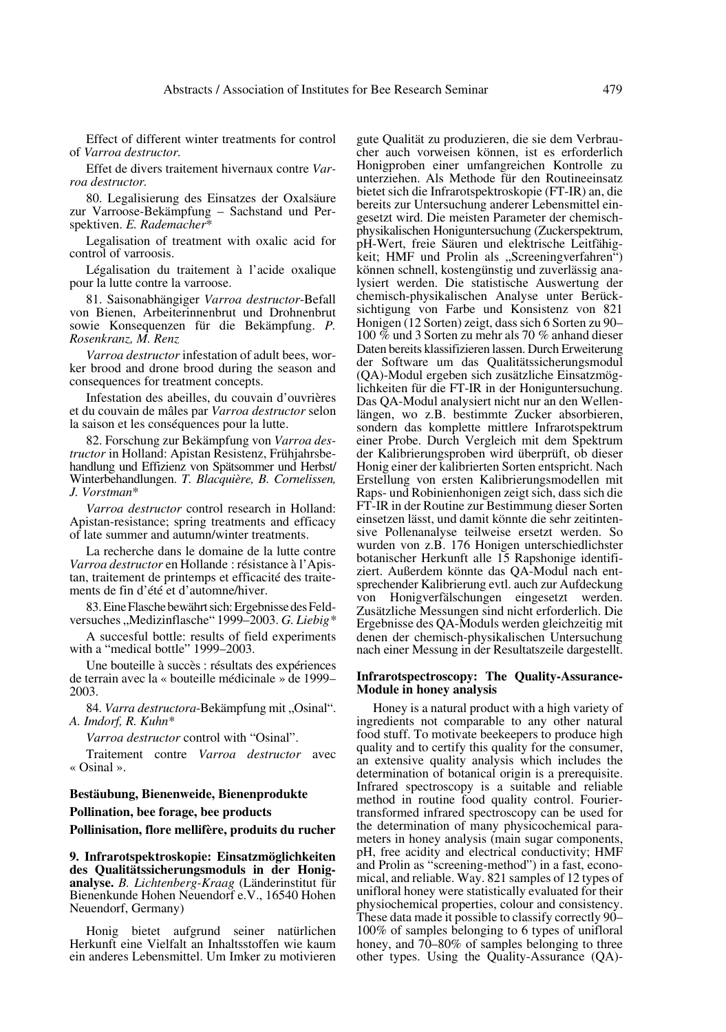Effect of different winter treatments for control of *Varroa destructor*.

Effet de divers traitement hivernaux contre *Varroa destructor*.

80. Legalisierung des Einsatzes der Oxalsäure zur Varroose-Bekämpfung – Sachstand und Perspektiven. *E. Rademacher**

Legalisation of treatment with oxalic acid for control of varroosis.

Légalisation du traitement à l'acide oxalique pour la lutte contre la varroose.

81. Saisonabhängiger *Varroa destructor*-Befall von Bienen, Arbeiterinnenbrut und Drohnenbrut sowie Konsequenzen für die Bekämpfung. *P. Rosenkranz, M. Renz*

*Varroa destructor* infestation of adult bees, worker brood and drone brood during the season and consequences for treatment concepts.

Infestation des abeilles, du couvain d'ouvrières et du couvain de mâles par *Varroa destructor* selon la saison et les conséquences pour la lutte.

82. Forschung zur Bekämpfung von *Varroa destructor* in Holland: Apistan Resistenz, Frühjahrsbehandlung und Effizienz von Spätsommer und Herbst/Winterbehandlungen. *T. Blacquière, B. Cornelissen, J. Vorstman**

*Varroa destructor* control research in Holland: Apistan-resistance; spring treatments and efficacy of late summer and autumn/winter treatments.

La recherche dans le domaine de la lutte contre *Varroa destructor* en Hollande : résistance à l'Apistan, traitement de printemps et efficacité des traitements de fin d'été et d'automne/hiver.

83. Eine Flasche bewährt sich: Ergebnisse des Feldversuches „Medizinflasche" 1999–2003. *G. Liebig**

A succesful bottle: results of field experiments with a "medical bottle" 1999–2003.

Une bouteille à succès : résultats des expériences de terrain avec la « bouteille médicinale » de 1999–2003.

84. *Varra destructora*-Bekämpfung mit „Osinal". *A. Imdorf, R. Kuhn**

*Varroa destructor* control with "Osinal".

Traitement contre *Varroa destructor* avec « Osinal ».

### Bestäubung, Bienenweide, Bienenprodukte

### Pollination, bee forage, bee products

### Pollinisation, flore mellifère, produits du rucher

**9. Infrarotspektroskopie: Einsatzmöglichkeiten des Qualitätssicherungsmoduls in der Honiganalyse.** *B. Lichtenberg-Kraag* (Länderinstitut für Bienenkunde Hohen Neuendorf e.V., 16540 Hohen Neuendorf, Germany)

Honig bietet aufgrund seiner natürlichen Herkunft eine Vielfalt an Inhaltsstoffen wie kaum ein anderes Lebensmittel. Um Imker zu motivieren gute Qualität zu produzieren, die sie dem Verbraucher auch vorweisen können, ist es erforderlich Honigproben einer umfangreichen Kontrolle zu unterziehen. Als Methode für den Routineeinsatz bietet sich die Infrarotspektroskopie (FT-IR) an, die bereits zur Untersuchung anderer Lebensmittel eingesetzt wird. Die meisten Parameter der chemisch-physikalischen Honiguntersuchung (Zuckerspektrum, pH-Wert, freie Säuren und elektrische Leitfähigkeit; HMF und Prolin als „Screeningverfahren") können schnell, kostengünstig und zuverlässig analysiert werden. Die statistische Auswertung der chemisch-physikalischen Analyse unter Berücksichtigung von Farbe und Konsistenz von 821 Honigen (12 Sorten) zeigt, dass sich 6 Sorten zu 90–100 % und 3 Sorten zu mehr als 70 % anhand dieser Daten bereits klassifizieren lassen. Durch Erweiterung der Software um das Qualitätssicherungsmodul (QA)-Modul ergeben sich zusätzliche Einsatzmöglichkeiten für die FT-IR in der Honiguntersuchung. Das QA-Modul analysiert nicht nur an den Wellenlängen, wo z.B. bestimmte Zucker absorbieren, sondern das komplette mittlere Infrarotspektrum einer Probe. Durch Vergleich mit dem Spektrum der Kalibrierungsproben wird überprüft, ob dieser Honig einer der kalibrierten Sorten entspricht. Nach Erstellung von ersten Kalibrierungsmodellen mit Raps- und Robinienhonigen zeigt sich, dass sich die FT-IR in der Routine zur Bestimmung dieser Sorten einsetzen lässt, und damit könnte die sehr zeitintensive Pollenanalyse teilweise ersetzt werden. So wurden von z.B. 176 Honigen unterschiedlichster botanischer Herkunft alle 15 Rapshonige identifiziert. Außerdem könnte das QA-Modul nach entsprechender Kalibrierung evtl. auch zur Aufdeckung von Honigverfälschungen eingesetzt werden. Zusätzliche Messungen sind nicht erforderlich. Die Ergebnisse des QA-Moduls werden gleichzeitig mit denen der chemisch-physikalischen Untersuchung nach einer Messung in der Resultatszeile dargestellt.

**Infrarotspectroscopy: The Quality-Assurance-Module in honey analysis**

Honey is a natural product with a high variety of ingredients not comparable to any other natural food stuff. To motivate beekeepers to produce high quality and to certify this quality for the consumer, an extensive quality analysis which includes the determination of botanical origin is a prerequisite. Infrared spectroscopy is a suitable and reliable method in routine food quality control. Fourier-transformed infrared spectroscopy can be used for the determination of many physicochemical parameters in honey analysis (main sugar components, pH, free acidity and electrical conductivity; HMF and Prolin as "screening-method") in a fast, economical, and reliable. Way. 821 samples of 12 types of unifloral honey were statistically evaluated for their physiochemical properties, colour and consistency. These data made it possible to classify correctly 90–100% of samples belonging to 6 types of unifloral honey, and 70–80% of samples belonging to three other types. Using the Quality-Assurance (QA)-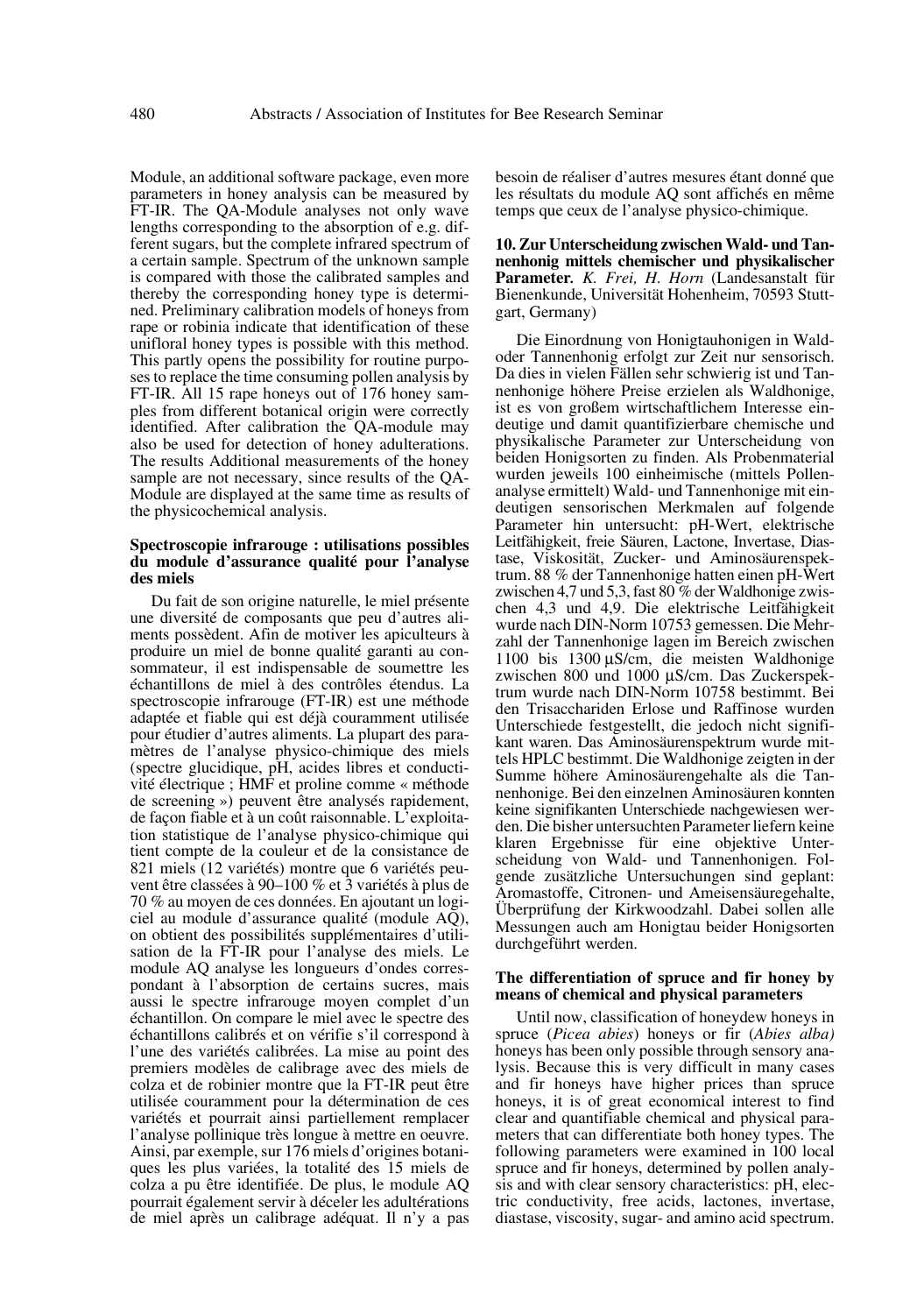Module, an additional software package, even more parameters in honey analysis can be measured by FT-IR. The QA-Module analyses not only wave lengths corresponding to the absorption of e.g. different sugars, but the complete infrared spectrum of a certain sample. Spectrum of the unknown sample is compared with those the calibrated samples and thereby the corresponding honey type is determined. Preliminary calibration models of honeys from rape or robinia indicate that identification of these unifloral honey types is possible with this method. This partly opens the possibility for routine purposes to replace the time consuming pollen analysis by FT-IR. All 15 rape honeys out of 176 honey samples from different botanical origin were correctly identified. After calibration the QA-module may also be used for detection of honey adulterations. The results Additional measurements of the honey sample are not necessary, since results of the QA-Module are displayed at the same time as results of the physicochemical analysis.

### Spectroscopie infrarouge : utilisations possibles du module d'assurance qualité pour l'analyse des miels

Du fait de son origine naturelle, le miel présente une diversité de composants que peu d'autres aliments possèdent. Afin de motiver les apiculteurs à produire un miel de bonne qualité garanti au consommateur, il est indispensable de soumettre les échantillons de miel à des contrôles étendus. La spectroscopie infrarouge (FT-IR) est une méthode adaptée et fiable qui est déjà couramment utilisée pour étudier d'autres aliments. La plupart des paramètres de l'analyse physico-chimique des miels (spectre glucidique, pH, acides libres et conductivité électrique ; HMF et proline comme « méthode de screening ») peuvent être analysés rapidement, de façon fiable et à un coût raisonnable. L'exploitation statistique de l'analyse physico-chimique qui tient compte de la couleur et de la consistance de 821 miels (12 variétés) montre que 6 variétés peuvent être classées à 90–100 % et 3 variétés à plus de 70 % au moyen de ces données. En ajoutant un logiciel au module d'assurance qualité (module AQ), on obtient des possibilités supplémentaires d'utilisation de la FT-IR pour l'analyse des miels. Le module AQ analyse les longueurs d'ondes correspondant à l'absorption de certains sucres, mais aussi le spectre infrarouge moyen complet d'un échantillon. On compare le miel avec le spectre des échantillons calibrés et on vérifie s'il correspond à l'une des variétés calibrées. La mise au point des premiers modèles de calibrage avec des miels de colza et de robinier montre que la FT-IR peut être utilisée couramment pour la détermination de ces variétés et pourrait ainsi partiellement remplacer l'analyse pollinique très longue à mettre en oeuvre. Ainsi, par exemple, sur 176 miels d'origines botaniques les plus variées, la totalité des 15 miels de colza a pu être identifiée. De plus, le module AQ pourrait également servir à déceler les adultérations de miel après un calibrage adéquat. Il n'y a pas besoin de réaliser d'autres mesures étant donné que les résultats du module AQ sont affichés en même temps que ceux de l'analyse physico-chimique.

### 10. Zur Unterscheidung zwischen Wald- und Tannenhonig mittels chemischer und physikalischer Parameter.

*K. Frei, H. Horn* (Landesanstalt für Bienenkunde, Universität Hohenheim, 70593 Stuttgart, Germany)

Die Einordnung von Honigtauhonigen in Wald- oder Tannenhonig erfolgt zur Zeit nur sensorisch. Da dies in vielen Fällen sehr schwierig ist und Tannenhonige höhere Preise erzielen als Waldhonige, ist es von großem wirtschaftlichem Interesse eindeutige und damit quantifizierbare chemische und physikalische Parameter zur Unterscheidung von beiden Honigsorten zu finden. Als Probenmaterial wurden jeweils 100 einheimische (mittels Pollenanalyse ermittelt) Wald- und Tannenhonige mit eindeutigen sensorischen Merkmalen auf folgende Parameter hin untersucht: pH-Wert, elektrische Leitfähigkeit, freie Säuren, Lactone, Invertase, Diastase, Viskosität, Zucker- und Aminosäurenspektrum. 88 % der Tannenhonige hatten einen pH-Wert zwischen 4,7 und 5,3, fast 80 % der Waldhonige zwischen 4,3 und 4,9. Die elektrische Leitfähigkeit wurde nach DIN-Norm 10753 gemessen. Die Mehrzahl der Tannenhonige lagen im Bereich zwischen 1100 bis 1300 µS/cm, die meisten Waldhonige zwischen 800 und 1000 µS/cm. Das Zuckerspektrum wurde nach DIN-Norm 10758 bestimmt. Bei den Trisacchariden Erlose und Raffinose wurden Unterschiede festgestellt, die jedoch nicht signifikant waren. Das Aminosäurenspektrum wurde mittels HPLC bestimmt. Die Waldhonige zeigten in der Summe höhere Aminosäurengehalte als die Tannenhonige. Bei den einzelnen Aminosäuren konnten keine signifikanten Unterschiede nachgewiesen werden. Die bisher untersuchten Parameter liefern keine klaren Ergebnisse für eine objektive Unterscheidung von Wald- und Tannenhonigen. Folgende zusätzliche Untersuchungen sind geplant: Aromastoffe, Citronen- und Ameisensäuregehalte, Überprüfung der Kirkwoodzahl. Dabei sollen alle Messungen auch am Honigtau beider Honigsorten durchgeführt werden.

### The differentiation of spruce and fir honey by means of chemical and physical parameters

Until now, classification of honeydew honeys in spruce (*Picea abies*) honeys or fir (*Abies alba*) honeys has been only possible through sensory analysis. Because this is very difficult in many cases and fir honeys have higher prices than spruce honeys, it is of great economical interest to find clear and quantifiable chemical and physical parameters that can differentiate both honey types. The following parameters were examined in 100 local spruce and fir honeys, determined by pollen analysis and with clear sensory characteristics: pH, electric conductivity, free acids, lactones, invertase, diastase, viscosity, sugar- and amino acid spectrum.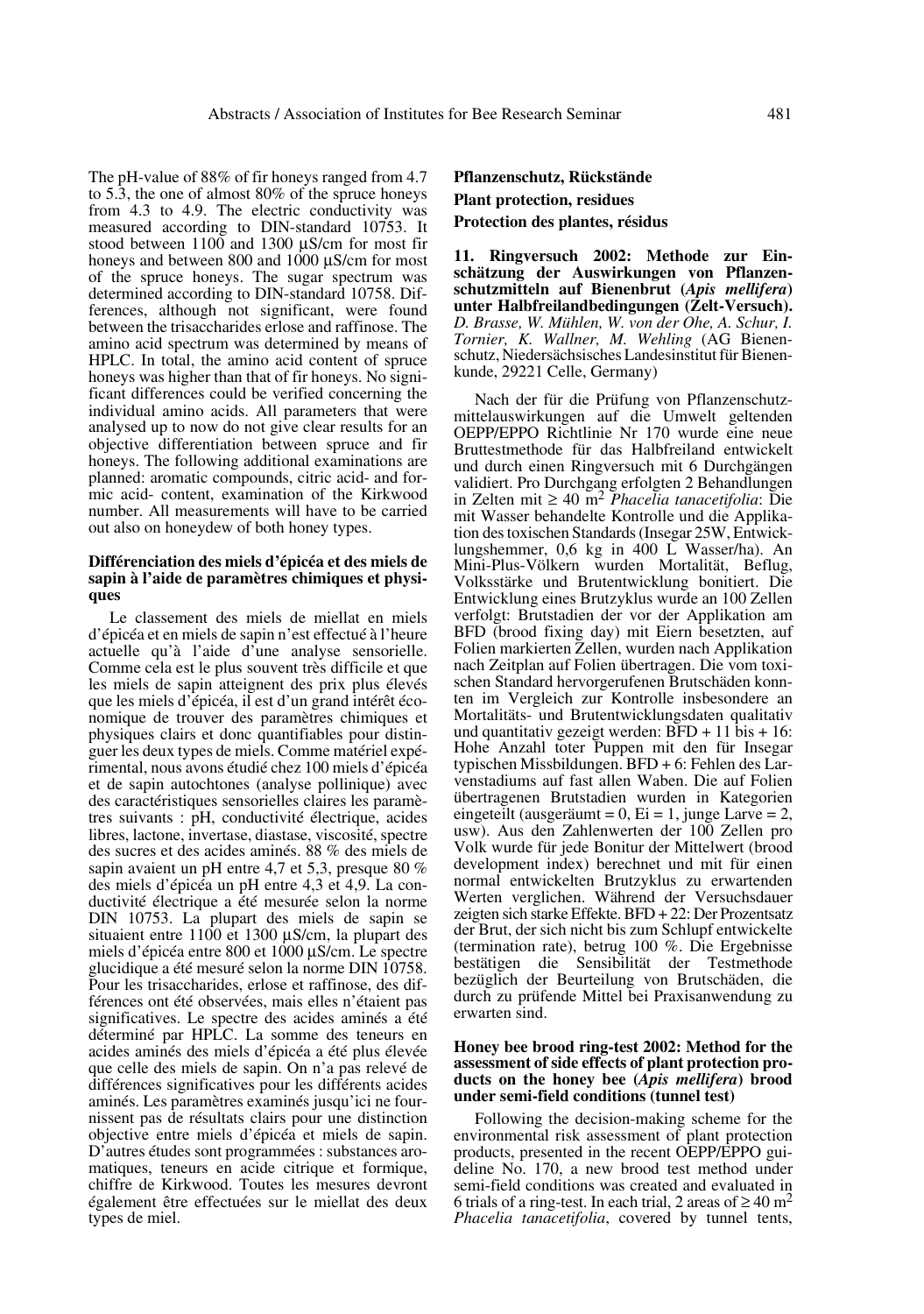The pH-value of 88% of fir honeys ranged from 4.7 to 5.3, the one of almost 80% of the spruce honeys from 4.3 to 4.9. The electric conductivity was measured according to DIN-standard 10753. It stood between 1100 and 1300 µS/cm for most fir honeys and between 800 and 1000 µS/cm for most of the spruce honeys. The sugar spectrum was determined according to DIN-standard 10758. Differences, although not significant, were found between the trisaccharides erlose and raffinose. The amino acid spectrum was determined by means of HPLC. In total, the amino acid content of spruce honeys was higher than that of fir honeys. No significant differences could be verified concerning the individual amino acids. All parameters that were analysed up to now do not give clear results for an objective differentiation between spruce and fir honeys. The following additional examinations are planned: aromatic compounds, citric acid- and formic acid- content, examination of the Kirkwood number. All measurements will have to be carried out also on honeydew of both honey types.

#### Différenciation des miels d'épicéa et des miels de sapin à l'aide de paramètres chimiques et physiques

Le classement des miels de miellat en miels d'épicéa et en miels de sapin n'est effectué à l'heure actuelle qu'à l'aide d'une analyse sensorielle. Comme cela est le plus souvent très difficile et que les miels de sapin atteignent des prix plus élevés que les miels d'épicéa, il est d'un grand intérêt économique de trouver des paramètres chimiques et physiques clairs et donc quantifiables pour distinguer les deux types de miels. Comme matériel expérimental, nous avons étudié chez 100 miels d'épicéa et de sapin autochtones (analyse pollinique) avec des caractéristiques sensorielles claires les paramètres suivants : pH, conductivité électrique, acides libres, lactone, invertase, diastase, viscosité, spectre des sucres et des acides aminés. 88 % des miels de sapin avaient un pH entre 4,7 et 5,3, presque 80 % des miels d'épicéa un pH entre 4,3 et 4,9. La conductivité électrique a été mesurée selon la norme DIN 10753. La plupart des miels de sapin se situaient entre 1100 et 1300 µS/cm, la plupart des miels d'épicéa entre 800 et 1000 µS/cm. Le spectre glucidique a été mesuré selon la norme DIN 10758. Pour les trisaccharides, erlose et raffinose, des différences ont été observées, mais elles n'étaient pas significatives. Le spectre des acides aminés a été déterminé par HPLC. La somme des teneurs en acides aminés des miels d'épicéa a été plus élevée que celle des miels de sapin. On n'a pas relevé de différences significatives pour les différents acides aminés. Les paramètres examinés jusqu'ici ne fournissent pas de résultats clairs pour une distinction objective entre miels d'épicéa et miels de sapin. D'autres études sont programmées : substances aromatiques, teneurs en acide citrique et formique, chiffre de Kirkwood. Toutes les mesures devront également être effectuées sur le miellat des deux types de miel.

## Pflanzenschutz, Rückstände
## Plant protection, residues
## Protection des plantes, résidus

### 11. Ringversuch 2002: Methode zur Einschätzung der Auswirkungen von Pflanzenschutzmitteln auf Bienenbrut (*Apis mellifera*) unter Halbfreilandbedingungen (Zelt-Versuch).

*D. Brasse, W. Mühlen, W. von der Ohe, A. Schur, I. Tornier, K. Wallner, M. Wehling* (AG Bienenschutz, Niedersächsisches Landesinstitut für Bienenkunde, 29221 Celle, Germany)

Nach der für die Prüfung von Pflanzenschutzmittelauswirkungen auf die Umwelt geltenden OEPP/EPPO Richtlinie Nr 170 wurde eine neue Bruttestmethode für das Halbfreiland entwickelt und durch einen Ringversuch mit 6 Durchgängen validiert. Pro Durchgang erfolgten 2 Behandlungen in Zelten mit ≥ 40 m$^2$ *Phacelia tanacetifolia*: Die mit Wasser behandelte Kontrolle und die Applikation des toxischen Standards (Insegar 25W, Entwicklungshemmer, 0,6 kg in 400 L Wasser/ha). An Mini-Plus-Völkern wurden Mortalität, Beflug, Volksstärke und Brutentwicklung bonitiert. Die Entwicklung eines Brutzyklus wurde an 100 Zellen verfolgt: Brutstadien der vor der Applikation am BFD (brood fixing day) mit Eiern besetzten, auf Folien markierten Zellen, wurden nach Applikation nach Zeitplan auf Folien übertragen. Die vom toxischen Standard hervorgerufenen Brutschäden konnten im Vergleich zur Kontrolle insbesondere an Mortalitäts- und Brutentwicklungsdaten qualitativ und quantitativ gezeigt werden: BFD + 11 bis + 16: Hohe Anzahl toter Puppen mit den für Insegar typischen Missbildungen. BFD + 6: Fehlen des Larvenstadiums auf fast allen Waben. Die auf Folien übertragenen Brutstadien wurden in Kategorien eingeteilt (ausgeräumt = 0, Ei = 1, junge Larve = 2, usw). Aus den Zahlenwerten der 100 Zellen pro Volk wurde für jede Bonitur der Mittelwert (brood development index) berechnet und mit für einen normal entwickelten Brutzyklus zu erwartenden Werten verglichen. Während der Versuchsdauer zeigten sich starke Effekte. BFD + 22: Der Prozentsatz der Brut, der sich nicht bis zum Schlupf entwickelte (termination rate), betrug 100 %. Die Ergebnisse bestätigen die Sensibilität der Testmethode bezüglich der Beurteilung von Brutschäden, die durch zu prüfende Mittel bei Praxisanwendung zu erwarten sind.

#### Honey bee brood ring-test 2002: Method for the assessment of side effects of plant protection products on the honey bee (*Apis mellifera*) brood under semi-field conditions (tunnel test)

Following the decision-making scheme for the environmental risk assessment of plant protection products, presented in the recent OEPP/EPPO guideline No. 170, a new brood test method under semi-field conditions was created and evaluated in 6 trials of a ring-test. In each trial, 2 areas of ≥ 40 m$^2$ *Phacelia tanacetifolia*, covered by tunnel tents,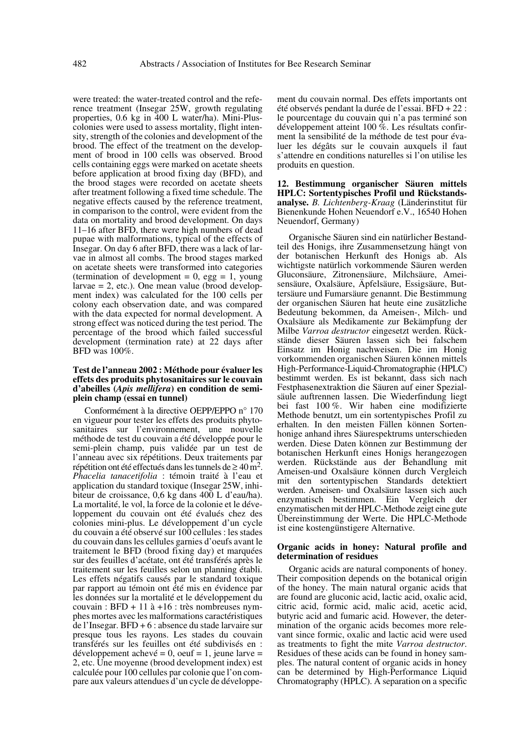were treated: the water-treated control and the reference treatment (Insegar 25W, growth regulating properties, 0.6 kg in 400 L water/ha). Mini-Plus-colonies were used to assess mortality, flight intensity, strength of the colonies and development of the brood. The effect of the treatment on the development of brood in 100 cells was observed. Brood cells containing eggs were marked on acetate sheets before application at brood fixing day (BFD), and the brood stages were recorded on acetate sheets after treatment following a fixed time schedule. The negative effects caused by the reference treatment, in comparison to the control, were evident from the data on mortality and brood development. On days 11–16 after BFD, there were high numbers of dead pupae with malformations, typical of the effects of Insegar. On day 6 after BFD, there was a lack of larvae in almost all combs. The brood stages marked on acetate sheets were transformed into categories (termination of development = 0, egg = 1, young larvae = 2, etc.). One mean value (brood development index) was calculated for the 100 cells per colony each observation date, and was compared with the data expected for normal development. A strong effect was noticed during the test period. The percentage of the brood which failed successful development (termination rate) at 22 days after BFD was 100%.

**Test de l'anneau 2002 : Méthode pour évaluer les effets des produits phytosanitaires sur le couvain d'abeilles (*Apis mellifera*) en condition de semi-plein champ (essai en tunnel)**

Conformément à la directive OEPP/EPPO n° 170 en vigueur pour tester les effets des produits phytosanitaires sur l'environnement, une nouvelle méthode de test du couvain a été développée pour le semi-plein champ, puis validée par un test de l'anneau avec six répétitions. Deux traitements par répétition ont été effectués dans les tunnels de ≥ 40 m². *Phacelia tanacetifolia* : témoin traité à l'eau et application du standard toxique (Insegar 25W, inhibiteur de croissance, 0,6 kg dans 400 L d'eau/ha). La mortalité, le vol, la force de la colonie et le développement du couvain ont été évalués chez des colonies mini-plus. Le développement d'un cycle du couvain a été observé sur 100 cellules : les stades du couvain dans les cellules garnies d'oeufs avant le traitement le BFD (brood fixing day) et marquées sur des feuilles d'acétate, ont été transférés après le traitement sur les feuilles selon un planning établi. Les effets négatifs causés par le standard toxique par rapport au témoin ont été mis en évidence par les données sur la mortalité et le développement du couvain : BFD + 11 à +16 : très nombreuses nymphes mortes avec les malformations caractéristiques de l'Insegar. BFD + 6 : absence du stade larvaire sur presque tous les rayons. Les stades du couvain transférés sur les feuilles ont été subdivisés en : développement achevé = 0, oeuf = 1, jeune larve = 2, etc. Une moyenne (brood development index) est calculée pour 100 cellules par colonie que l'on compare aux valeurs attendues d'un cycle de développement du couvain normal. Des effets importants ont été observés pendant la durée de l'essai. BFD + 22 : le pourcentage du couvain qui n'a pas terminé son développement atteint 100 %. Les résultats confirment la sensibilité de la méthode de test pour évaluer les dégâts sur le couvain auxquels il faut s'attendre en conditions naturelles si l'on utilise les produits en question.

**12. Bestimmung organischer Säuren mittels HPLC: Sortentypisches Profil und Rückstandsanalyse.** *B. Lichtenberg-Kraag* (Länderinstitut für Bienenkunde Hohen Neuendorf e.V., 16540 Hohen Neuendorf, Germany)

Organische Säuren sind ein natürlicher Bestandteil des Honigs, ihre Zusammensetzung hängt von der botanischen Herkunft des Honigs ab. Als wichtigste natürlich vorkommende Säuren werden Gluconsäure, Zitronensäure, Milchsäure, Ameisensäure, Oxalsäure, Äpfelsäure, Essigsäure, Buttersäure und Fumarsäure genannt. Die Bestimmung der organischen Säuren hat heute eine zusätzliche Bedeutung bekommen, da Ameisen-, Milch- und Oxalsäure als Medikamente zur Bekämpfung der Milbe *Varroa destructor* eingesetzt werden. Rückstände dieser Säuren lassen sich bei falschem Einsatz im Honig nachweisen. Die im Honig vorkommenden organischen Säuren können mittels High-Performance-Liquid-Chromatographie (HPLC) bestimmt werden. Es ist bekannt, dass sich nach Festphasenextraktion die Säuren auf einer Spezialsäule auftrennen lassen. Die Wiederfindung liegt bei fast 100 %. Wir haben eine modifizierte Methode benutzt, um ein sortentypisches Profil zu erhalten. In den meisten Fällen können Sortenhonige anhand ihres Säurespektrums unterschieden werden. Diese Daten können zur Bestimmung der botanischen Herkunft eines Honigs herangezogen werden. Rückstände aus der Behandlung mit Ameisen-und Oxalsäure können durch Vergleich mit den sortentypischen Standards detektiert werden. Ameisen- und Oxalsäure lassen sich auch enzymatisch bestimmen. Ein Vergleich der enzymatischen mit der HPLC-Methode zeigt eine gute Übereinstimmung der Werte. Die HPLC-Methode ist eine kostengünstigere Alternative.

**Organic acids in honey: Natural profile and determination of residues**

Organic acids are natural components of honey. Their composition depends on the botanical origin of the honey. The main natural organic acids that are found are gluconic acid, lactic acid, oxalic acid, citric acid, formic acid, malic acid, acetic acid, butyric acid and fumaric acid. However, the determination of the organic acids becomes more relevant since formic, oxalic and lactic acid were used as treatments to fight the mite *Varroa destructor*. Residues of these acids can be found in honey samples. The natural content of organic acids in honey can be determined by High-Performance Liquid Chromatography (HPLC). A separation on a specific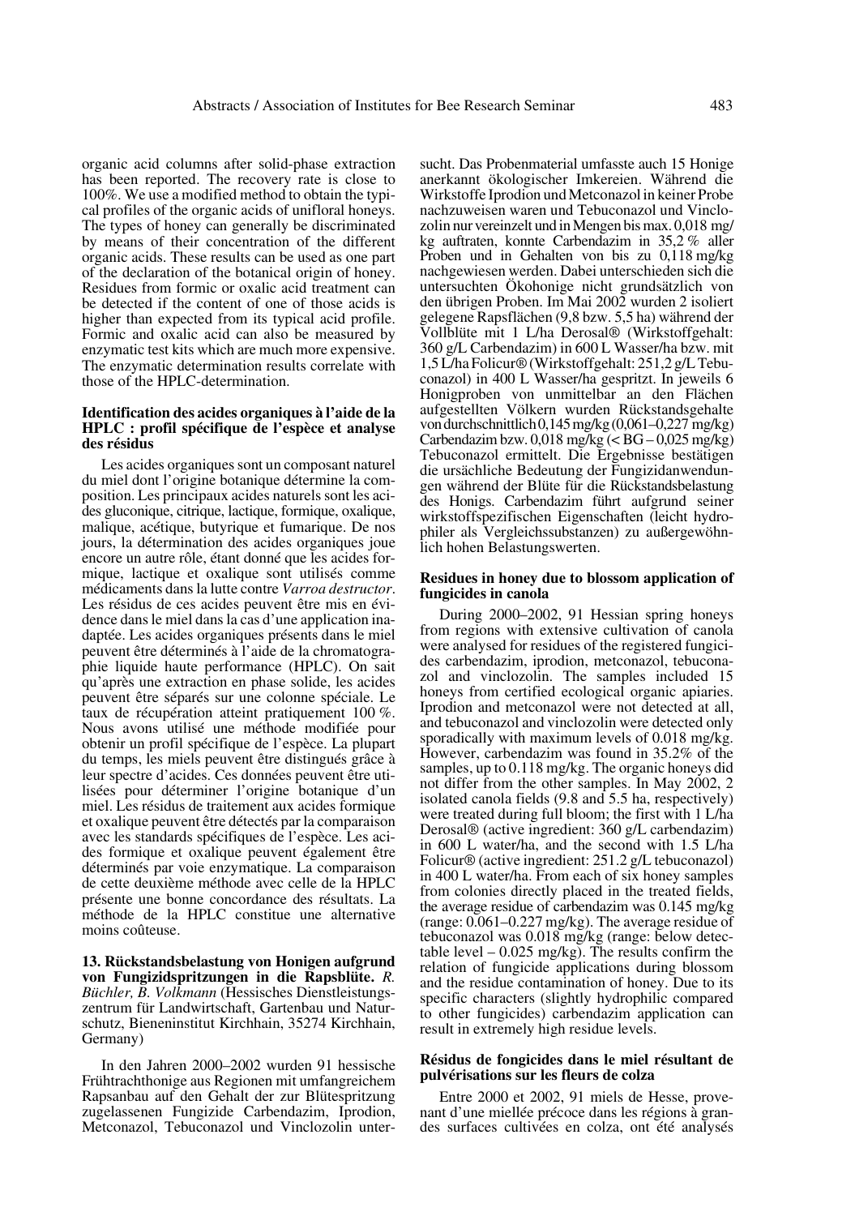organic acid columns after solid-phase extraction has been reported. The recovery rate is close to 100%. We use a modified method to obtain the typical profiles of the organic acids of unifloral honeys. The types of honey can generally be discriminated by means of their concentration of the different organic acids. These results can be used as one part of the declaration of the botanical origin of honey. Residues from formic or oxalic acid treatment can be detected if the content of one of those acids is higher than expected from its typical acid profile. Formic and oxalic acid can also be measured by enzymatic test kits which are much more expensive. The enzymatic determination results correlate with those of the HPLC-determination.

#### Identification des acides organiques à l'aide de la HPLC : profil spécifique de l'espèce et analyse des résidus

Les acides organiques sont un composant naturel du miel dont l'origine botanique détermine la composition. Les principaux acides naturels sont les acides gluconique, citrique, lactique, formique, oxalique, malique, acétique, butyrique et fumarique. De nos jours, la détermination des acides organiques joue encore un autre rôle, étant donné que les acides formique, lactique et oxalique sont utilisés comme médicaments dans la lutte contre *Varroa destructor*. Les résidus de ces acides peuvent être mis en évidence dans le miel dans le cas d'une application inadaptée. Les acides organiques présents dans le miel peuvent être déterminés à l'aide de la chromatographie liquide haute performance (HPLC). On sait qu'après une extraction en phase solide, les acides peuvent être séparés sur une colonne spéciale. Le taux de récupération atteint pratiquement 100 %. Nous avons utilisé une méthode modifiée pour obtenir un profil spécifique de l'espèce. La plupart du temps, les miels peuvent être distingués grâce à leur spectre d'acides. Ces données peuvent être utilisées pour déterminer l'origine botanique d'un miel. Les résidus de traitement aux acides formique et oxalique peuvent être détectés par la comparaison avec les standards spécifiques de l'espèce. Les acides formique et oxalique peuvent également être déterminés par voie enzymatique. La comparaison de cette deuxième méthode avec celle de la HPLC présente une bonne concordance des résultats. La méthode de la HPLC constitue une alternative moins coûteuse.

### 13. Rückstandsbelastung von Honigen aufgrund von Fungizidspritzungen in die Rapsblüte. *R. Büchler, B. Volkmann* (Hessisches Dienstleistungszentrum für Landwirtschaft, Gartenbau und Naturschutz, Bieneninstitut Kirchhain, 35274 Kirchhain, Germany)

In den Jahren 2000–2002 wurden 91 hessische Frühtrachthonige aus Regionen mit umfangreichem Rapsanbau auf den Gehalt der zur Blütespritzung zugelassenen Fungizide Carbendazim, Iprodion, Metconazol, Tebuconazol und Vinclozolin untersucht. Das Probenmaterial umfasste auch 15 Honige anerkannt ökologischer Imkereien. Während die Wirkstoffe Iprodion und Metconazol in keiner Probe nachzuweisen waren und Tebuconazol und Vinclozolin nur vereinzelt und in Mengen bis max. 0,018 mg/kg auftraten, konnte Carbendazim in 35,2 % aller Proben und in Gehalten von bis zu 0,118 mg/kg nachgewiesen werden. Dabei unterschieden sich die untersuchten Ökohonige nicht grundsätzlich von den übrigen Proben. Im Mai 2002 wurden 2 isoliert gelegene Rapsflächen (9,8 bzw. 5,5 ha) während der Vollblüte mit 1 L/ha Derosal® (Wirkstoffgehalt: 360 g/L Carbendazim) in 600 L Wasser/ha bzw. mit 1,5 L/ha Folicur® (Wirkstoffgehalt: 251,2 g/L Tebuconazol) in 400 L Wasser/ha gespritzt. In jeweils 6 Honigproben von unmittelbar an den Flächen aufgestellten Völkern wurden Rückstandsgehalte von durchschnittlich 0,145 mg/kg (0,061–0,227 mg/kg) Carbendazim bzw. 0,018 mg/kg (< BG – 0,025 mg/kg) Tebuconazol ermittelt. Die Ergebnisse bestätigen die ursächliche Bedeutung der Fungizidanwendungen während der Blüte für die Rückstandsbelastung des Honigs. Carbendazim führt aufgrund seiner wirkstoffspezifischen Eigenschaften (leicht hydrophiler als Vergleichssubstanzen) zu außergewöhnlich hohen Belastungswerten.

#### Residues in honey due to blossom application of fungicides in canola

During 2000–2002, 91 Hessian spring honeys from regions with extensive cultivation of canola were analysed for residues of the registered fungicides carbendazim, iprodion, metconazol, tebuconazol and vinclozolin. The samples included 15 honeys from certified ecological organic apiaries. Iprodion and metconazol were not detected at all, and tebuconazol and vinclozolin were detected only sporadically with maximum levels of 0.018 mg/kg. However, carbendazim was found in 35.2% of the samples, up to 0.118 mg/kg. The organic honeys did not differ from the other samples. In May 2002, 2 isolated canola fields (9.8 and 5.5 ha, respectively) were treated during full bloom; the first with 1 L/ha Derosal® (active ingredient: 360 g/L carbendazim) in 600 L water/ha, and the second with 1.5 L/ha Folicur® (active ingredient: 251.2 g/L tebuconazol) in 400 L water/ha. From each of six honey samples from colonies directly placed in the treated fields, the average residue of carbendazim was 0.145 mg/kg (range: 0.061–0.227 mg/kg). The average residue of tebuconazol was 0.018 mg/kg (range: below detectable level – 0.025 mg/kg). The results confirm the relation of fungicide applications during blossom and the residue contamination of honey. Due to its specific characters (slightly hydrophilic compared to other fungicides) carbendazim application can result in extremely high residue levels.

#### Résidus de fongicides dans le miel résultant de pulvérisations sur les fleurs de colza

Entre 2000 et 2002, 91 miels de Hesse, provenant d'une miellée précoce dans les régions à grandes surfaces cultivées en colza, ont été analysés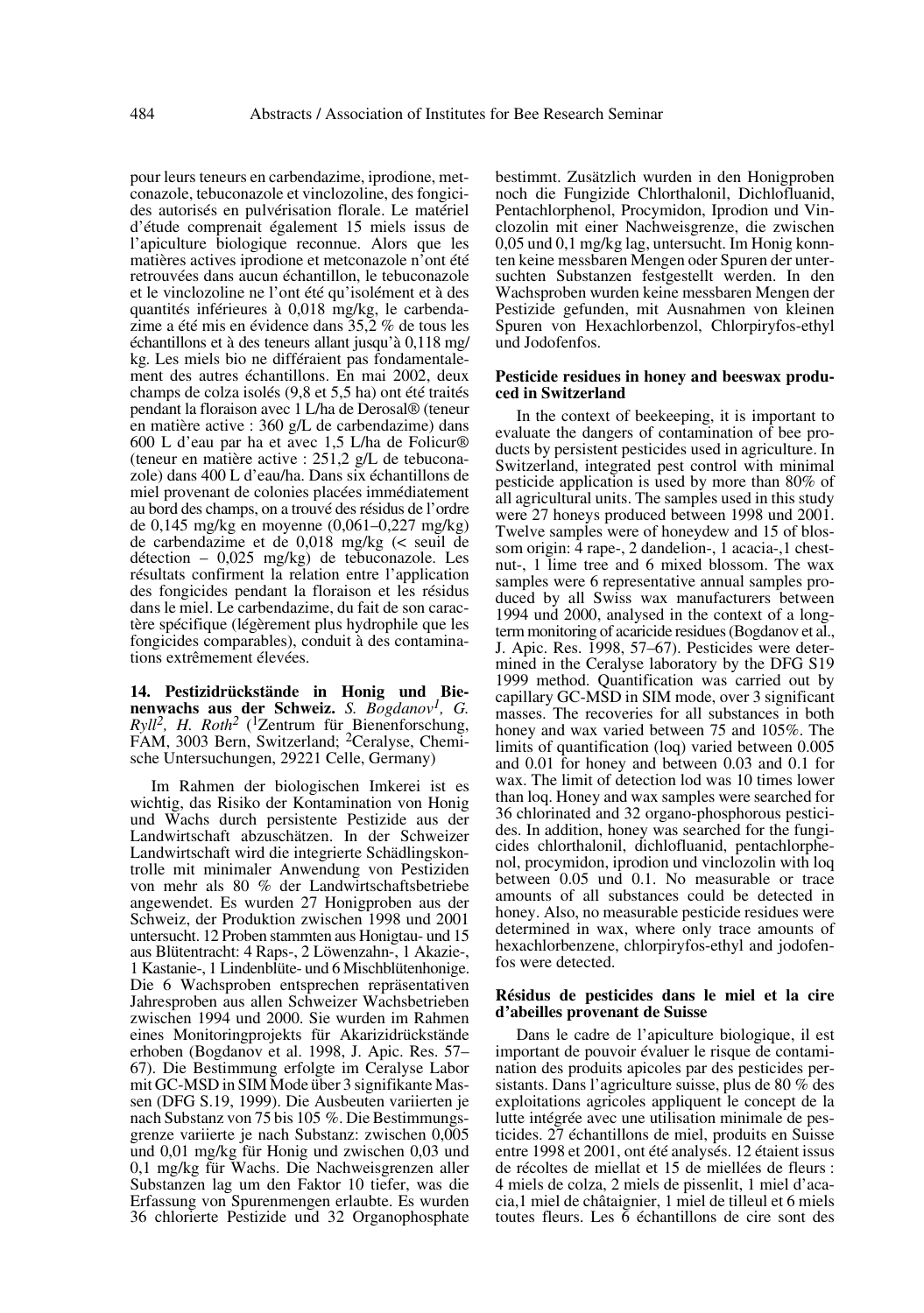pour leurs teneurs en carbendazime, iprodione, metconazole, tebuconazole et vinclozoline, des fongicides autorisés en pulvérisation florale. Le matériel d'étude comprenait également 15 miels issus de l'apiculture biologique reconnue. Alors que les matières actives iprodione et metconazole n'ont été retrouvées dans aucun échantillon, le tebuconazole et le vinclozoline ne l'ont été qu'isolément et à des quantités inférieures à 0,018 mg/kg, le carbendazime a été mis en évidence dans 35,2 % de tous les échantillons et à des teneurs allant jusqu'à 0,118 mg/kg. Les miels bio ne différaient pas fondamentalement des autres échantillons. En mai 2002, deux champs de colza isolés (9,8 et 5,5 ha) ont été traités pendant la floraison avec 1 L/ha de Derosal® (teneur en matière active : 360 g/L de carbendazime) dans 600 L d'eau par ha et avec 1,5 L/ha de Folicur® (teneur en matière active : 251,2 g/L de tebuconazole) dans 400 L d'eau/ha. Dans six échantillons de miel provenant de colonies placées immédiatement au bord des champs, on a trouvé des résidus de l'ordre de 0,145 mg/kg en moyenne (0,061–0,227 mg/kg) de carbendazime et de 0,018 mg/kg (< seuil de détection – 0,025 mg/kg) de tebuconazole. Les résultats confirment la relation entre l'application des fongicides pendant la floraison et les résidus dans le miel. Le carbendazime, du fait de son caractère spécifique (légèrement plus hydrophile que les fongicides comparables), conduit à des contaminations extrêmement élevées.

**14. Pestizidrückstände in Honig und Bienenwachs aus der Schweiz.** *S. Bogdanov[1], G. Ryll[2], H. Roth[2]* ([1]Zentrum für Bienenforschung, FAM, 3003 Bern, Switzerland; [2]Ceralyse, Chemische Untersuchungen, 29221 Celle, Germany)

Im Rahmen der biologischen Imkerei ist es wichtig, das Risiko der Kontamination von Honig und Wachs durch persistente Pestizide aus der Landwirtschaft abzuschätzen. In der Schweizer Landwirtschaft wird die integrierte Schädlingskontrolle mit minimaler Anwendung von Pestiziden von mehr als 80 % der Landwirtschaftsbetriebe angewendet. Es wurden 27 Honigproben aus der Schweiz, der Produktion zwischen 1998 und 2001 untersucht. 12 Proben stammten aus Honigtau- und 15 aus Blütentracht: 4 Raps-, 2 Löwenzahn-, 1 Akazie-, 1 Kastanie-, 1 Lindenblüte- und 6 Mischblütenhonige. Die 6 Wachsproben entsprechen repräsentativen Jahresproben aus allen Schweizer Wachsbetrieben zwischen 1994 und 2000. Sie wurden im Rahmen eines Monitoringprojekts für Akarizidrückstände erhoben (Bogdanov et al. 1998, J. Apic. Res. 57–67). Die Bestimmung erfolgte im Ceralyse Labor mit GC-MSD in SIM Mode über 3 signifikante Massen (DFG S.19, 1999). Die Ausbeuten variierten je nach Substanz von 75 bis 105 %. Die Bestimmungsgrenze variierte je nach Substanz: zwischen 0,005 und 0,01 mg/kg für Honig und zwischen 0,03 und 0,1 mg/kg für Wachs. Die Nachweisgrenzen aller Substanzen lag um den Faktor 10 tiefer, was die Erfassung von Spurenmengen erlaubte. Es wurden 36 chlorierte Pestizide und 32 Organophosphate bestimmt. Zusätzlich wurden in den Honigproben noch die Fungizide Chlorthalonil, Dichlofluanid, Pentachlorphenol, Procymidon, Iprodion und Vinclozolin mit einer Nachweisgrenze, die zwischen 0,05 und 0,1 mg/kg lag, untersucht. Im Honig konnten keine messbaren Mengen oder Spuren der untersuchten Substanzen festgestellt werden. In den Wachsproben wurden keine messbaren Mengen der Pestizide gefunden, mit Ausnahmen von kleinen Spuren von Hexachlorbenzol, Chlorpiryfos-ethyl und Jodofenfos.

**Pesticide residues in honey and beeswax produced in Switzerland**

In the context of beekeeping, it is important to evaluate the dangers of contamination of bee products by persistent pesticides used in agriculture. In Switzerland, integrated pest control with minimal pesticide application is used by more than 80% of all agricultural units. The samples used in this study were 27 honeys produced between 1998 und 2001. Twelve samples were of honeydew and 15 of blossom origin: 4 rape-, 2 dandelion-, 1 acacia-,1 chestnut-, 1 lime tree and 6 mixed blossom. The wax samples were 6 representative annual samples produced by all Swiss wax manufacturers between 1994 and 2000, analysed in the context of a long-term monitoring of acaricide residues (Bogdanov et al., J. Apic. Res. 1998, 57–67). Pesticides were determined in the Ceralyse laboratory by the DFG S19 1999 method. Quantification was carried out by capillary GC-MSD in SIM mode, over 3 significant masses. The recoveries for all substances in both honey and wax varied between 75 and 105%. The limits of quantification (loq) varied between 0.005 and 0.01 for honey and between 0.03 and 0.1 for wax. The limit of detection lod was 10 times lower than loq. Honey and wax samples were searched for 36 chlorinated and 32 organo-phosphorous pesticides. In addition, honey was searched for the fungicides chlorthalonil, dichlofluanid, pentachlorphenol, procymidon, iprodion und vinclozolin with loq between 0.05 und 0.1. No measurable or trace amounts of all substances could be detected in honey. Also, no measurable pesticide residues were determined in wax, where only trace amounts of hexachlorbenzene, chlorpiryfos-ethyl and jodofenfos were detected.

**Résidus de pesticides dans le miel et la cire d'abeilles provenant de Suisse**

Dans le cadre de l'apiculture biologique, il est important de pouvoir évaluer le risque de contamination des produits apicoles par des pesticides persistants. Dans l'agriculture suisse, plus de 80 % des exploitations agricoles appliquent le concept de la lutte intégrée avec une utilisation minimale de pesticides. 27 échantillons de miel, produits en Suisse entre 1998 et 2001, ont été analysés. 12 étaient issus de récoltes de miellat et 15 de miellées de fleurs : 4 miels de colza, 2 miels de pissenlit, 1 miel d'acacia,1 miel de châtaignier, 1 miel de tilleul et 6 miels toutes fleurs. Les 6 échantillons de cire sont des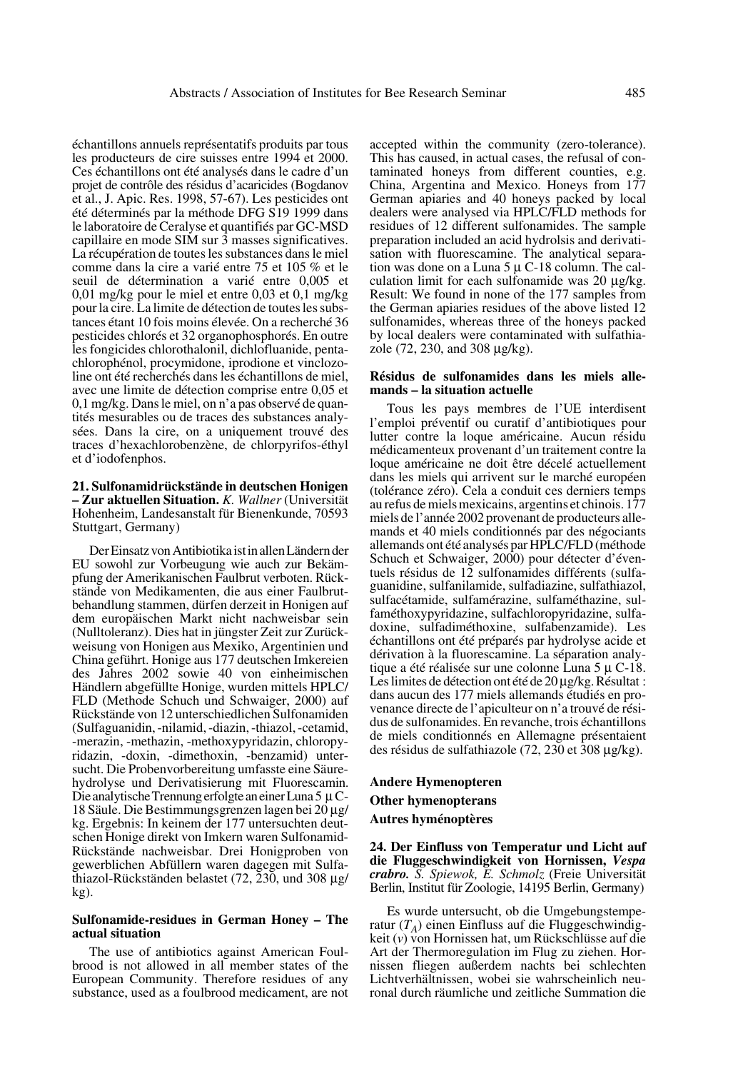échantillons annuels représentatifs produits par tous les producteurs de cire suisses entre 1994 et 2000. Ces échantillons ont été analysés dans le cadre d'un projet de contrôle des résidus d'acaricides (Bogdanov et al., J. Apic. Res. 1998, 57-67). Les pesticides ont été déterminés par la méthode DFG S19 1999 dans le laboratoire de Ceralyse et quantifiés par GC-MSD capillaire en mode SIM sur 3 masses significatives. La récupération de toutes les substances dans le miel comme dans la cire a varié entre 75 et 105 % et le seuil de détermination a varié entre 0,005 et 0,01 mg/kg pour le miel et entre 0,03 et 0,1 mg/kg pour la cire. La limite de détection de toutes les substances étant 10 fois moins élevée. On a recherché 36 pesticides chlorés et 32 organophosphorés. En outre les fongicides chlorothalonil, dichlofluanide, pentachlorophénol, procymidone, iprodione et vinclozoline ont été recherchés dans les échantillons de miel, avec une limite de détection comprise entre 0,05 et 0,1 mg/kg. Dans le miel, on n'a pas observé de quantités mesurables ou de traces des substances analysées. Dans la cire, on a uniquement trouvé des traces d'hexachlorobenzène, de chlorpyrifos-éthyl et d'iodofenphos.

**21. Sulfonamidrückstände in deutschen Honigen – Zur aktuellen Situation.** *K. Wallner* (Universität Hohenheim, Landesanstalt für Bienenkunde, 70593 Stuttgart, Germany)

Der Einsatz von Antibiotika ist in allen Ländern der EU sowohl zur Vorbeugung wie auch zur Bekämpfung der Amerikanischen Faulbrut verboten. Rückstände von Medikamenten, die aus einer Faulbrutbehandlung stammen, dürfen derzeit in Honigen auf dem europäischen Markt nicht nachweisbar sein (Nulltoleranz). Dies hat in jüngster Zeit zur Zurückweisung von Honigen aus Mexiko, Argentinien und China geführt. Honige aus 177 deutschen Imkereien des Jahres 2002 sowie 40 von einheimischen Händlern abgefüllte Honige, wurden mittels HPLC/FLD (Methode Schuch und Schwaiger, 2000) auf Rückstände von 12 unterschiedlichen Sulfonamiden (Sulfaguanidin, -nilamid, -diazin, -thiazol, -cetamid, -merazin, -methazin, -methoxypyridazin, chloropyridazin, -doxin, -dimethoxin, -benzamid) untersucht. Die Probenvorbereitung umfasste eine Säurehydrolyse und Derivatisierung mit Fluorescamin. Die analytische Trennung erfolgte an einer Luna 5 µ C-18 Säule. Die Bestimmungsgrenzen lagen bei 20 µg/kg. Ergebnis: In keinem der 177 untersuchten deutschen Honige direkt von Imkern waren Sulfonamid-Rückstände nachweisbar. Drei Honigproben von gewerblichen Abfüllern waren dagegen mit Sulfathiazol-Rückständen belastet (72, 230, und 308 µg/kg).

**Sulfonamide-residues in German Honey – The actual situation**

The use of antibiotics against American Foulbrood is not allowed in all member states of the European Community. Therefore residues of any substance, used as a foulbrood medicament, are not accepted within the community (zero-tolerance). This has caused, in actual cases, the refusal of contaminated honeys from different counties, e.g. China, Argentina and Mexico. Honeys from 177 German apiaries and 40 honeys packed by local dealers were analysed via HPLC/FLD methods for residues of 12 different sulfonamides. The sample preparation included an acid hydrolsis and derivatisation with fluorescamine. The analytical separation was done on a Luna 5 µ C-18 column. The calculation limit for each sulfonamide was 20 µg/kg. Result: We found in none of the 177 samples from the German apiaries residues of the above listed 12 sulfonamides, whereas three of the honeys packed by local dealers were contaminated with sulfathiazole (72, 230, and 308 µg/kg).

**Résidus de sulfonamides dans les miels allemands – la situation actuelle**

Tous les pays membres de l'UE interdisent l'emploi préventif ou curatif d'antibiotiques pour lutter contre la loque américaine. Aucun résidu médicamenteux provenant d'un traitement contre la loque américaine ne doit être décelé actuellement dans les miels qui arrivent sur le marché européen (tolérance zéro). Cela a conduit ces derniers temps au refus de miels mexicains, argentins et chinois. 177 miels de l'année 2002 provenant de producteurs allemands et 40 miels conditionnés par des négociants allemands ont été analysés par HPLC/FLD (méthode Schuch et Schwaiger, 2000) pour détecter d'éventuels résidus de 12 sulfonamides différents (sulfaguanidine, sulfanilamide, sulfadiazine, sulfathiazol, sulfacétamide, sulfamérazine, sulfaméthazine, sulfaméthoxypyridazine, sulfachloropyridazine, sulfadoxine, sulfadiméthoxine, sulfabenzamide). Les échantillons ont été préparés par hydrolyse acide et dérivation à la fluorescamine. La séparation analytique a été réalisée sur une colonne Luna 5 µ C-18. Les limites de détection ont été de 20 µg/kg. Résultat : dans aucun des 177 miels allemands étudiés en provenance directe de l'apiculteur on n'a trouvé de résidus de sulfonamides. En revanche, trois échantillons de miels conditionnés en Allemagne présentaient des résidus de sulfathiazole (72, 230 et 308 µg/kg).

## Andere Hymenopteren

## Other hymenopterans

## Autres hyménoptères

**24. Der Einfluss von Temperatur und Licht auf die Fluggeschwindigkeit von Hornissen, *Vespa crabro*.** *S. Spiewok, E. Schmolz* (Freie Universität Berlin, Institut für Zoologie, 14195 Berlin, Germany)

Es wurde untersucht, ob die Umgebungstemperatur ($T_A$) einen Einfluss auf die Fluggeschwindigkeit ($v$) von Hornissen hat, um Rückschlüsse auf die Art der Thermoregulation im Flug zu ziehen. Hornissen fliegen außerdem nachts bei schlechten Lichtverhältnissen, wobei sie wahrscheinlich neuronal durch räumliche und zeitliche Summation die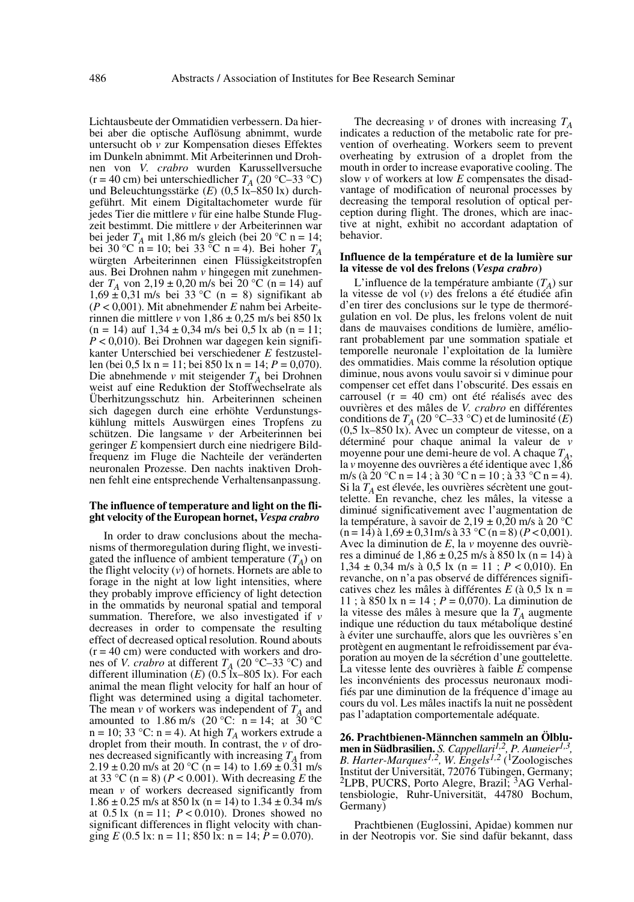Lichtausbeute der Ommatidien verbessern. Da hierbei aber die optische Auflösung abnimmt, wurde untersucht ob $v$ zur Kompensation dieses Effektes im Dunkeln abnimmt. Mit Arbeiterinnen und Drohnen von *V. crabro* wurden Karussellversuche (r = 40 cm) bei unterschiedlicher $T_A$ (20 °C–33 °C) und Beleuchtungsstärke ($E$) (0,5 lx–850 lx) durchgeführt. Mit einem Digitaltachometer wurde für jedes Tier die mittlere $v$ für eine halbe Stunde Flugzeit bestimmt. Die mittlere $v$ der Arbeiterinnen war bei jeder $T_A$ mit 1,86 m/s gleich (bei 20 °C n = 14; bei 30 °C n = 10; bei 33 °C n = 4). Bei hoher $T_A$ würgten Arbeiterinnen einen Flüssigkeitstropfen aus. Bei Drohnen nahm $v$ hingegen mit zunehmender $T_A$ von 2,19 ± 0,20 m/s bei 20 °C (n = 14) auf 1,69 ± 0,31 m/s bei 33 °C (n = 8) signifikant ab ($P$ < 0,001). Mit abnehmender $E$ nahm bei Arbeiterinnen die mittlere $v$ von 1,86 ± 0,25 m/s bei 850 lx (n = 14) auf 1,34 ± 0,34 m/s bei 0,5 lx ab (n = 11; $P$ < 0,010). Bei Drohnen war dagegen kein signifikanter Unterschied bei verschiedener $E$ festzustellen (bei 0,5 lx n = 11; bei 850 lx n = 14; $P$ = 0,070). Die abnehmende $v$ mit steigender $T_A$ bei Drohnen weist auf eine Reduktion der Stoffwechselrate als Überhitzungsschutz hin. Arbeiterinnen scheinen sich dagegen durch eine erhöhte Verdunstungskühlung mittels Auswürgen eines Tropfens zu schützen. Die langsame $v$ der Arbeiterinnen bei geringer $E$ kompensiert durch eine niedrigere Bildfrequenz im Fluge die Nachteile der veränderten neuronalen Prozesse. Den nachts inaktiven Drohnen fehlt eine entsprechende Verhaltensanpassung.

**The influence of temperature and light on the flight velocity of the European hornet, *Vespa crabro***

In order to draw conclusions about the mechanisms of thermoregulation during flight, we investigated the influence of ambient temperature ($T_A$) on the flight velocity ($v$) of hornets. Hornets are able to forage in the night at low light intensities, where they probably improve efficiency of light detection in the ommatids by neuronal spatial and temporal summation. Therefore, we also investigated if $v$ decreases in order to compensate the resulting effect of decreased optical resolution. Round abouts (r = 40 cm) were conducted with workers and drones of *V. crabro* at different $T_A$ (20 °C–33 °C) and different illumination ($E$) (0.5 lx–805 lx). For each animal the mean flight velocity for half an hour of flight was determined using a digital tachometer. The mean $v$ of workers was independent of $T_A$ and amounted to 1.86 m/s (20 °C: n = 14; at 30 °C n = 10; 33 °C: n = 4). At high $T_A$ workers extrude a droplet from their mouth. In contrast, the $v$ of drones decreased significantly with increasing $T_A$ from 2.19 ± 0.20 m/s at 20 °C (n = 14) to 1.69 ± 0.31 m/s at 33 °C (n = 8) ($P$ < 0.001). With decreasing $E$ the mean $v$ of workers decreased significantly from 1.86 ± 0.25 m/s at 850 lx (n = 14) to 1.34 ± 0.34 m/s at 0.5 lx (n = 11; $P$ < 0.010). Drones showed no significant differences in flight velocity with changing $E$ (0.5 lx: n = 11; 850 lx: n = 14; $P$ = 0.070).

The decreasing $v$ of drones with increasing $T_A$ indicates a reduction of the metabolic rate for prevention of overheating. Workers seem to prevent overheating by extrusion of a droplet from the mouth in order to increase evaporative cooling. The slow $v$ of workers at low $E$ compensates the disadvantage of modification of neuronal processes by decreasing the temporal resolution of optical perception during flight. The drones, which are inactive at night, exhibit no accordant adaptation of behavior.

**Influence de la température et de la lumière sur la vitesse de vol des frelons (*Vespa crabro*)**

L'influence de la température ambiante ($T_A$) sur la vitesse de vol ($v$) des frelons a été étudiée afin d'en tirer des conclusions sur le type de thermorégulation en vol. De plus, les frelons volent de nuit dans de mauvaises conditions de lumière, améliorant probablement par une sommation spatiale et temporelle neuronale l'exploitation de la lumière des ommatidies. Mais comme la résolution optique diminue, nous avons voulu savoir si $v$ diminue pour compenser cet effet dans l'obscurité. Des essais en carrousel (r = 40 cm) ont été réalisés avec des ouvrières et des mâles de *V. crabro* en différentes conditions de $T_A$ (20 °C–33 °C) et de luminosité ($E$) (0,5 lx–850 lx). Avec un compteur de vitesse, on a déterminé pour chaque animal la valeur de $v$ moyenne pour une demi-heure de vol. A chaque $T_A$, la $v$ moyenne des ouvrières a été identique avec 1,86 m/s (à 20 °C n = 14 ; à 30 °C n = 10 ; à 33 °C n = 4). Si la $T_A$ est élevée, les ouvrières sécrètent une gouttelette. En revanche, chez les mâles, la vitesse a diminué significativement avec l'augmentation de la température, à savoir de 2,19 ± 0,20 m/s à 20 °C (n = 14) à 1,69 ± 0,31m/s à 33 °C (n = 8) ($P$ < 0,001). Avec la diminution de $E$, la $v$ moyenne des ouvrières a diminué de 1,86 ± 0,25 m/s à 850 lx (n = 14) à 1,34 ± 0,34 m/s à 0,5 lx (n = 11 ; $P$ < 0,010). En revanche, on n'a pas observé de différences significatives chez les mâles à différentes $E$ (à 0,5 lx n = 11 ; à 850 lx n = 14 ; $P$ = 0,070). La diminution de la vitesse des mâles à mesure que la $T_A$ augmente indique une réduction du taux métabolique destiné à éviter une surchauffe, alors que les ouvrières s'en protègent en augmentant le refroidissement par évaporation au moyen de la sécrétion d'une gouttelette. La vitesse lente des ouvrières à faible $E$ compense les inconvénients des processus neuronaux modifiés par une diminution de la fréquence d'image au cours du vol. Les mâles inactifs la nuit ne possèdent pas l'adaptation comportementale adéquate.

**26. Prachtbienen-Männchen sammeln an Ölblumen in Südbrasilien.** *S. Cappellari[1,2], P. Aumeier[1,3], B. Harter-Marques[1,2], W. Engels[1,2]* ([1]Zoologisches Institut der Universität, 72076 Tübingen, Germany; [2]LPB, PUCRS, Porto Alegre, Brazil; [3]AG Verhaltensbiologie, Ruhr-Universität, 44780 Bochum, Germany)

Prachtbienen (Euglossini, Apidae) kommen nur in der Neotropis vor. Sie sind dafür bekannt, dass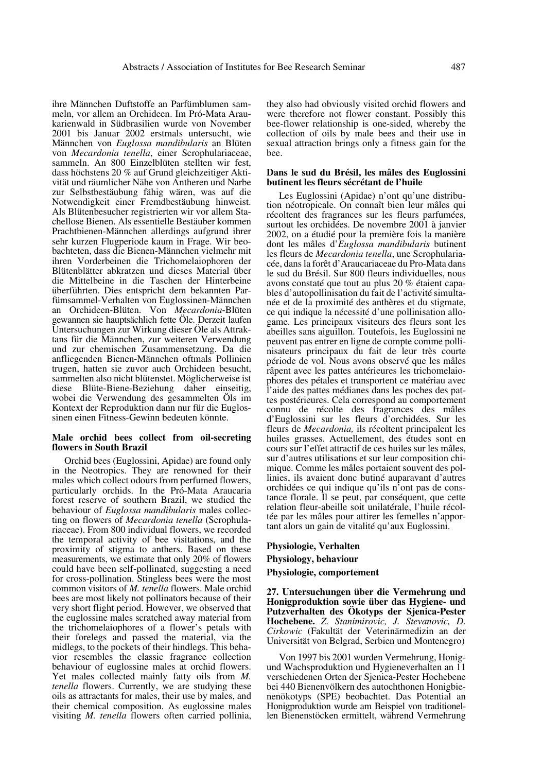ihre Männchen Duftstoffe an Parfümblumen sammeln, vor allem an Orchideen. Im Pró-Mata Araukarienwald in Südbrasilien wurde von November 2001 bis Januar 2002 erstmals untersucht, wie Männchen von *Euglossa mandibularis* an Blüten von *Mecardonia tenella*, einer Scrophulariaceae, sammeln. An 800 Einzelblüten stellten wir fest, dass höchstens 20 % auf Grund gleichzeitiger Aktivität und räumlicher Nähe von Antheren und Narbe zur Selbstbestäubung fähig wären, was auf die Notwendigkeit einer Fremdbestäubung hinweist. Als Blütenbesucher registrierten wir vor allem Stachellose Bienen. Als essentielle Bestäuber kommen Prachtbienen-Männchen allerdings aufgrund ihrer sehr kurzen Flugperiode kaum in Frage. Wir beobachteten, dass die Bienen-Männchen vielmehr mit ihren Vorderbeinen die Trichomelaiophoren der Blütenblätter abkratzen und dieses Material über die Mittelbeine in die Taschen der Hinterbeine überführten. Dies entspricht dem bekannten Parfümsammel-Verhalten von Euglossinen-Männchen an Orchideen-Blüten. Von *Mecardonia*-Blüten gewannen sie hauptsächlich fette Öle. Derzeit laufen Untersuchungen zur Wirkung dieser Öle als Attraktans für die Männchen, zur weiteren Verwendung und zur chemischen Zusammensetzung. Da die anfliegenden Bienen-Männchen oftmals Pollinien trugen, hatten sie zuvor auch Orchideen besucht, sammelten also nicht blütenstet. Möglicherweise ist diese Blüte-Biene-Beziehung daher einseitig, wobei die Verwendung des gesammelten Öls im Kontext der Reproduktion dann nur für die Euglossinen einen Fitness-Gewinn bedeuten könnte.

**Male orchid bees collect from oil-secreting flowers in South Brazil**

Orchid bees (Euglossini, Apidae) are found only in the Neotropics. They are renowned for their males which collect odours from perfumed flowers, particularly orchids. In the Pró-Mata Araucaria forest reserve of southern Brazil, we studied the behaviour of *Euglossa mandibularis* males collecting on flowers of *Mecardonia tenella* (Scrophulariaceae). From 800 individual flowers, we recorded the temporal activity of bee visitations, and the proximity of stigma to anthers. Based on these measurements, we estimate that only 20% of flowers could have been self-pollinated, suggesting a need for cross-pollination. Stingless bees were the most common visitors of *M. tenella* flowers. Male orchid bees are most likely not pollinators because of their very short flight period. However, we observed that the euglossine males scratched away material from the trichomelaiophores of a flower's petals with their forelegs and passed the material, via the midlegs, to the pockets of their hindlegs. This behavior resembles the classic fragrance collection behaviour of euglossine males at orchid flowers. Yet males collected mainly fatty oils from *M. tenella* flowers. Currently, we are studying these oils as attractants for males, their use by males, and their chemical composition. As euglossine males visiting *M. tenella* flowers often carried pollinia, they also had obviously visited orchid flowers and were therefore not flower constant. Possibly this bee-flower relationship is one-sided, whereby the collection of oils by male bees and their use in sexual attraction brings only a fitness gain for the bee.

**Dans le sud du Brésil, les mâles des Euglossini butinent les fleurs sécrétant de l'huile**

Les Euglossini (Apidae) n'ont qu'une distribution néotropicale. On connaît bien leur mâles qui récoltent des fragrances sur les fleurs parfumées, surtout les orchidées. De novembre 2001 à janvier 2002, on a étudié pour la première fois la manière dont les mâles d'*Euglossa mandibularis* butinent les fleurs de *Mecardonia tenella*, une Scrophulariacée, dans la forêt d'Araucariaceae du Pro-Mata dans le sud du Brésil. Sur 800 fleurs individuelles, nous avons constaté que tout au plus 20 % étaient capables d'autopollinisation du fait de l'activité simultanée et de la proximité des anthères et du stigmate, ce qui indique la nécessité d'une pollinisation allogame. Les principaux visiteurs des fleurs sont les abeilles sans aiguillon. Toutefois, les Euglossini ne peuvent pas entrer en ligne de compte comme pollinisateurs principaux du fait de leur très courte période de vol. Nous avons observé que les mâles râpent avec les pattes antérieures les trichomelaiophores des pétales et transportent ce matériau avec l'aide des pattes médianes dans les poches des pattes postérieures. Cela correspond au comportement connu de récolte des fragrances des mâles d'Euglossini sur les fleurs d'orchidées. Sur les fleurs de *Mecardonia,* ils récoltent principalent les huiles grasses. Actuellement, des études sont en cours sur l'effet attractif de ces huiles sur les mâles, sur d'autres utilisations et sur leur composition chimique. Comme les mâles portaient souvent des pollinies, ils avaient donc butiné auparavant d'autres orchidées ce qui indique qu'ils n'ont pas de constance florale. Il se peut, par conséquent, que cette relation fleur-abeille soit unilatérale, l'huile récoltée par les mâles pour attirer les femelles n'apportant alors un gain de vitalité qu'aux Euglossini.

## Physiologie, Verhalten

## Physiology, behaviour

## Physiologie, comportement

**27. Untersuchungen über die Vermehrung und Honigproduktion sowie über das Hygiene- und Putzverhalten des Ökotyps der Sjenica-Pester Hochebene.** *Z. Stanimirovic, J. Stevanovic, D. Cirkowic* (Fakultät der Veterinärmedizin an der Universität von Belgrad, Serbien und Montenegro)

Von 1997 bis 2001 wurden Vermehrung, Honig- und Wachsproduktion und Hygieneverhalten an 11 verschiedenen Orten der Sjenica-Pester Hochebene bei 440 Bienenvölkern des autochthonen Honigbienenökotyps (SPE) beobachtet. Das Potential an Honigproduktion wurde am Beispiel von traditionellen Bienenstöcken ermittelt, während Vermehrung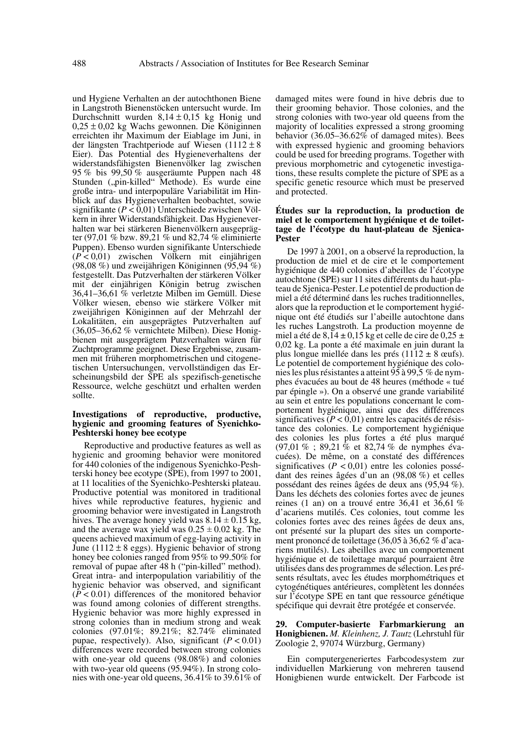und Hygiene Verhalten an der autochthonen Biene in Langstroth Bienenstöcken untersucht wurde. Im Durchschnitt wurden 8,14 ± 0,15 kg Honig und 0,25 ± 0,02 kg Wachs gewonnen. Die Königinnen erreichten ihr Maximum der Eiablage im Juni, in der längsten Trachtperiode auf Wiesen (1112 ± 8 Eier). Das Potential des Hygieneverhaltens der widerstandsfähigsten Bienenvölker lag zwischen 95 % bis 99,50 % ausgeräumte Puppen nach 48 Stunden („pin-killed" Methode). Es wurde eine große intra- und interpopuläre Variabilität im Hinblick auf das Hygieneverhalten beobachtet, sowie signifikante ($P < 0{,}01$) Unterschiede zwischen Völkern in ihrer Widerstandsfähigkeit. Das Hygieneverhalten war bei stärkeren Bienenvölkern ausgeprägter (97,01 % bzw. 89,21 % und 82,74 % eliminierte Puppen). Ebenso wurden signifikante Unterschiede ($P < 0{,}01$) zwischen Völkern mit einjährigen (98,08 %) und zweijährigen Königinnen (95,94 %) festgestellt. Das Putzverhalten der stärkeren Völker mit der einjährigen Königin betrug zwischen 36,41–36,61 % verletzte Milben im Gemüll. Diese Völker wiesen, ebenso wie stärkere Völker mit zweijährigen Königinnen auf der Mehrzahl der Lokalitäten, ein ausgeprägtes Putzverhalten auf (36,05–36,62 % vernichtete Milben). Diese Honigbienen mit ausgeprägtem Putzverhalten wären für Zuchtprogramme geeignet. Diese Ergebnisse, zusammen mit früheren morphometrischen und citogenetischen Untersuchungen, vervollständigen das Erscheinungsbild der SPE als spezifisch-genetische Ressource, welche geschützt und erhalten werden sollte.

**Investigations of reproductive, productive, hygienic and grooming features of Syenichko-Peshterski honey bee ecotype**

Reproductive and productive features as well as hygienic and grooming behavior were monitored for 440 colonies of the indigenous Syenichko-Peshterski honey bee ecotype (SPE), from 1997 to 2001, at 11 localities of the Syenichko-Peshterski plateau. Productive potential was monitored in traditional hives while reproductive features, hygienic and grooming behavior were investigated in Langstroth hives. The average honey yield was 8.14 ± 0.15 kg, and the average wax yield was 0.25 ± 0.02 kg. The queens achieved maximum of egg-laying activity in June (1112 ± 8 eggs). Hygienic behavior of strong honey bee colonies ranged from 95% to 99.50% for removal of pupae after 48 h ("pin-killed" method). Great intra- and interpopulation variabilitiy of the hygienic behavior was observed, and significant ($P < 0.01$) differences of the monitored behavior was found among colonies of different strengths. Hygienic behavior was more highly expressed in strong colonies than in medium strong and weak colonies (97.01%; 89.21%; 82.74% eliminated pupae, respectively). Also, significant ($P < 0.01$) differences were recorded between strong colonies with one-year old queens (98.08%) and colonies with two-year old queens (95.94%). In strong colonies with one-year old queens, 36.41% to 39.61% of damaged mites were found in hive debris due to their grooming behavior. Those colonies, and the strong colonies with two-year old queens from the majority of localities expressed a strong grooming behavior (36.05–36.62% of damaged mites). Bees with expressed hygienic and grooming behaviors could be used for breeding programs. Together with previous morphometric and cytogenetic investigations, these results complete the picture of SPE as a specific genetic resource which must be preserved and protected.

**Études sur la reproduction, la production de miel et le comportement hygiénique et de toilettage de l'écotype du haut-plateau de Sjenica-Pester**

De 1997 à 2001, on a observé la reproduction, la production de miel et de cire et le comportement hygiénique de 440 colonies d'abeilles de l'écotype autochtone (SPE) sur 11 sites différents du haut-plateau de Sjenica-Pester. Le potentiel de production de miel a été déterminé dans les ruches traditionnelles, alors que la reproduction et le comportement hygiénique ont été étudiés sur l'abeille autochtone dans les ruches Langstroth. La production moyenne de miel a été de 8,14 ± 0,15 kg et celle de cire de 0,25 ± 0,02 kg. La ponte a été maximale en juin durant la plus longue miellée dans les prés (1112 ± 8 œufs). Le potentiel de comportement hygiénique des colonies les plus résistantes a atteint 95 à 99,5 % de nymphes évacuées au bout de 48 heures (méthode « tué par épingle »). On a observé une grande variabilité au sein et entre les populations concernant le comportement hygiénique, ainsi que des différences significatives ($P < 0{,}01$) entre les capacités de résistance des colonies. Le comportement hygiénique des colonies les plus fortes a été plus marqué (97,01 % ; 89,21 % et 82,74 % de nymphes évacuées). De même, on a constaté des différences significatives ($P < 0{,}01$) entre les colonies possédant des reines âgées d'un an (98,08 %) et celles possédant des reines âgées de deux ans (95,94 %). Dans les déchets des colonies fortes avec de jeunes reines (1 an) on a trouvé entre 36,41 et 36,61 % d'acariens mutilés. Ces colonies, tout comme les colonies fortes avec des reines âgées de deux ans, ont présenté sur la plupart des sites un comportement prononcé de toilettage (36,05 à 36,62 % d'acariens mutilés). Les abeilles avec un comportement hygiénique et de toilettage marqué pourraient être utilisées dans des programmes de sélection. Les présents résultats, avec les études morphométriques et cytogénétiques antérieures, complètent les données sur l'écotype SPE en tant que ressource génétique spécifique qui devrait être protégée et conservée.

**29. Computer-basierte Farbmarkierung an Honigbienen.** *M. Kleinhenz, J. Tautz* (Lehrstuhl für Zoologie 2, 97074 Würzburg, Germany)

Ein computergeneriertes Farbcodesystem zur individuellen Markierung von mehreren tausend Honigbienen wurde entwickelt. Der Farbcode ist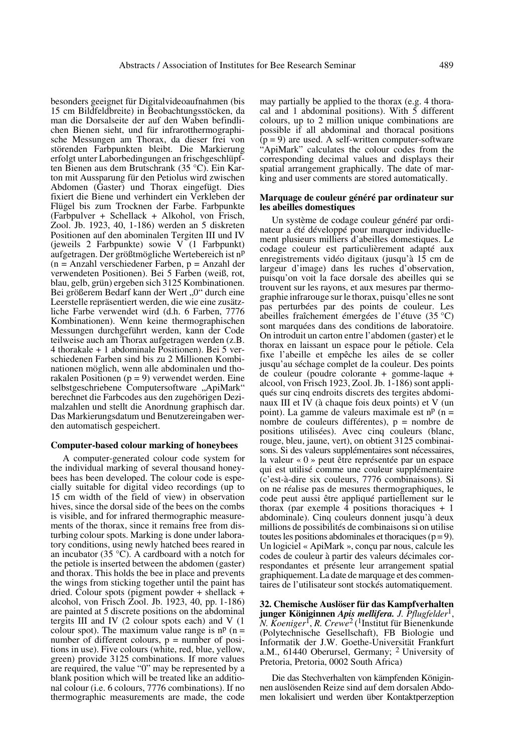besonders geeignet für Digitalvideoaufnahmen (bis 15 cm Bildfeldbreite) in Beobachtungsstöcken, da man die Dorsalseite der auf den Waben befindlichen Bienen sieht, und für infrarotthermographische Messungen am Thorax, da dieser frei von störenden Farbpunkten bleibt. Die Markierung erfolgt unter Laborbedingungen an frischgeschlüpften Bienen aus dem Brutschrank (35 °C). Ein Karton mit Aussparung für den Petiolus wird zwischen Abdomen (Gaster) und Thorax eingefügt. Dies fixiert die Biene und verhindert ein Verkleben der Flügel bis zum Trocknen der Farbe. Farbpunkte (Farbpulver + Schellack + Alkohol, von Frisch, Zool. Jb. 1923, 40, 1-186) werden an 5 diskreten Positionen auf den abominalen Tergiten III und IV (jeweils 2 Farbpunkte) sowie V (1 Farbpunkt) aufgetragen. Der größtmögliche Wertebereich ist $n^p$ (n = Anzahl verschiedener Farben, p = Anzahl der verwendeten Positionen). Bei 5 Farben (weiß, rot, blau, gelb, grün) ergeben sich 3125 Kombinationen. Bei größerem Bedarf kann der Wert „0" durch eine Leerstelle repräsentiert werden, die wie eine zusätzliche Farbe verwendet wird (d.h. 6 Farben, 7776 Kombinationen). Wenn keine thermographischen Messungen durchgeführt werden, kann der Code teilweise auch am Thorax aufgetragen werden (z.B. 4 thorakale + 1 abdominale Positionen). Bei 5 verschiedenen Farben sind bis zu 2 Millionen Kombinationen möglich, wenn alle abdominalen und thorakalen Positionen (p = 9) verwendet werden. Eine selbstgeschriebene Computersoftware „ApiMark" berechnet die Farbcodes aus den zugehörigen Dezimalzahlen und stellt die Anordnung graphisch dar. Das Markierungsdatum und Benutzereingaben werden automatisch gespeichert.

**Computer-based colour marking of honeybees**

A computer-generated colour code system for the individual marking of several thousand honeybees has been developed. The colour code is especially suitable for digital video recordings (up to 15 cm width of the field of view) in observation hives, since the dorsal side of the bees on the combs is visible, and for infrared thermographic measurements of the thorax, since it remains free from disturbing colour spots. Marking is done under laboratory conditions, using newly hatched bees reared in an incubator (35 °C). A cardboard with a notch for the petiole is inserted between the abdomen (gaster) and thorax. This holds the bee in place and prevents the wings from sticking together until the paint has dried. Colour spots (pigment powder + shellack + alcohol, von Frisch Zool. Jb. 1923, 40, pp. 1-186) are painted at 5 discrete positions on the abdominal tergits III and IV (2 colour spots each) and V (1 colour spot). The maximum value range is $n^p$ (n = number of different colours, p = number of positions in use). Five colours (white, red, blue, yellow, green) provide 3125 combinations. If more values are required, the value "0" may be represented by a blank position which will be treated like an additional colour (i.e. 6 colours, 7776 combinations). If no thermographic measurements are made, the code may partially be applied to the thorax (e.g. 4 thoracal and 1 abdominal positions). With 5 different colours, up to 2 million unique combinations are possible if all abdominal and thoracal positions (p = 9) are used. A self-written computer-software "ApiMark" calculates the colour codes from the corresponding decimal values and displays their spatial arrangement graphically. The date of marking and user comments are stored automatically.

**Marquage de couleur généré par ordinateur sur les abeilles domestiques**

Un système de codage couleur généré par ordinateur a été développé pour marquer individuellement plusieurs milliers d'abeilles domestiques. Le codage couleur est particulièrement adapté aux enregistrements vidéo digitaux (jusqu'à 15 cm de largeur d'image) dans les ruches d'observation, puisqu'on voit la face dorsale des abeilles qui se trouvent sur les rayons, et aux mesures par thermographie infrarouge sur le thorax, puisqu'elles ne sont pas perturbées par des points de couleur. Les abeilles fraîchement émergées de l'étuve (35 °C) sont marquées dans des conditions de laboratoire. On introduit un carton entre l'abdomen (gaster) et le thorax en laissant un espace pour le pétiole. Cela fixe l'abeille et empêche les ailes de se coller jusqu'au séchage complet de la couleur. Des points de couleur (poudre colorante + gomme-laque + alcool, von Frisch 1923, Zool. Jb. 1-186) sont appliqués sur cinq endroits discrets des tergites abdominaux III et IV (à chaque fois deux points) et V (un point). La gamme de valeurs maximale est $n^p$ (n = nombre de couleurs différentes, p = nombre de positions utilisées). Avec cinq couleurs (blanc, rouge, bleu, jaune, vert), on obtient 3125 combinaisons. Si des valeurs supplémentaires sont nécessaires, la valeur « 0 » peut être représentée par un espace qui est utilisé comme une couleur supplémentaire (c'est-à-dire six couleurs, 7776 combinaisons). Si on ne réalise pas de mesures thermographiques, le code peut aussi être appliqué partiellement sur le thorax (par exemple 4 positions thoraciques + 1 abdominale). Cinq couleurs donnent jusqu'à deux millions de possibilités de combinaisons si on utilise toutes les positions abdominales et thoraciques (p = 9). Un logiciel « ApiMark », conçu par nous, calcule les codes de couleur à partir des valeurs décimales correspondantes et présente leur arrangement spatial graphiquement. La date de marquage et des commentaires de l'utilisateur sont stockés automatiquement.

**32. Chemische Auslöser für das Kampfverhalten junger Königinnen *Apis mellifera*.** *J. Pflugfelder*[1], *N. Koeniger*[1], *R. Crewe*[2] ([1]Institut für Bienenkunde (Polytechnische Gesellschaft), FB Biologie und Informatik der J.W. Goethe-Universität Frankfurt a.M., 61440 Oberursel, Germany; [2] University of Pretoria, Pretoria, 0002 South Africa)

Die das Stechverhalten von kämpfenden Königinnen auslösenden Reize sind auf dem dorsalen Abdomen lokalisiert und werden über Kontaktperzeption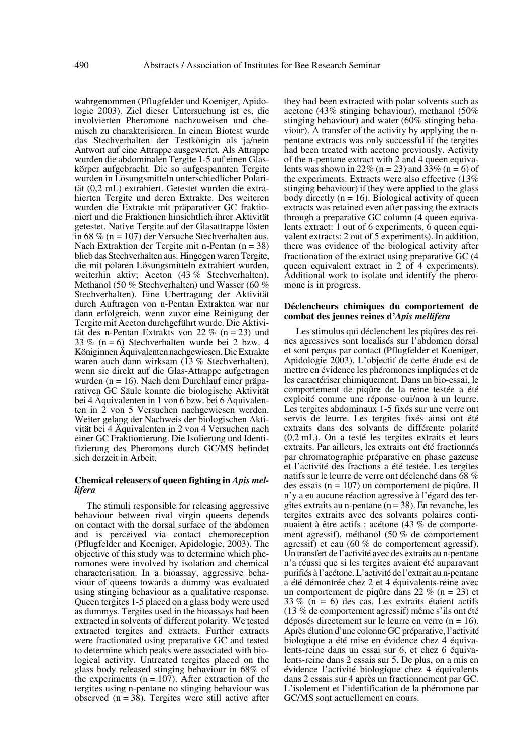wahrgenommen (Pflugfelder und Koeniger, Apidologie 2003). Ziel dieser Untersuchung ist es, die involvierten Pheromone nachzuweisen und chemisch zu charakterisieren. In einem Biotest wurde das Stechverhalten der Testkönigin als ja/nein Antwort auf eine Attrappe ausgewertet. Als Attrappe wurden die abdominalen Tergite 1-5 auf einen Glaskörper aufgebracht. Die so aufgespannten Tergite wurden in Lösungsmitteln unterschiedlicher Polarität (0,2 mL) extrahiert. Getestet wurden die extrahierten Tergite und deren Extrakte. Des weiteren wurden die Extrakte mit präparativer GC fraktioniert und die Fraktionen hinsichtlich ihrer Aktivität getestet. Native Tergite auf der Glasattrappe lösten in 68 % (n = 107) der Versuche Stechverhalten aus. Nach Extraktion der Tergite mit n-Pentan (n = 38) blieb das Stechverhalten aus. Hingegen waren Tergite, die mit polaren Lösungsmitteln extrahiert wurden, weiterhin aktiv; Aceton (43 % Stechverhalten), Methanol (50 % Stechverhalten) und Wasser (60 % Stechverhalten). Eine Übertragung der Aktivität durch Auftragen von n-Pentan Extrakten war nur dann erfolgreich, wenn zuvor eine Reinigung der Tergite mit Aceton durchgeführt wurde. Die Aktivität des n-Pentan Extrakts von 22 % (n = 23) und 33 % (n = 6) Stechverhalten wurde bei 2 bzw. 4 Königinnen Äquivalenten nachgewiesen. Die Extrakte waren auch dann wirksam (13 % Stechverhalten), wenn sie direkt auf die Glas-Attrappe aufgetragen wurden (n = 16). Nach dem Durchlauf einer präparativen GC Säule konnte die biologische Aktivität bei 4 Äquivalenten in 1 von 6 bzw. bei 6 Äquivalenten in 2 von 5 Versuchen nachgewiesen werden. Weiter gelang der Nachweis der biologischen Aktivität bei 4 Äquivalenten in 2 von 4 Versuchen nach einer GC Fraktionierung. Die Isolierung und Identifizierung des Pheromons durch GC/MS befindet sich derzeit in Arbeit.

### Chemical releasers of queen fighting in *Apis mellifera*

The stimuli responsible for releasing aggressive behaviour between rival virgin queens depends on contact with the dorsal surface of the abdomen and is perceived via contact chemoreception (Pflugfelder and Koeniger, Apidologie, 2003). The objective of this study was to determine which pheromones were involved by isolation and chemical characterisation. In a bioassay, aggressive behaviour of queens towards a dummy was evaluated using stinging behaviour as a qualitative response. Queen tergites 1-5 placed on a glass body were used as dummys. Tergites used in the bioassays had been extracted in solvents of different polarity. We tested extracted tergites and extracts. Further extracts were fractionated using preparative GC and tested to determine which peaks were associated with biological activity. Untreated tergites placed on the glass body released stinging behaviour in 68% of the experiments (n = 107). After extraction of the tergites using n-pentane no stinging behaviour was observed (n = 38). Tergites were still active after they had been extracted with polar solvents such as acetone (43% stinging behaviour), methanol (50% stinging behaviour) and water (60% stinging behaviour). A transfer of the activity by applying the n-pentane extracts was only successful if the tergites had been treated with acetone previously. Activity of the n-pentane extract with 2 and 4 queen equivalents was shown in 22% (n = 23) and 33% (n = 6) of the experiments. Extracts were also effective (13% stinging behaviour) if they were applied to the glass body directly (n = 16). Biological activity of queen extracts was retained even after passing the extracts through a preparative GC column (4 queen equivalents extract: 1 out of 6 experiments, 6 queen equivalent extracts: 2 out of 5 experiments). In addition, there was evidence of the biological activity after fractionation of the extract using preparative GC (4 queen equivalent extract in 2 of 4 experiments). Additional work to isolate and identify the pheromone is in progress.

### Déclencheurs chimiques du comportement de combat des jeunes reines d'*Apis mellifera*

Les stimulus qui déclenchent les piqûres des reines agressives sont localisés sur l'abdomen dorsal et sont perçus par contact (Pflugfelder et Koeniger, Apidologie 2003). L'objectif de cette étude est de mettre en évidence les phéromones impliquées et de les caractériser chimiquement. Dans un bio-essai, le comportement de piqûre de la reine testée a été exploité comme une réponse oui/non à un leurre. Les tergites abdominaux 1-5 fixés sur une verre ont servis de leurre. Les tergites fixés ainsi ont été extraits dans des solvants de différente polarité (0,2 mL). On a testé les tergites extraits et leurs extraits. Par ailleurs, les extraits ont été fractionnés par chromatographie préparative en phase gazeuse et l'activité des fractions a été testée. Les tergites natifs sur le leurre de verre ont déclenché dans 68 % des essais (n = 107) un comportement de piqûre. Il n'y a eu aucune réaction agressive à l'égard des tergites extraits au n-pentane (n = 38). En revanche, les tergites extraits avec des solvants polaires continuaient à être actifs : acétone (43 % de comportement agressif), méthanol (50 % de comportement agressif) et eau (60 % de comportement agressif). Un transfert de l'activité avec des extraits au n-pentane n'a réussi que si les tergites avaient été auparavant purifiés à l'acétone. L'activité de l'extrait au n-pentane a été démontrée chez 2 et 4 équivalents-reine avec un comportement de piqûre dans 22 % (n = 23) et 33 % (n = 6) des cas. Les extraits étaient actifs (13 % de comportement agressif) même s'ils ont été déposés directement sur le leurre en verre (n = 16). Après élution d'une colonne GC préparative, l'activité biologique a été mise en évidence chez 4 équivalents-reine dans un essai sur 6, et chez 6 équivalents-reine dans 2 essais sur 5. De plus, on a mis en évidence l'activité biologique chez 4 équivalents dans 2 essais sur 4 après un fractionnement par GC. L'isolement et l'identification de la phéromone par GC/MS sont actuellement en cours.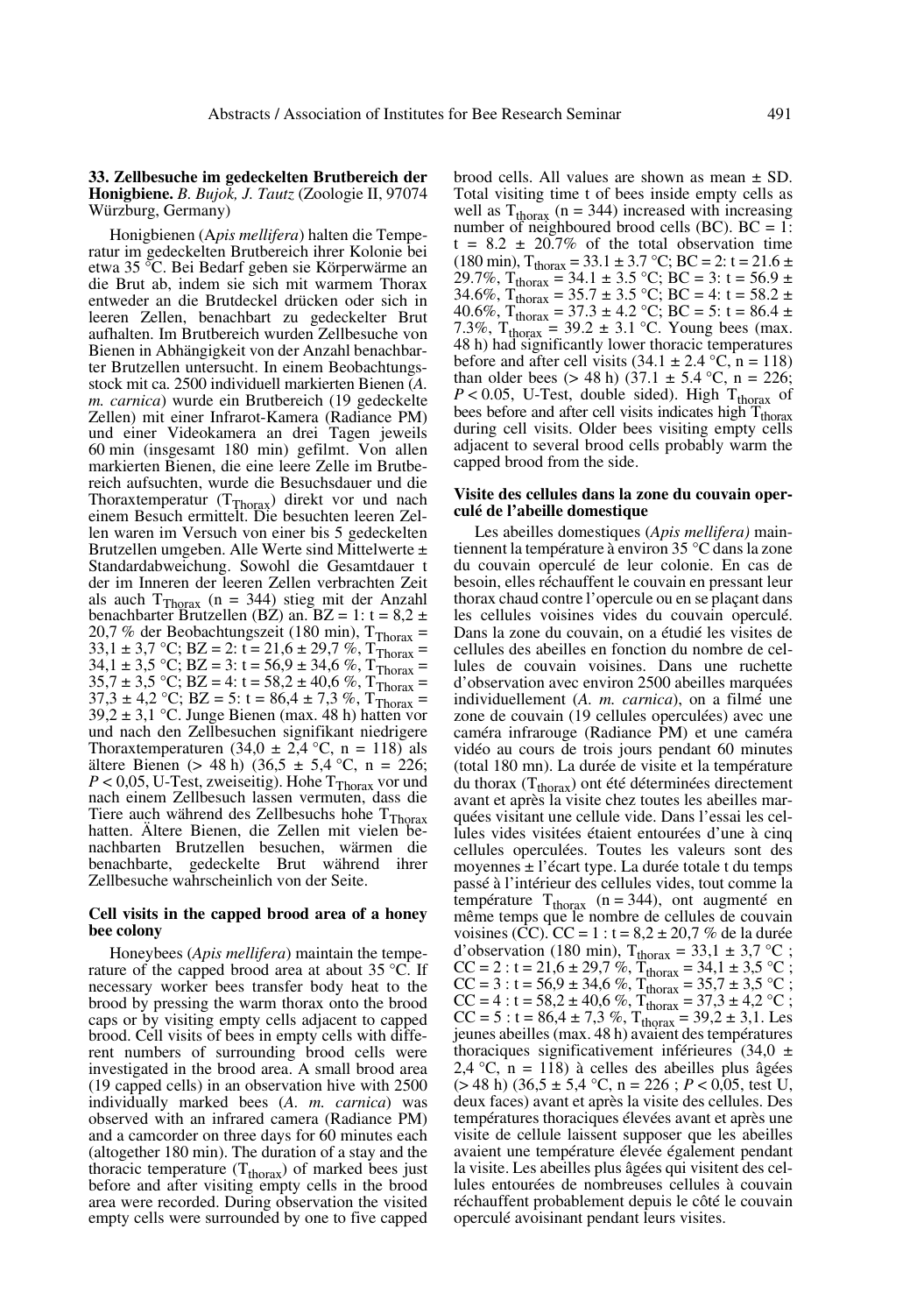**33. Zellbesuche im gedeckelten Brutbereich der Honigbiene.** *B. Bujok, J. Tautz* (Zoologie II, 97074 Würzburg, Germany)

Honigbienen (A*pis mellifera*) halten die Temperatur im gedeckelten Brutbereich ihrer Kolonie bei etwa 35 °C. Bei Bedarf geben sie Körperwärme an die Brut ab, indem sie sich mit warmem Thorax entweder an die Brutdeckel drücken oder sich in leeren Zellen, benachbart zu gedeckelter Brut aufhalten. Im Brutbereich wurden Zellbesuche von Bienen in Abhängigkeit von der Anzahl benachbarter Brutzellen untersucht. In einem Beobachtungsstock mit ca. 2500 individuell markierten Bienen (*A. m. carnica*) wurde ein Brutbereich (19 gedeckelte Zellen) mit einer Infrarot-Kamera (Radiance PM) und einer Videokamera an drei Tagen jeweils 60 min (insgesamt 180 min) gefilmt. Von allen markierten Bienen, die eine leere Zelle im Brutbereich aufsuchten, wurde die Besuchsdauer und die Thoraxtemperatur ($T_{Thorax}$) direkt vor und nach einem Besuch ermittelt. Die besuchten leeren Zellen waren im Versuch von einer bis 5 gedeckelten Brutzellen umgeben. Alle Werte sind Mittelwerte ± Standardabweichung. Sowohl die Gesamtdauer t der im Inneren der leeren Zellen verbrachten Zeit als auch $T_{Thorax}$ (n = 344) stieg mit der Anzahl benachbarter Brutzellen (BZ) an. BZ = 1: t = 8,2 ± 20,7 % der Beobachtungszeit (180 min), $T_{Thorax}$ = 33,1 ± 3,7 °C; BZ = 2: t = 21,6 ± 29,7 %, $T_{Thorax}$ = 34,1 ± 3,5 °C; BZ = 3: t = 56,9 ± 34,6 %, $T_{Thorax}$ = 35,7 ± 3,5 °C; BZ = 4: t = 58,2 ± 40,6 %, $T_{Thorax}$ = 37,3 ± 4,2 °C; BZ = 5: t = 86,4 ± 7,3 %, $T_{Thorax}$ = 39,2 ± 3,1 °C. Junge Bienen (max. 48 h) hatten vor und nach den Zellbesuchen signifikant niedrigere Thoraxtemperaturen (34,0 ± 2,4 °C, n = 118) als ältere Bienen (> 48 h) (36,5 ± 5,4 °C, n = 226; $P < 0,05$, U-Test, zweiseitig). Hohe $T_{Thorax}$ vor und nach einem Zellbesuch lassen vermuten, dass die Tiere auch während des Zellbesuchs hohe $T_{Thorax}$ hatten. Ältere Bienen, die Zellen mit vielen benachbarten Brutzellen besuchen, wärmen die benachbarte, gedeckelte Brut während ihrer Zellbesuche wahrscheinlich von der Seite.

**Cell visits in the capped brood area of a honey bee colony**

Honeybees (*Apis mellifera*) maintain the temperature of the capped brood area at about 35 °C. If necessary worker bees transfer body heat to the brood by pressing the warm thorax onto the brood caps or by visiting empty cells adjacent to capped brood. Cell visits of bees in empty cells with different numbers of surrounding brood cells were investigated in the brood area. A small brood area (19 capped cells) in an observation hive with 2500 individually marked bees (*A. m. carnica*) was observed with an infrared camera (Radiance PM) and a camcorder on three days for 60 minutes each (altogether 180 min). The duration of a stay and the thoracic temperature ($T_{thorax}$) of marked bees just before and after visiting empty cells in the brood area were recorded. During observation the visited empty cells were surrounded by one to five capped brood cells. All values are shown as mean ± SD. Total visiting time t of bees inside empty cells as well as $T_{thorax}$ (n = 344) increased with increasing number of neighboured brood cells (BC). BC = 1: t = 8.2 ± 20.7% of the total observation time (180 min), $T_{thorax}$ = 33.1 ± 3.7 °C; BC = 2: t = 21.6 ± 29.7%, $T_{thorax}$ = 34.1 ± 3.5 °C; BC = 3: t = 56.9 ± 34.6%, $T_{thorax}$ = 35.7 ± 3.5 °C; BC = 4: t = 58.2 ± 40.6%, $T_{thorax}$ = 37.3 ± 4.2 °C; BC = 5: t = 86.4 ± 7.3%, $T_{thorax}$ = 39.2 ± 3.1 °C. Young bees (max. 48 h) had significantly lower thoracic temperatures before and after cell visits (34.1 ± 2.4 °C, n = 118) than older bees (> 48 h) (37.1 ± 5.4 °C, n = 226; $P < 0.05$, U-Test, double sided). High $T_{thorax}$ of bees before and after cell visits indicates high $T_{thorax}$ during cell visits. Older bees visiting empty cells adjacent to several brood cells probably warm the capped brood from the side.

**Visite des cellules dans la zone du couvain operculé de l'abeille domestique**

Les abeilles domestiques (*Apis mellifera)* maintiennent la température à environ 35 °C dans la zone du couvain operculé de leur colonie. En cas de besoin, elles réchauffent le couvain en pressant leur thorax chaud contre l'opercule ou en se plaçant dans les cellules voisines vides du couvain operculé. Dans la zone du couvain, on a étudié les visites de cellules des abeilles en fonction du nombre de cellules de couvain voisines. Dans une ruchette d'observation avec environ 2500 abeilles marquées individuellement (*A. m. carnica*), on a filmé une zone de couvain (19 cellules operculées) avec une caméra infrarouge (Radiance PM) et une caméra vidéo au cours de trois jours pendant 60 minutes (total 180 mn). La durée de visite et la température du thorax ($T_{thorax}$) ont été déterminées directement avant et après la visite chez toutes les abeilles marquées visitant une cellule vide. Dans l'essai les cellules vides visitées étaient entourées d'une à cinq cellules operculées. Toutes les valeurs sont des moyennes ± l'écart type. La durée totale t du temps passé à l'intérieur des cellules vides, tout comme la température $T_{thorax}$ (n = 344), ont augmenté en même temps que le nombre de cellules de couvain voisines (CC). CC = 1 : t = 8,2 ± 20,7 % de la durée d'observation (180 min), $T_{thorax}$ = 33,1 ± 3,7 °C ; CC = 2 : t = 21,6 ± 29,7 %, $T_{thorax}$ = 34,1 ± 3,5 °C ; CC = 3 : t = 56,9 ± 34,6 %, $T_{thorax}$ = 35,7 ± 3,5 °C ; CC = 4 : t = 58,2 ± 40,6 %, $T_{thorax}$ = 37,3 ± 4,2 °C ; CC = 5 : t = 86,4 ± 7,3 %, $T_{thorax}$ = 39,2 ± 3,1. Les jeunes abeilles (max. 48 h) avaient des températures thoraciques significativement inférieures (34,0 ± 2,4 °C, n = 118) à celles des abeilles plus âgées (> 48 h) (36,5 ± 5,4 °C, n = 226 ; $P < 0,05$, test U, deux faces) avant et après la visite des cellules. Des températures thoraciques élevées avant et après une visite de cellule laissent supposer que les abeilles avaient une température élevée également pendant la visite. Les abeilles plus âgées qui visitent des cellules entourées de nombreuses cellules à couvain réchauffent probablement depuis le côté le couvain operculé avoisinant pendant leurs visites.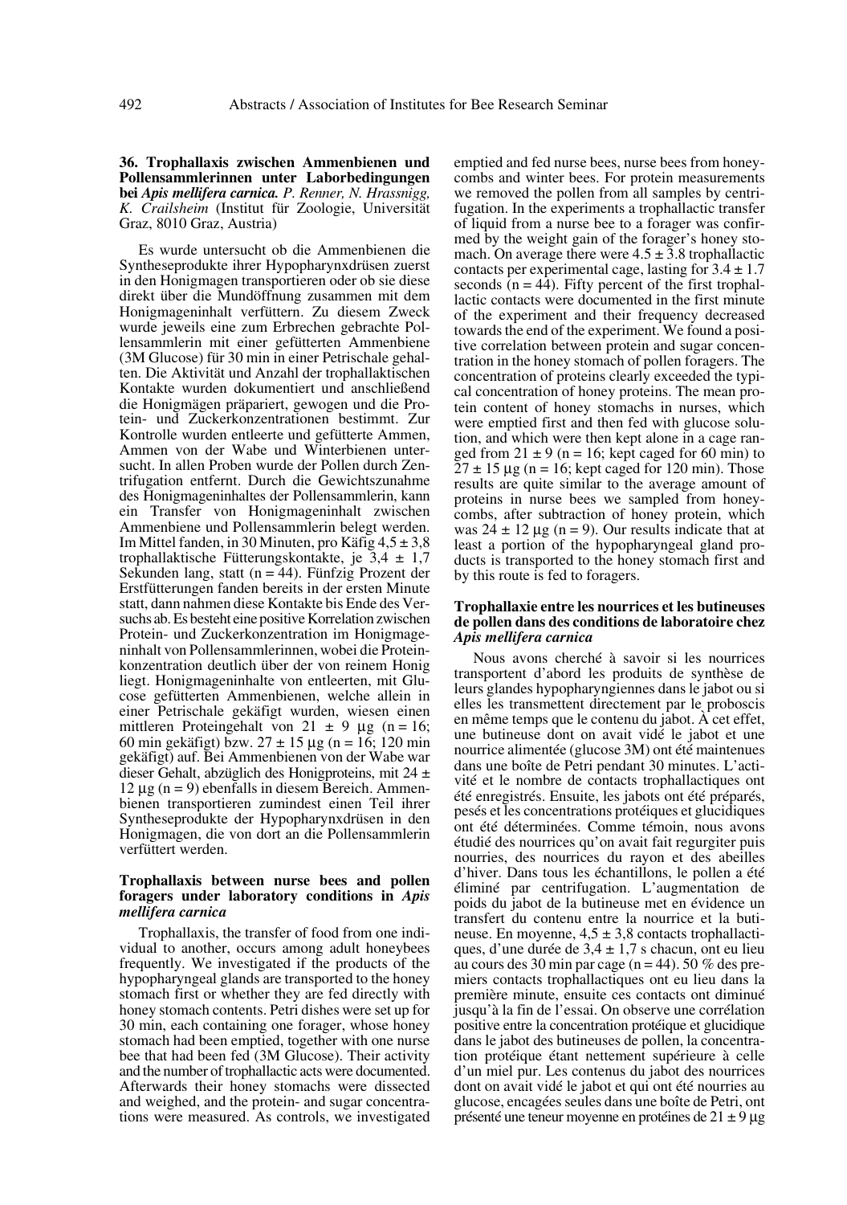**36. Trophallaxis zwischen Ammenbienen und Pollensammlerinnen unter Laborbedingungen bei *Apis mellifera carnica*.** *P. Renner, N. Hrassnigg, K. Crailsheim* (Institut für Zoologie, Universität Graz, 8010 Graz, Austria)

Es wurde untersucht ob die Ammenbienen die Syntheseprodukte ihrer Hypopharynxdrüsen zuerst in den Honigmagen transportieren oder ob sie diese direkt über die Mundöffnung zusammen mit dem Honigmageninhalt verfüttern. Zu diesem Zweck wurde jeweils eine zum Erbrechen gebrachte Pollensammlerin mit einer gefütterten Ammenbiene (3M Glucose) für 30 min in einer Petrischale gehalten. Die Aktivität und Anzahl der trophallaktischen Kontakte wurden dokumentiert und anschließend die Honigmägen präpariert, gewogen und die Protein- und Zuckerkonzentrationen bestimmt. Zur Kontrolle wurden entleerte und gefütterte Ammen, Ammen von der Wabe und Winterbienen untersucht. In allen Proben wurde der Pollen durch Zentrifugation entfernt. Durch die Gewichtszunahme des Honigmageninhaltes der Pollensammlerin, kann ein Transfer von Honigmageninhalt zwischen Ammenbiene und Pollensammlerin belegt werden. Im Mittel fanden, in 30 Minuten, pro Käfig 4,5 ± 3,8 trophallaktische Fütterungskontakte, je 3,4 ± 1,7 Sekunden lang, statt (n = 44). Fünfzig Prozent der Erstfütterungen fanden bereits in der ersten Minute statt, dann nahmen diese Kontakte bis Ende des Versuchs ab. Es besteht eine positive Korrelation zwischen Protein- und Zuckerkonzentration im Honigmageninhalt von Pollensammlerinnen, wobei die Proteinkonzentration deutlich über der von reinem Honig liegt. Honigmageninhalte von entleerten, mit Glucose gefütterten Ammenbienen, welche allein in einer Petrischale gekäfigt wurden, wiesen einen mittleren Proteingehalt von 21 ± 9 µg (n = 16; 60 min gekäfigt) bzw. 27 ± 15 µg (n = 16; 120 min gekäfigt) auf. Bei Ammenbienen von der Wabe war dieser Gehalt, abzüglich des Honigproteins, mit 24 ± 12 µg (n = 9) ebenfalls in diesem Bereich. Ammenbienen transportieren zumindest einen Teil ihrer Syntheseprodukte der Hypopharynxdrüsen in den Honigmagen, die von dort an die Pollensammlerin verfüttert werden.

**Trophallaxis between nurse bees and pollen foragers under laboratory conditions in *Apis mellifera carnica***

Trophallaxis, the transfer of food from one individual to another, occurs among adult honeybees frequently. We investigated if the products of the hypopharyngeal glands are transported to the honey stomach first or whether they are fed directly with honey stomach contents. Petri dishes were set up for 30 min, each containing one forager, whose honey stomach had been emptied, together with one nurse bee that had been fed (3M Glucose). Their activity and the number of trophallactic acts were documented. Afterwards their honey stomachs were dissected and weighed, and the protein- and sugar concentrations were measured. As controls, we investigated emptied and fed nurse bees, nurse bees from honeycombs and winter bees. For protein measurements we removed the pollen from all samples by centrifugation. In the experiments a trophallactic transfer of liquid from a nurse bee to a forager was confirmed by the weight gain of the forager's honey stomach. On average there were 4.5 ± 3.8 trophallactic contacts per experimental cage, lasting for 3.4 ± 1.7 seconds (n = 44). Fifty percent of the first trophallactic contacts were documented in the first minute of the experiment and their frequency decreased towards the end of the experiment. We found a positive correlation between protein and sugar concentration in the honey stomach of pollen foragers. The concentration of proteins clearly exceeded the typical concentration of honey proteins. The mean protein content of honey stomachs in nurses, which were emptied first and then fed with glucose solution, and which were then kept alone in a cage ranged from 21 ± 9 (n = 16; kept caged for 60 min) to 27 ± 15 µg (n = 16; kept caged for 120 min). Those results are quite similar to the average amount of proteins in nurse bees we sampled from honeycombs, after subtraction of honey protein, which was 24 ± 12 µg (n = 9). Our results indicate that at least a portion of the hypopharyngeal gland products is transported to the honey stomach first and by this route is fed to foragers.

**Trophallaxie entre les nourrices et les butineuses de pollen dans des conditions de laboratoire chez *Apis mellifera carnica***

Nous avons cherché à savoir si les nourrices transportent d'abord les produits de synthèse de leurs glandes hypopharyngiennes dans le jabot ou si elles les transmettent directement par le proboscis en même temps que le contenu du jabot. À cet effet, une butineuse dont on avait vidé le jabot et une nourrice alimentée (glucose 3M) ont été maintenues dans une boîte de Petri pendant 30 minutes. L'activité et le nombre de contacts trophallactiques ont été enregistrés. Ensuite, les jabots ont été préparés, pesés et les concentrations protéiques et glucidiques ont été déterminées. Comme témoin, nous avons étudié des nourrices qu'on avait fait regurgiter puis nourries, des nourrices du rayon et des abeilles d'hiver. Dans tous les échantillons, le pollen a été éliminé par centrifugation. L'augmentation de poids du jabot de la butineuse met en évidence un transfert du contenu entre la nourrice et la butineuse. En moyenne, 4,5 ± 3,8 contacts trophallactiques, d'une durée de 3,4 ± 1,7 s chacun, ont eu lieu au cours des 30 min par cage (n = 44). 50 % des premiers contacts trophallactiques ont eu lieu dans la première minute, ensuite ces contacts ont diminué jusqu'à la fin de l'essai. On observe une corrélation positive entre la concentration protéique et glucidique dans le jabot des butineuses de pollen, la concentration protéique étant nettement supérieure à celle d'un miel pur. Les contenus du jabot des nourrices dont on avait vidé le jabot et qui ont été nourries au glucose, encagées seules dans une boîte de Petri, ont présenté une teneur moyenne en protéines de 21 ± 9 µg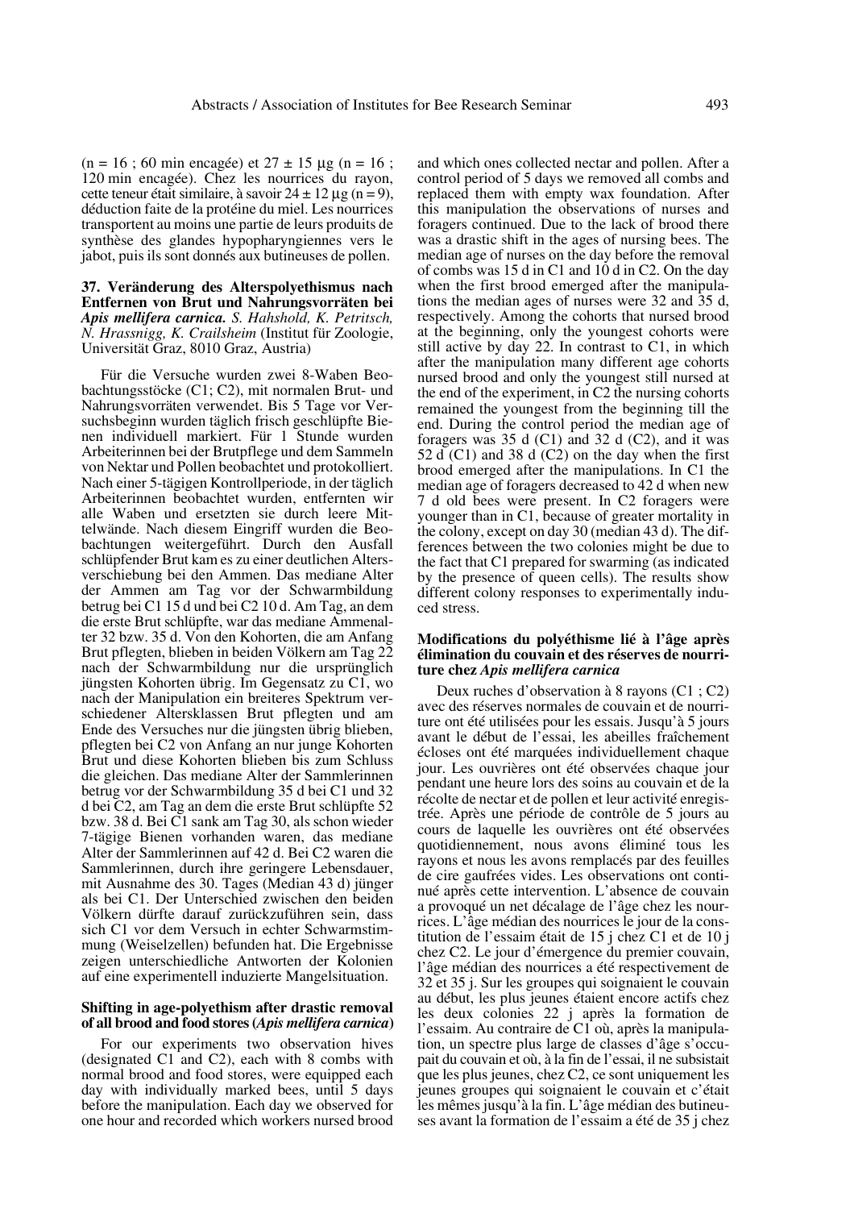(n = 16 ; 60 min encagée) et 27 ± 15 µg (n = 16 ; 120 min encagée). Chez les nourrices du rayon, cette teneur était similaire, à savoir 24 ± 12 µg (n = 9), déduction faite de la protéine du miel. Les nourrices transportent au moins une partie de leurs produits de synthèse des glandes hypopharyngiennes vers le jabot, puis ils sont donnés aux butineuses de pollen.

**37. Veränderung des Alterspolyethismus nach Entfernen von Brut und Nahrungsvorräten bei *Apis mellifera carnica*.** *S. Hahshold, K. Petritsch, N. Hrassnigg, K. Crailsheim* (Institut für Zoologie, Universität Graz, 8010 Graz, Austria)

Für die Versuche wurden zwei 8-Waben Beobachtungsstöcke (C1; C2), mit normalen Brut- und Nahrungsvorräten verwendet. Bis 5 Tage vor Versuchsbeginn wurden täglich frisch geschlüpfte Bienen individuell markiert. Für 1 Stunde wurden Arbeiterinnen bei der Brutpflege und dem Sammeln von Nektar und Pollen beobachtet und protokolliert. Nach einer 5-tägigen Kontrollperiode, in der täglich Arbeiterinnen beobachtet wurden, entfernten wir alle Waben und ersetzten sie durch leere Mittelwände. Nach diesem Eingriff wurden die Beobachtungen weitergeführt. Durch den Ausfall schlüpfender Brut kam es zu einer deutlichen Altersverschiebung bei den Ammen. Das mediane Alter der Ammen am Tag vor der Schwarmbildung betrug bei C1 15 d und bei C2 10 d. Am Tag, an dem die erste Brut schlüpfte, war das mediane Ammenalter 32 bzw. 35 d. Von den Kohorten, die am Anfang Brut pflegten, blieben in beiden Völkern am Tag 22 nach der Schwarmbildung nur die ursprünglich jüngsten Kohorten übrig. Im Gegensatz zu C1, wo nach der Manipulation ein breiteres Spektrum verschiedener Altersklassen Brut pflegten und am Ende des Versuches nur die jüngsten übrig blieben, pflegten bei C2 von Anfang an nur junge Kohorten Brut und diese Kohorten blieben bis zum Schluss die gleichen. Das mediane Alter der Sammlerinnen betrug vor der Schwarmbildung 35 d bei C1 und 32 d bei C2, am Tag an dem die erste Brut schlüpfte 52 bzw. 38 d. Bei C1 sank am Tag 30, als schon wieder 7-tägige Bienen vorhanden waren, das mediane Alter der Sammlerinnen auf 42 d. Bei C2 waren die Sammlerinnen, durch ihre geringere Lebensdauer, mit Ausnahme des 30. Tages (Median 43 d) jünger als bei C1. Der Unterschied zwischen den beiden Völkern dürfte darauf zurückzuführen sein, dass sich C1 vor dem Versuch in echter Schwarmstimmung (Weiselzellen) befunden hat. Die Ergebnisse zeigen unterschiedliche Antworten der Kolonien auf eine experimentell induzierte Mangelsituation.

**Shifting in age-polyethism after drastic removal of all brood and food stores (*Apis mellifera carnica*)**

For our experiments two observation hives (designated C1 and C2), each with 8 combs with normal brood and food stores, were equipped each day with individually marked bees, until 5 days before the manipulation. Each day we observed for one hour and recorded which workers nursed brood and which ones collected nectar and pollen. After a control period of 5 days we removed all combs and replaced them with empty wax foundation. After this manipulation the observations of nurses and foragers continued. Due to the lack of brood there was a drastic shift in the ages of nursing bees. The median age of nurses on the day before the removal of combs was 15 d in C1 and 10 d in C2. On the day when the first brood emerged after the manipulations the median ages of nurses were 32 and 35 d, respectively. Among the cohorts that nursed brood at the beginning, only the youngest cohorts were still active by day 22. In contrast to C1, in which after the manipulation many different age cohorts nursed brood and only the youngest still nursed at the end of the experiment, in C2 the nursing cohorts remained the youngest from the beginning till the end. During the control period the median age of foragers was 35 d (C1) and 32 d (C2), and it was 52 d (C1) and 38 d (C2) on the day when the first brood emerged after the manipulations. In C1 the median age of foragers decreased to 42 d when new 7 d old bees were present. In C2 foragers were younger than in C1, because of greater mortality in the colony, except on day 30 (median 43 d). The differences between the two colonies might be due to the fact that C1 prepared for swarming (as indicated by the presence of queen cells). The results show different colony responses to experimentally induced stress.

**Modifications du polyéthisme lié à l'âge après élimination du couvain et des réserves de nourriture chez *Apis mellifera carnica***

Deux ruches d'observation à 8 rayons (C1 ; C2) avec des réserves normales de couvain et de nourriture ont été utilisées pour les essais. Jusqu'à 5 jours avant le début de l'essai, les abeilles fraîchement écloses ont été marquées individuellement chaque jour. Les ouvrières ont été observées chaque jour pendant une heure lors des soins au couvain et de la récolte de nectar et de pollen et leur activité enregistrée. Après une période de contrôle de 5 jours au cours de laquelle les ouvrières ont été observées quotidiennement, nous avons éliminé tous les rayons et nous les avons remplacés par des feuilles de cire gaufrées vides. Les observations ont continué après cette intervention. L'absence de couvain a provoqué un net décalage de l'âge chez les nourrices. L'âge médian des nourrices le jour de la constitution de l'essaim était de 15 j chez C1 et de 10 j chez C2. Le jour d'émergence du premier couvain, l'âge médian des nourrices a été respectivement de 32 et 35 j. Sur les groupes qui soignaient le couvain au début, les plus jeunes étaient encore actifs chez les deux colonies 22 j après la formation de l'essaim. Au contraire de C1 où, après la manipulation, un spectre plus large de classes d'âge s'occupait du couvain et où, à la fin de l'essai, il ne subsistait que les plus jeunes, chez C2, ce sont uniquement les jeunes groupes qui soignaient le couvain et c'était les mêmes jusqu'à la fin. L'âge médian des butineuses avant la formation de l'essaim a été de 35 j chez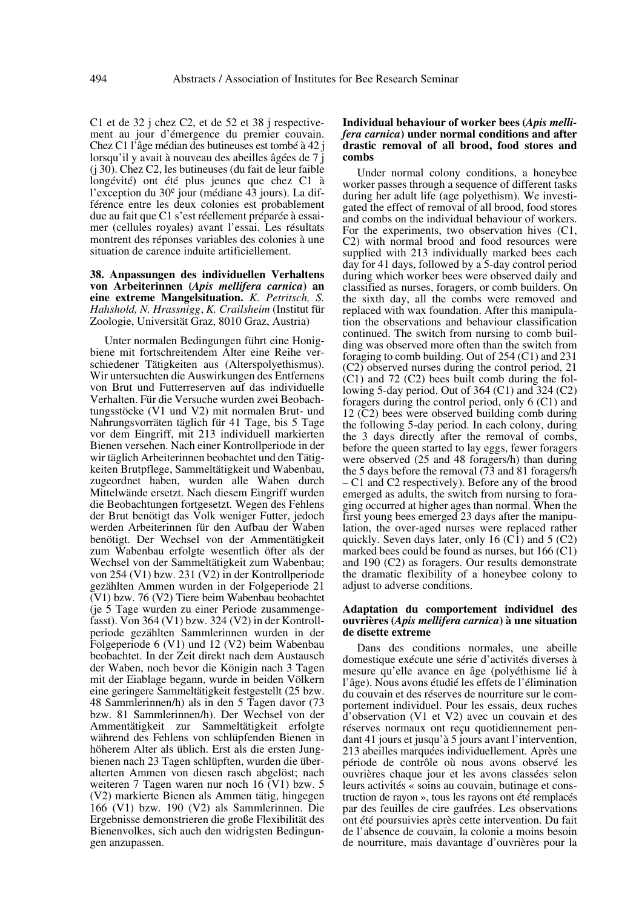C1 et de 32 j chez C2, et de 52 et 38 j respectivement au jour d'émergence du premier couvain. Chez C1 l'âge médian des butineuses est tombé à 42 j lorsqu'il y avait à nouveau des abeilles âgées de 7 j (j 30). Chez C2, les butineuses (du fait de leur faible longévité) ont été plus jeunes que chez C1 à l'exception du 30e jour (médiane 43 jours). La différence entre les deux colonies est probablement due au fait que C1 s'est réellement préparée à essaimer (cellules royales) avant l'essai. Les résultats montrent des réponses variables des colonies à une situation de carence induite artificiellement.

### 38. Anpassungen des individuellen Verhaltens von Arbeiterinnen (*Apis mellifera carnica*) an eine extreme Mangelsituation. *K. Petritsch, S. Hahshold, N. Hrassnigg, K. Crailsheim* (Institut für Zoologie, Universität Graz, 8010 Graz, Austria)

Unter normalen Bedingungen führt eine Honigbiene mit fortschreitendem Alter eine Reihe verschiedener Tätigkeiten aus (Alterspolyethismus). Wir untersuchten die Auswirkungen des Entfernens von Brut und Futterreserven auf das individuelle Verhalten. Für die Versuche wurden zwei Beobachtungsstöcke (V1 und V2) mit normalen Brut- und Nahrungsvorräten täglich für 41 Tage, bis 5 Tage vor dem Eingriff, mit 213 individuell markierten Bienen versehen. Nach einer Kontrollperiode in der wir täglich Arbeiterinnen beobachtet und den Tätigkeiten Brutpflege, Sammeltätigkeit und Wabenbau, zugeordnet haben, wurden alle Waben durch Mittelwände ersetzt. Nach diesem Eingriff wurden die Beobachtungen fortgesetzt. Wegen des Fehlens der Brut benötigt das Volk weniger Futter, jedoch werden Arbeiterinnen für den Aufbau der Waben benötigt. Der Wechsel von der Ammentätigkeit zum Wabenbau erfolgte wesentlich öfter als der Wechsel von der Sammeltätigkeit zum Wabenbau; von 254 (V1) bzw. 231 (V2) in der Kontrollperiode gezählten Ammen wurden in der Folgeperiode 21 (V1) bzw. 76 (V2) Tiere beim Wabenbau beobachtet (je 5 Tage wurden zu einer Periode zusammengefasst). Von 364 (V1) bzw. 324 (V2) in der Kontrollperiode gezählten Sammlerinnen wurden in der Folgeperiode 6 (V1) und 12 (V2) beim Wabenbau beobachtet. In der Zeit direkt nach dem Austausch der Waben, noch bevor die Königin nach 3 Tagen mit der Eiablage begann, wurde in beiden Völkern eine geringere Sammeltätigkeit festgestellt (25 bzw. 48 Sammlerinnen/h) als in den 5 Tagen davor (73 bzw. 81 Sammlerinnen/h). Der Wechsel von der Ammentätigkeit zur Sammeltätigkeit erfolgte während des Fehlens von schlüpfenden Bienen in höherem Alter als üblich. Erst als die ersten Jungbienen nach 23 Tagen schlüpften, wurden die überalterten Ammen von diesen rasch abgelöst; nach weiteren 7 Tagen waren nur noch 16 (V1) bzw. 5 (V2) markierte Bienen als Ammen tätig, hingegen 166 (V1) bzw. 190 (V2) als Sammlerinnen. Die Ergebnisse demonstrieren die große Flexibilität des Bienenvolkes, sich auch den widrigsten Bedingungen anzupassen.

### Individual behaviour of worker bees (*Apis mellifera carnica*) under normal conditions and after drastic removal of all brood, food stores and combs

Under normal colony conditions, a honeybee worker passes through a sequence of different tasks during her adult life (age polyethism). We investigated the effect of removal of all brood, food stores and combs on the individual behaviour of workers. For the experiments, two observation hives (C1, C2) with normal brood and food resources were supplied with 213 individually marked bees each day for 41 days, followed by a 5-day control period during which worker bees were observed daily and classified as nurses, foragers, or comb builders. On the sixth day, all the combs were removed and replaced with wax foundation. After this manipulation the observations and behaviour classification continued. The switch from nursing to comb building was observed more often than the switch from foraging to comb building. Out of 254 (C1) and 231 (C2) observed nurses during the control period, 21 (C1) and 72 (C2) bees built comb during the following 5-day period. Out of 364 (C1) and 324 (C2) foragers during the control period, only 6 (C1) and 12 (C2) bees were observed building comb during the following 5-day period. In each colony, during the 3 days directly after the removal of combs, before the queen started to lay eggs, fewer foragers were observed (25 and 48 foragers/h) than during the 5 days before the removal (73 and 81 foragers/h – C1 and C2 respectively). Before any of the brood emerged as adults, the switch from nursing to foraging occurred at higher ages than normal. When the first young bees emerged 23 days after the manipulation, the over-aged nurses were replaced rather quickly. Seven days later, only 16 (C1) and 5 (C2) marked bees could be found as nurses, but 166 (C1) and 190 (C2) as foragers. Our results demonstrate the dramatic flexibility of a honeybee colony to adjust to adverse conditions.

### Adaptation du comportement individuel des ouvrières (*Apis mellifera carnica*) à une situation de disette extreme

Dans des conditions normales, une abeille domestique exécute une série d'activités diverses à mesure qu'elle avance en âge (polyéthisme lié à l'âge). Nous avons étudié les effets de l'élimination du couvain et des réserves de nourriture sur le comportement individuel. Pour les essais, deux ruches d'observation (V1 et V2) avec un couvain et des réserves normaux ont reçu quotidiennement pendant 41 jours et jusqu'à 5 jours avant l'intervention, 213 abeilles marquées individuellement. Après une période de contrôle où nous avons observé les ouvrières chaque jour et les avons classées selon leurs activités « soins au couvain, butinage et construction de rayon », tous les rayons ont été remplacés par des feuilles de cire gaufrées. Les observations ont été poursuivies après cette intervention. Du fait de l'absence de couvain, la colonie a moins besoin de nourriture, mais davantage d'ouvrières pour la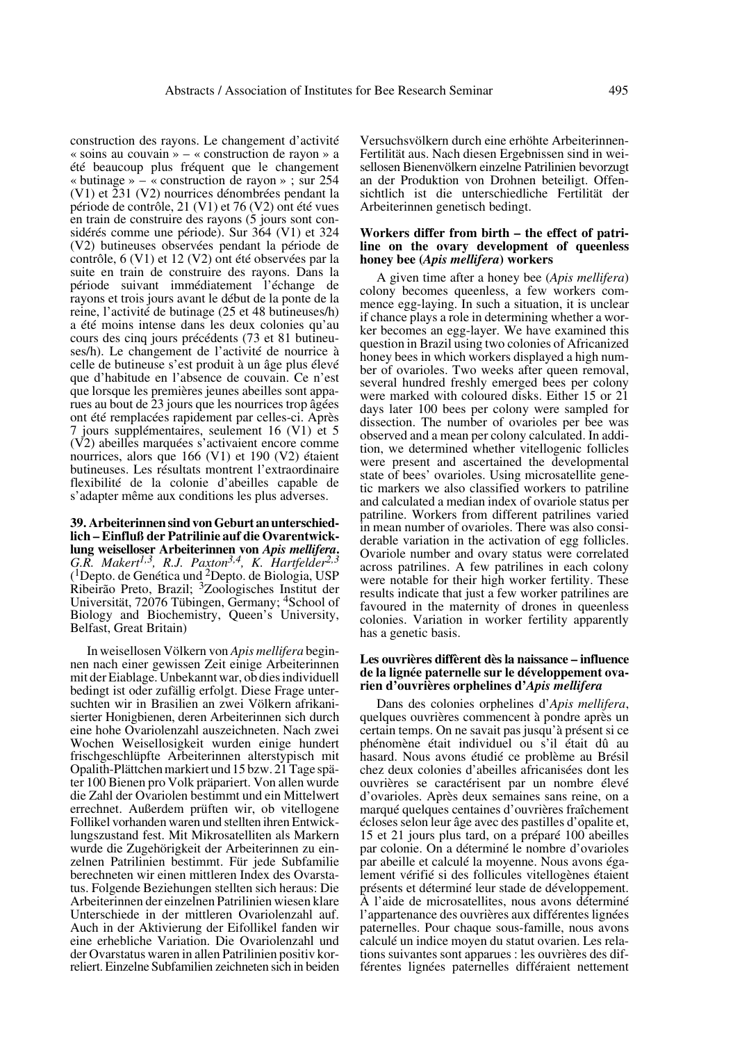construction des rayons. Le changement d'activité « soins au couvain » – « construction de rayon » a été beaucoup plus fréquent que le changement « butinage » – « construction de rayon » ; sur 254 (V1) et 231 (V2) nourrices dénombrées pendant la période de contrôle, 21 (V1) et 76 (V2) ont été vues en train de construire des rayons (5 jours sont considérés comme une période). Sur 364 (V1) et 324 (V2) butineuses observées pendant la période de contrôle, 6 (V1) et 12 (V2) ont été observées par la suite en train de construire des rayons. Dans la période suivant immédiatement l'échange de rayons et trois jours avant le début de la ponte de la reine, l'activité de butinage (25 et 48 butineuses/h) a été moins intense dans les deux colonies qu'au cours des cinq jours précédents (73 et 81 butineuses/h). Le changement de l'activité de nourrice à celle de butineuse s'est produit à un âge plus élevé que d'habitude en l'absence de couvain. Ce n'est que lorsque les premières jeunes abeilles sont apparues au bout de 23 jours que les nourrices trop âgées ont été remplacées rapidement par celles-ci. Après 7 jours supplémentaires, seulement 16 (V1) et 5 (V2) abeilles marquées s'activaient encore comme nourrices, alors que 166 (V1) et 190 (V2) étaient butineuses. Les résultats montrent l'extraordinaire flexibilité de la colonie d'abeilles capable de s'adapter même aux conditions les plus adverses.

**39. Arbeiterinnen sind von Geburt an unterschiedlich – Einfluß der Patrilinie auf die Ovarentwicklung weiselloser Arbeiterinnen von *Apis mellifera*.** *G.R. Makert*[1,3], *R.J. Paxton*[3,4], *K. Hartfelder*[2,3] ([1]Depto. de Genética und [2]Depto. de Biologia, USP Ribeirão Preto, Brazil; [3]Zoologisches Institut der Universität, 72076 Tübingen, Germany; [4]School of Biology and Biochemistry, Queen's University, Belfast, Great Britain)

In weisellosen Völkern von *Apis mellifera* beginnen nach einer gewissen Zeit einige Arbeiterinnen mit der Eiablage. Unbekannt war, ob dies individuell bedingt ist oder zufällig erfolgt. Diese Frage untersuchten wir in Brasilien an zwei Völkern afrikanisierter Honigbienen, deren Arbeiterinnen sich durch eine hohe Ovariolenzahl auszeichneten. Nach zwei Wochen Weisellosigkeit wurden einige hundert frischgeschlüpfte Arbeiterinnen alterstypisch mit Opalith-Plättchen markiert und 15 bzw. 21 Tage später 100 Bienen pro Volk präpariert. Von allen wurde die Zahl der Ovariolen bestimmt und ein Mittelwert errechnet. Außerdem prüften wir, ob vitellogene Follikel vorhanden waren und stellten ihren Entwicklungszustand fest. Mit Mikrosatelliten als Markern wurde die Zugehörigkeit der Arbeiterinnen zu einzelnen Patrilinien bestimmt. Für jede Subfamilie berechneten wir einen mittleren Index des Ovarstatus. Folgende Beziehungen stellten sich heraus: Die Arbeiterinnen der einzelnen Patrilinien wiesen klare Unterschiede in der mittleren Ovariolenzahl auf. Auch in der Aktivierung der Eifollikel fanden wir eine erhebliche Variation. Die Ovariolenzahl und der Ovarstatus waren in allen Patrilinien positiv korreliert. Einzelne Subfamilien zeichneten sich in beiden Versuchsvölkern durch eine erhöhte Arbeiterinnen-Fertilität aus. Nach diesen Ergebnissen sind in weisellosen Bienenvölkern einzelne Patrilinien bevorzugt an der Produktion von Drohnen beteiligt. Offensichtlich ist die unterschiedliche Fertilität der Arbeiterinnen genetisch bedingt.

**Workers differ from birth – the effect of patriline on the ovary development of queenless honey bee (*Apis mellifera*) workers**

A given time after a honey bee (*Apis mellifera*) colony becomes queenless, a few workers commence egg-laying. In such a situation, it is unclear if chance plays a role in determining whether a worker becomes an egg-layer. We have examined this question in Brazil using two colonies of Africanized honey bees in which workers displayed a high number of ovarioles. Two weeks after queen removal, several hundred freshly emerged bees per colony were marked with coloured disks. Either 15 or 21 days later 100 bees per colony were sampled for dissection. The number of ovarioles per bee was observed and a mean per colony calculated. In addition, we determined whether vitellogenic follicles were present and ascertained the developmental state of bees' ovarioles. Using microsatellite genetic markers we also classified workers to patriline and calculated a median index of ovariole status per patriline. Workers from different patrilines varied in mean number of ovarioles. There was also considerable variation in the activation of egg follicles. Ovariole number and ovary status were correlated across patrilines. A few patrilines in each colony were notable for their high worker fertility. These results indicate that just a few worker patrilines are favoured in the maternity of drones in queenless colonies. Variation in worker fertility apparently has a genetic basis.

**Les ouvrières diffèrent dès la naissance – influence de la lignée paternelle sur le développement ovarien d'ouvrières orphelines d'*Apis mellifera***

Dans des colonies orphelines d'*Apis mellifera*, quelques ouvrières commencent à pondre après un certain temps. On ne savait pas jusqu'à présent si ce phénomène était individuel ou s'il était dû au hasard. Nous avons étudié ce problème au Brésil chez deux colonies d'abeilles africanisées dont les ouvrières se caractérisent par un nombre élevé d'ovarioles. Après deux semaines sans reine, on a marqué quelques centaines d'ouvrières fraîchement écloses selon leur âge avec des pastilles d'opalite et, 15 et 21 jours plus tard, on a préparé 100 abeilles par colonie. On a déterminé le nombre d'ovarioles par abeille et calculé la moyenne. Nous avons également vérifié si des follicules vitellogènes étaient présents et déterminé leur stade de développement. À l'aide de microsatellites, nous avons déterminé l'appartenance des ouvrières aux différentes lignées paternelles. Pour chaque sous-famille, nous avons calculé un indice moyen du statut ovarien. Les relations suivantes sont apparues : les ouvrières des différentes lignées paternelles différaient nettement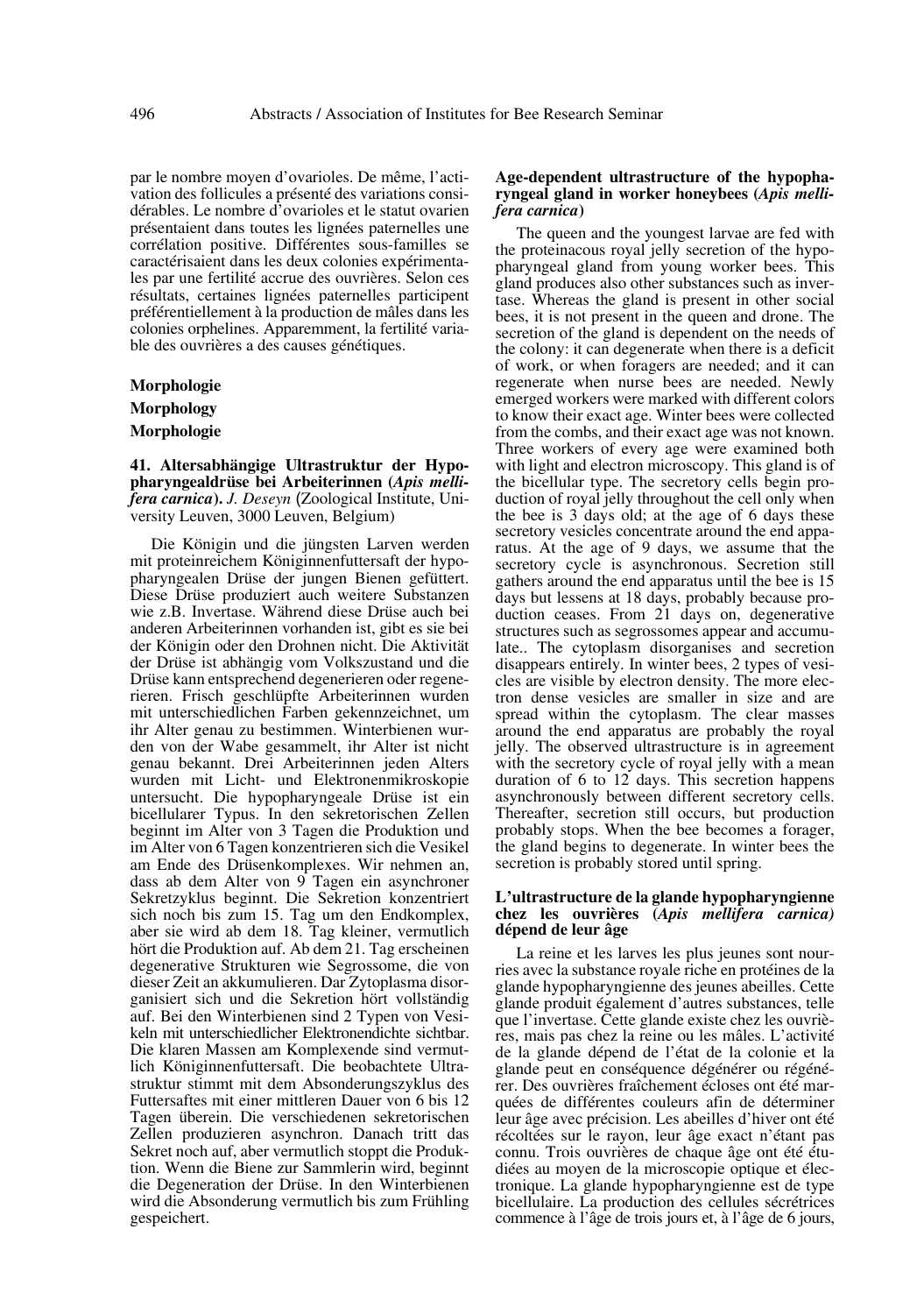par le nombre moyen d'ovarioles. De même, l'activation des follicules a présenté des variations considérables. Le nombre d'ovarioles et le statut ovarien présentaient dans toutes les lignées paternelles une corrélation positive. Différentes sous-familles se caractérisaient dans les deux colonies expérimentales par une fertilité accrue des ouvrières. Selon ces résultats, certaines lignées paternelles participent préférentiellement à la production de mâles dans les colonies orphelines. Apparemment, la fertilité variable des ouvrières a des causes génétiques.

## Morphologie

## Morphology

## Morphologie

### 41. Altersabhängige Ultrastruktur der Hypopharyngealdrüse bei Arbeiterinnen (*Apis mellifera carnica*). *J. Deseyn* (Zoological Institute, University Leuven, 3000 Leuven, Belgium)

Die Königin und die jüngsten Larven werden mit proteinreichem Königinnenfuttersaft der hypopharyngealen Drüse der jungen Bienen gefüttert. Diese Drüse produziert auch weitere Substanzen wie z.B. Invertase. Während diese Drüse auch bei anderen Arbeiterinnen vorhanden ist, gibt es sie bei der Königin oder den Drohnen nicht. Die Aktivität der Drüse ist abhängig vom Volkszustand und die Drüse kann entsprechend degenerieren oder regenerieren. Frisch geschlüpfte Arbeiterinnen wurden mit unterschiedlichen Farben gekennzeichnet, um ihr Alter genau zu bestimmen. Winterbienen wurden von der Wabe gesammelt, ihr Alter ist nicht genau bekannt. Drei Arbeiterinnen jeden Alters wurden mit Licht- und Elektronenmikroskopie untersucht. Die hypopharyngeale Drüse ist ein bicellularer Typus. In den sekretorischen Zellen beginnt im Alter von 3 Tagen die Produktion und im Alter von 6 Tagen konzentrieren sich die Vesikel am Ende des Drüsenkomplexes. Wir nehmen an, dass ab dem Alter von 9 Tagen ein asynchroner Sekretzyklus beginnt. Die Sekretion konzentriert sich noch bis zum 15. Tag um den Endkomplex, aber sie wird ab dem 18. Tag kleiner, vermutlich hört die Produktion auf. Ab dem 21. Tag erscheinen degenerative Strukturen wie Segrossome, die von dieser Zeit an akkumulieren. Dar Zytoplasma disorganisiert sich und die Sekretion hört vollständig auf. Bei den Winterbienen sind 2 Typen von Vesikeln mit unterschiedlicher Elektronendichte sichtbar. Die klaren Massen am Komplexende sind vermutlich Königinnenfuttersaft. Die beobachtete Ultrastruktur stimmt mit dem Absonderungszyklus des Futtersaftes mit einer mittleren Dauer von 6 bis 12 Tagen überein. Die verschiedenen sekretorischen Zellen produzieren asynchron. Danach tritt das Sekret noch auf, aber vermutlich stoppt die Produktion. Wenn die Biene zur Sammlerin wird, beginnt die Degeneration der Drüse. In den Winterbienen wird die Absonderung vermutlich bis zum Frühling gespeichert.

### Age-dependent ultrastructure of the hypopharyngeal gland in worker honeybees (*Apis mellifera carnica*)

The queen and the youngest larvae are fed with the proteinacous royal jelly secretion of the hypopharyngeal gland from young worker bees. This gland produces also other substances such as invertase. Whereas the gland is present in other social bees, it is not present in the queen and drone. The secretion of the gland is dependent on the needs of the colony: it can degenerate when there is a deficit of work, or when foragers are needed; and it can regenerate when nurse bees are needed. Newly emerged workers were marked with different colors to know their exact age. Winter bees were collected from the combs, and their exact age was not known. Three workers of every age were examined both with light and electron microscopy. This gland is of the bicellular type. The secretory cells begin production of royal jelly throughout the cell only when the bee is 3 days old; at the age of 6 days these secretory vesicles concentrate around the end apparatus. At the age of 9 days, we assume that the secretory cycle is asynchronous. Secretion still gathers around the end apparatus until the bee is 15 days but lessens at 18 days, probably because production ceases. From 21 days on, degenerative structures such as segrossomes appear and accumulate.. The cytoplasm disorganises and secretion disappears entirely. In winter bees, 2 types of vesicles are visible by electron density. The more electron dense vesicles are smaller in size and are spread within the cytoplasm. The clear masses around the end apparatus are probably the royal jelly. The observed ultrastructure is in agreement with the secretory cycle of royal jelly with a mean duration of 6 to 12 days. This secretion happens asynchronously between different secretory cells. Thereafter, secretion still occurs, but production probably stops. When the bee becomes a forager, the gland begins to degenerate. In winter bees the secretion is probably stored until spring.

### L'ultrastructure de la glande hypopharyngienne chez les ouvrières (*Apis mellifera carnica*) dépend de leur âge

La reine et les larves les plus jeunes sont nourries avec la substance royale riche en protéines de la glande hypopharyngienne des jeunes abeilles. Cette glande produit également d'autres substances, telle que l'invertase. Cette glande existe chez les ouvrières, mais pas chez la reine ou les mâles. L'activité de la glande dépend de l'état de la colonie et la glande peut en conséquence dégénérer ou régénérer. Des ouvrières fraîchement écloses ont été marquées de différentes couleurs afin de déterminer leur âge avec précision. Les abeilles d'hiver ont été récoltées sur le rayon, leur âge exact n'étant pas connu. Trois ouvrières de chaque âge ont été étudiées au moyen de la microscopie optique et électronique. La glande hypopharyngienne est de type bicellulaire. La production des cellules sécrétrices commence à l'âge de trois jours et, à l'âge de 6 jours,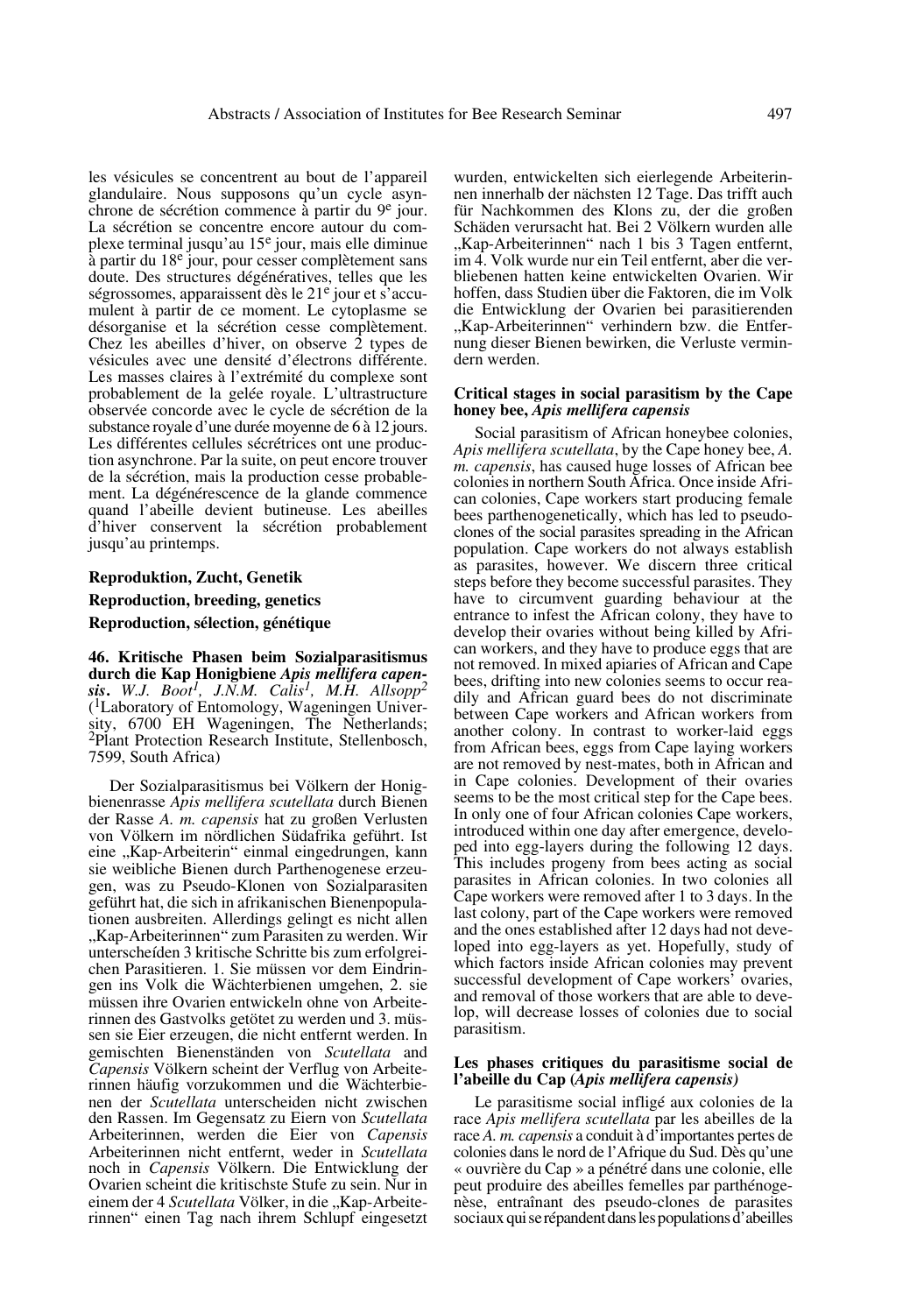les vésicules se concentrent au bout de l'appareil glandulaire. Nous supposons qu'un cycle asynchrone de sécrétion commence à partir du 9[e] jour. La sécrétion se concentre encore autour du complexe terminal jusqu'au 15[e] jour, mais elle diminue à partir du 18[e] jour, pour cesser complètement sans doute. Des structures dégénératives, telles que les ségrossomes, apparaissent dès le 21[e] jour et s'accumulent à partir de ce moment. Le cytoplasme se désorganise et la sécrétion cesse complètement. Chez les abeilles d'hiver, on observe 2 types de vésicules avec une densité d'électrons différente. Les masses claires à l'extrémité du complexe sont probablement de la gelée royale. L'ultrastructure observée concorde avec le cycle de sécrétion de la substance royale d'une durée moyenne de 6 à 12 jours. Les différentes cellules sécrétrices ont une production asynchrone. Par la suite, on peut encore trouver de la sécrétion, mais la production cesse probablement. La dégénérescence de la glande commence quand l'abeille devient butineuse. Les abeilles d'hiver conservent la sécrétion probablement jusqu'au printemps.

## Reproduktion, Zucht, Genetik

## Reproduction, breeding, genetics

## Reproduction, sélection, génétique

### 46. Kritische Phasen beim Sozialparasitismus durch die Kap Honigbiene *Apis mellifera capensis*. *W.J. Boot[1], J.N.M. Calis[1], M.H. Allsopp[2]*

([1]Laboratory of Entomology, Wageningen University, 6700 EH Wageningen, The Netherlands; [2]Plant Protection Research Institute, Stellenbosch, 7599, South Africa)

Der Sozialparasitismus bei Völkern der Honigbienenrasse *Apis mellifera scutellata* durch Bienen der Rasse *A. m. capensis* hat zu großen Verlusten von Völkern im nördlichen Südafrika geführt. Ist eine „Kap-Arbeiterin" einmal eingedrungen, kann sie weibliche Bienen durch Parthenogenese erzeugen, was zu Pseudo-Klonen von Sozialparasiten geführt hat, die sich in afrikanischen Bienenpopulationen ausbreiten. Allerdings gelingt es nicht allen „Kap-Arbeiterinnen" zum Parasiten zu werden. Wir unterscheiden 3 kritische Schritte bis zum erfolgreichen Parasitieren. 1. Sie müssen vor dem Eindringen ins Volk die Wächterbienen umgehen, 2. sie müssen ihre Ovarien entwickeln ohne von Arbeiterinnen des Gastvolks getötet zu werden und 3. müssen sie Eier erzeugen, die nicht entfernt werden. In gemischten Bienenständen von *Scutellata* and *Capensis* Völkern scheint der Verflug von Arbeiterinnen häufig vorzukommen und die Wächterbienen der *Scutellata* unterscheiden nicht zwischen den Rassen. Im Gegensatz zu Eiern von *Scutellata* Arbeiterinnen, werden die Eier von *Capensis* Arbeiterinnen nicht entfernt, weder in *Scutellata* noch in *Capensis* Völkern. Die Entwicklung der Ovarien scheint die kritischste Stufe zu sein. Nur in einem der 4 *Scutellata* Völker, in die „Kap-Arbeiterinnen" einen Tag nach ihrem Schlupf eingesetzt wurden, entwickelten sich eierlegende Arbeiterinnen innerhalb der nächsten 12 Tage. Das trifft auch für Nachkommen des Klons zu, der die großen Schäden verursacht hat. Bei 2 Völkern wurden alle „Kap-Arbeiterinnen" nach 1 bis 3 Tagen entfernt, im 4. Volk wurde nur ein Teil entfernt, aber die verbliebenen hatten keine entwickelten Ovarien. Wir hoffen, dass Studien über die Faktoren, die im Volk die Entwicklung der Ovarien bei parasitierenden „Kap-Arbeiterinnen" verhindern bzw. die Entfernung dieser Bienen bewirken, die Verluste vermindern werden.

### Critical stages in social parasitism by the Cape honey bee, *Apis mellifera capensis*

Social parasitism of African honeybee colonies, *Apis mellifera scutellata*, by the Cape honey bee, *A. m. capensis*, has caused huge losses of African bee colonies in northern South Africa. Once inside African colonies, Cape workers start producing female bees parthenogenetically, which has led to pseudo-clones of the social parasites spreading in the African population. Cape workers do not always establish as parasites, however. We discern three critical steps before they become successful parasites. They have to circumvent guarding behaviour at the entrance to infest the African colony, they have to develop their ovaries without being killed by African workers, and they have to produce eggs that are not removed. In mixed apiaries of African and Cape bees, drifting into new colonies seems to occur readily and African guard bees do not discriminate between Cape workers and African workers from another colony. In contrast to worker-laid eggs from African bees, eggs from Cape laying workers are not removed by nest-mates, both in African and in Cape colonies. Development of their ovaries seems to be the most critical step for the Cape bees. In only one of four African colonies Cape workers, introduced within one day after emergence, developed into egg-layers during the following 12 days. This includes progeny from bees acting as social parasites in African colonies. In two colonies all Cape workers were removed after 1 to 3 days. In the last colony, part of the Cape workers were removed and the ones established after 12 days had not developed into egg-layers as yet. Hopefully, study of which factors inside African colonies may prevent successful development of Cape workers' ovaries, and removal of those workers that are able to develop, will decrease losses of colonies due to social parasitism.

### Les phases critiques du parasitisme social de l'abeille du Cap (*Apis mellifera capensis*)

Le parasitisme social infligé aux colonies de la race *Apis mellifera scutellata* par les abeilles de la race *A. m. capensis* a conduit à d'importantes pertes de colonies dans le nord de l'Afrique du Sud. Dès qu'une « ouvrière du Cap » a pénétré dans une colonie, elle peut produire des abeilles femelles par parthénogenèse, entraînant des pseudo-clones de parasites sociaux qui se répandent dans les populations d'abeilles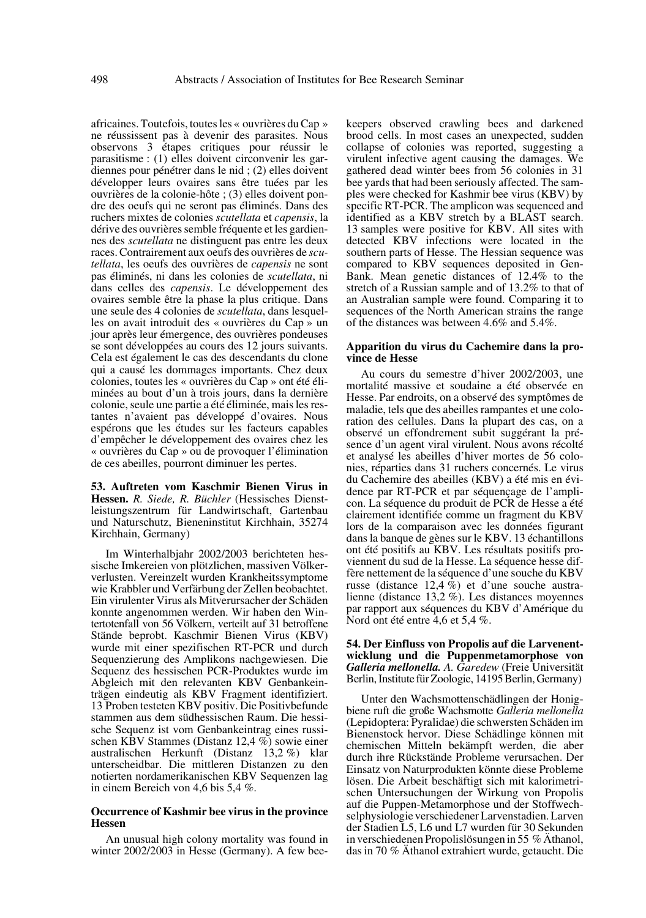africaines. Toutefois, toutes les « ouvrières du Cap » ne réussissent pas à devenir des parasites. Nous observons 3 étapes critiques pour réussir le parasitisme : (1) elles doivent circonvenir les gardiennes pour pénétrer dans le nid ; (2) elles doivent développer leurs ovaires sans être tuées par les ouvrières de la colonie-hôte ; (3) elles doivent pondre des oeufs qui ne seront pas éliminés. Dans des ruchers mixtes de colonies *scutellata* et *capensis*, la dérive des ouvrières semble fréquente et les gardiennes des *scutellata* ne distinguent pas entre les deux races. Contrairement aux oeufs des ouvrières de *scutellata*, les oeufs des ouvrières de *capensis* ne sont pas éliminés, ni dans les colonies de *scutellata*, ni dans celles des *capensis*. Le développement des ovaires semble être la phase la plus critique. Dans une seule des 4 colonies de *scutellata*, dans lesquelles on avait introduit des « ouvrières du Cap » un jour après leur émergence, des ouvrières pondeuses se sont développées au cours des 12 jours suivants. Cela est également le cas des descendants du clone qui a causé les dommages importants. Chez deux colonies, toutes les « ouvrières du Cap » ont été éliminées au bout d'un à trois jours, dans la dernière colonie, seule une partie a été éliminée, mais les restantes n'avaient pas développé d'ovaires. Nous espérons que les études sur les facteurs capables d'empêcher le développement des ovaires chez les « ouvrières du Cap » ou de provoquer l'élimination de ces abeilles, pourront diminuer les pertes.

**53. Auftreten vom Kaschmir Bienen Virus in Hessen.** *R. Siede, R. Büchler* (Hessisches Dienstleistungszentrum für Landwirtschaft, Gartenbau und Naturschutz, Bieneninstitut Kirchhain, 35274 Kirchhain, Germany)

Im Winterhalbjahr 2002/2003 berichteten hessische Imkereien von plötzlichen, massiven Völkerverlusten. Vereinzelt wurden Krankheitssymptome wie Krabbler und Verfärbung der Zellen beobachtet. Ein virulenter Virus als Mitverursacher der Schäden konnte angenommen werden. Wir haben den Wintertotenfall von 56 Völkern, verteilt auf 31 betroffene Stände beprobt. Kaschmir Bienen Virus (KBV) wurde mit einer spezifischen RT-PCR und durch Sequenzierung des Amplikons nachgewiesen. Die Sequenz des hessischen PCR-Produktes wurde im Abgleich mit den relevanten KBV Genbankeinträgen eindeutig als KBV Fragment identifiziert. 13 Proben testeten KBV positiv. Die Positivbefunde stammen aus dem südhessischen Raum. Die hessische Sequenz ist vom Genbankeintrag eines russischen KBV Stammes (Distanz 12,4 %) sowie einer australischen Herkunft (Distanz 13,2 %) klar unterscheidbar. Die mittleren Distanzen zu den notierten nordamerikanischen KBV Sequenzen lag in einem Bereich von 4,6 bis 5,4 %.

**Occurrence of Kashmir bee virus in the province Hessen**

An unusual high colony mortality was found in winter 2002/2003 in Hesse (Germany). A few beekeepers observed crawling bees and darkened brood cells. In most cases an unexpected, sudden collapse of colonies was reported, suggesting a virulent infective agent causing the damages. We gathered dead winter bees from 56 colonies in 31 bee yards that had been seriously affected. The samples were checked for Kashmir bee virus (KBV) by specific RT-PCR. The amplicon was sequenced and identified as a KBV stretch by a BLAST search. 13 samples were positive for KBV. All sites with detected KBV infections were located in the southern parts of Hesse. The Hessian sequence was compared to KBV sequences deposited in GenBank. Mean genetic distances of 12.4% to the stretch of a Russian sample and of 13.2% to that of an Australian sample were found. Comparing it to sequences of the North American strains the range of the distances was between 4.6% and 5.4%.

**Apparition du virus du Cachemire dans la province de Hesse**

Au cours du semestre d'hiver 2002/2003, une mortalité massive et soudaine a été observée en Hesse. Par endroits, on a observé des symptômes de maladie, tels que des abeilles rampantes et une coloration des cellules. Dans la plupart des cas, on a observé un effondrement subit suggérant la présence d'un agent viral virulent. Nous avons récolté et analysé les abeilles d'hiver mortes de 56 colonies, réparties dans 31 ruchers concernés. Le virus du Cachemire des abeilles (KBV) a été mis en évidence par RT-PCR et par séquençage de l'amplicon. La séquence du produit de PCR de Hesse a été clairement identifiée comme un fragment du KBV lors de la comparaison avec les données figurant dans la banque de gènes sur le KBV. 13 échantillons ont été positifs au KBV. Les résultats positifs proviennent du sud de la Hesse. La séquence hesse diffère nettement de la séquence d'une souche du KBV russe (distance 12,4 %) et d'une souche australienne (distance 13,2 %). Les distances moyennes par rapport aux séquences du KBV d'Amérique du Nord ont été entre 4,6 et 5,4 %.

**54. Der Einfluss von Propolis auf die Larvenentwicklung und die Puppenmetamorphose von *Galleria mellonella.*** *A. Garedew* (Freie Universität Berlin, Institute für Zoologie, 14195 Berlin, Germany)

Unter den Wachsmottenschädlingen der Honigbiene ruft die große Wachsmotte *Galleria mellonella* (Lepidoptera: Pyralidae) die schwersten Schäden im Bienenstock hervor. Diese Schädlinge können mit chemischen Mitteln bekämpft werden, die aber durch ihre Rückstände Probleme verursachen. Der Einsatz von Naturprodukten könnte diese Probleme lösen. Die Arbeit beschäftigt sich mit kalorimetrischen Untersuchungen der Wirkung von Propolis auf die Puppen-Metamorphose und der Stoffwechselphysiologie verschiedener Larvenstadien. Larven der Stadien L5, L6 und L7 wurden für 30 Sekunden in verschiedenen Propolislösungen in 55 % Äthanol, das in 70 % Äthanol extrahiert wurde, getaucht. Die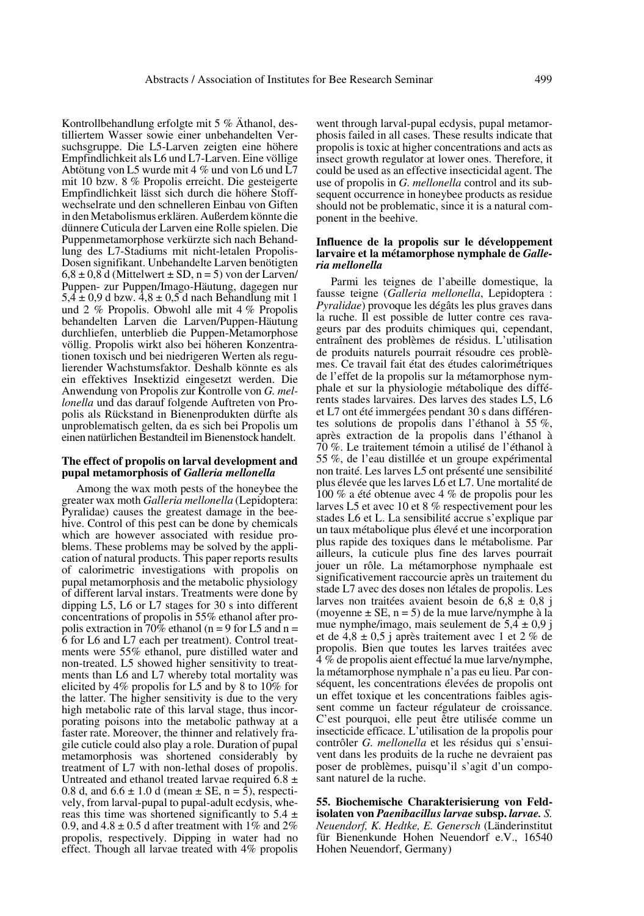Kontrollbehandlung erfolgte mit 5 % Äthanol, destilliertem Wasser sowie einer unbehandelten Versuchsgruppe. Die L5-Larven zeigten eine höhere Empfindlichkeit als L6 und L7-Larven. Eine völlige Abtötung von L5 wurde mit 4 % und von L6 und L7 mit 10 bzw. 8 % Propolis erreicht. Die gesteigerte Empfindlichkeit lässt sich durch die höhere Stoffwechselrate und den schnelleren Einbau von Giften in den Metabolismus erklären. Außerdem könnte die dünnere Cuticula der Larven eine Rolle spielen. Die Puppenmetamorphose verkürzte sich nach Behandlung des L7-Stadiums mit nicht-letalen Propolis-Dosen signifikant. Unbehandelte Larven benötigten 6,8 ± 0,8 d (Mittelwert ± SD, n = 5) von der Larven/Puppen- zur Puppen/Imago-Häutung, dagegen nur 5,4 ± 0,9 d bzw. 4,8 ± 0,5 d nach Behandlung mit 1 und 2 % Propolis. Obwohl alle mit 4 % Propolis behandelten Larven die Larven/Puppen-Häutung durchliefen, unterblieb die Puppen-Metamorphose völlig. Propolis wirkt also bei höheren Konzentrationen toxisch und bei niedrigeren Werten als regulierender Wachstumsfaktor. Deshalb könnte es als ein effektives Insektizid eingesetzt werden. Die Anwendung von Propolis zur Kontrolle von *G. mellonella* und das darauf folgende Auftreten von Propolis als Rückstand in Bienenprodukten dürfte als unproblematisch gelten, da es sich bei Propolis um einen natürlichen Bestandteil im Bienenstock handelt.

**The effect of propolis on larval development and pupal metamorphosis of *Galleria mellonella***

Among the wax moth pests of the honeybee the greater wax moth *Galleria mellonella* (Lepidoptera: Pyralidae) causes the greatest damage in the beehive. Control of this pest can be done by chemicals which are however associated with residue problems. These problems may be solved by the application of natural products. This paper reports results of calorimetric investigations with propolis on pupal metamorphosis and the metabolic physiology of different larval instars. Treatments were done by dipping L5, L6 or L7 stages for 30 s into different concentrations of propolis in 55% ethanol after propolis extraction in 70% ethanol (n = 9 for L5 and n = 6 for L6 and L7 each per treatment). Control treatments were 55% ethanol, pure distilled water and non-treated. L5 showed higher sensitivity to treatments than L6 and L7 whereby total mortality was elicited by 4% propolis for L5 and by 8 to 10% for the latter. The higher sensitivity is due to the very high metabolic rate of this larval stage, thus incorporating poisons into the metabolic pathway at a faster rate. Moreover, the thinner and relatively fragile cuticle could also play a role. Duration of pupal metamorphosis was shortened considerably by treatment of L7 with non-lethal doses of propolis. Untreated and ethanol treated larvae required 6.8 ± 0.8 d, and 6.6 ± 1.0 d (mean ± SE, n = 5), respectively, from larval-pupal to pupal-adult ecdysis, whereas this time was shortened significantly to 5.4 ± 0.9, and 4.8 ± 0.5 d after treatment with 1% and 2% propolis, respectively. Dipping in water had no effect. Though all larvae treated with 4% propolis went through larval-pupal ecdysis, pupal metamorphosis failed in all cases. These results indicate that propolis is toxic at higher concentrations and acts as insect growth regulator at lower ones. Therefore, it could be used as an effective insecticidal agent. The use of propolis in *G. mellonella* control and its subsequent occurrence in honeybee products as residue should not be problematic, since it is a natural component in the beehive.

**Influence de la propolis sur le développement larvaire et la métamorphose nymphale de *Galleria mellonella***

Parmi les teignes de l'abeille domestique, la fausse teigne (*Galleria mellonella*, Lepidoptera : *Pyralidae*) provoque les dégâts les plus graves dans la ruche. Il est possible de lutter contre ces ravageurs par des produits chimiques qui, cependant, entraînent des problèmes de résidus. L'utilisation de produits naturels pourrait résoudre ces problèmes. Ce travail fait état des études calorimétriques de l'effet de la propolis sur la métamorphose nymphale et sur la physiologie métabolique des différents stades larvaires. Des larves des stades L5, L6 et L7 ont été immergées pendant 30 s dans différentes solutions de propolis dans l'éthanol à 55 %, après extraction de la propolis dans l'éthanol à 70 %. Le traitement témoin a utilisé de l'éthanol à 55 %, de l'eau distillée et un groupe expérimental non traité. Les larves L5 ont présenté une sensibilité plus élevée que les larves L6 et L7. Une mortalité de 100 % a été obtenue avec 4 % de propolis pour les larves L5 et avec 10 et 8 % respectivement pour les stades L6 et L. La sensibilité accrue s'explique par un taux métabolique plus élevé et une incorporation plus rapide des toxiques dans le métabolisme. Par ailleurs, la cuticule plus fine des larves pourrait jouer un rôle. La métamorphose nymphaale est significativement raccourcie après un traitement du stade L7 avec des doses non létales de propolis. Les larves non traitées avaient besoin de 6,8 ± 0,8 j (moyenne ± SE, n = 5) de la mue larve/nymphe à la mue nymphe/imago, mais seulement de 5,4 ± 0,9 j et de 4,8 ± 0,5 j après traitement avec 1 et 2 % de propolis. Bien que toutes les larves traitées avec 4 % de propolis aient effectué la mue larve/nymphe, la métamorphose nymphale n'a pas eu lieu. Par conséquent, les concentrations élevées de propolis ont un effet toxique et les concentrations faibles agissent comme un facteur régulateur de croissance. C'est pourquoi, elle peut être utilisée comme un insecticide efficace. L'utilisation de la propolis pour contrôler *G. mellonella* et les résidus qui s'ensuivent dans les produits de la ruche ne devraient pas poser de problèmes, puisqu'il s'agit d'un composant naturel de la ruche.

**55. Biochemische Charakterisierung von Feldisolaten von *Paenibacillus larvae* subsp. *larvae*.** *S. Neuendorf, K. Hedtke, E. Genersch* (Länderinstitut für Bienenkunde Hohen Neuendorf e.V., 16540 Hohen Neuendorf, Germany)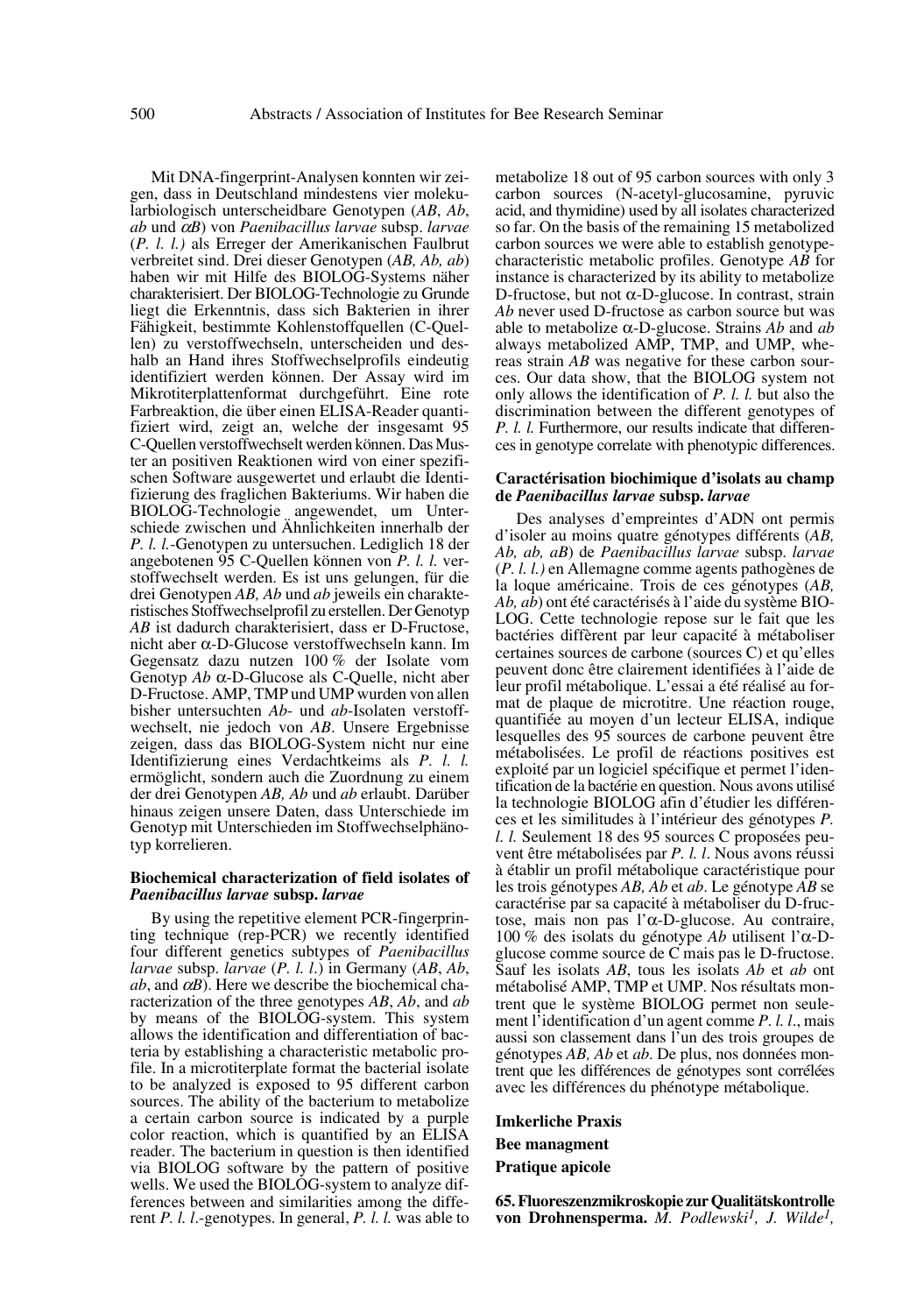Mit DNA-fingerprint-Analysen konnten wir zeigen, dass in Deutschland mindestens vier molekularbiologisch unterscheidbare Genotypen (*AB*, *Ab*, *ab* und *αB*) von *Paenibacillus larvae* subsp. *larvae* (*P. l. l.)* als Erreger der Amerikanischen Faulbrut verbreitet sind. Drei dieser Genotypen (*AB, Ab, ab*) haben wir mit Hilfe des BIOLOG-Systems näher charakterisiert. Der BIOLOG-Technologie zu Grunde liegt die Erkenntnis, dass sich Bakterien in ihrer Fähigkeit, bestimmte Kohlenstoffquellen (C-Quellen) zu verstoffwechseln, unterscheiden und deshalb an Hand ihres Stoffwechselprofils eindeutig identifiziert werden können. Der Assay wird im Mikrotiterplattenformat durchgeführt. Eine rote Farbreaktion, die über einen ELISA-Reader quantifiziert wird, zeigt an, welche der insgesamt 95 C-Quellen verstoffwechselt werden können. Das Muster an positiven Reaktionen wird von einer spezifischen Software ausgewertet und erlaubt die Identifizierung des fraglichen Bakteriums. Wir haben die BIOLOG-Technologie angewendet, um Unterschiede zwischen und Ähnlichkeiten innerhalb der *P. l. l.*-Genotypen zu untersuchen. Lediglich 18 der angebotenen 95 C-Quellen können von *P. l. l.* verstoffwechselt werden. Es ist uns gelungen, für die drei Genotypen *AB, Ab* und *ab* jeweils ein charakteristisches Stoffwechselprofil zu erstellen. Der Genotyp *AB* ist dadurch charakterisiert, dass er D-Fructose, nicht aber α-D-Glucose verstoffwechseln kann. Im Gegensatz dazu nutzen 100 % der Isolate vom Genotyp *Ab* α-D-Glucose als C-Quelle, nicht aber D-Fructose. AMP, TMP und UMP wurden von allen bisher untersuchten *Ab*- und *ab*-Isolaten verstoffwechselt, nie jedoch von *AB*. Unsere Ergebnisse zeigen, dass das BIOLOG-System nicht nur eine Identifizierung eines Verdachtkeims als *P. l. l.* ermöglicht, sondern auch die Zuordnung zu einem der drei Genotypen *AB, Ab* und *ab* erlaubt. Darüber hinaus zeigen unsere Daten, dass Unterschiede im Genotyp mit Unterschieden im Stoffwechselphänotyp korrelieren.

**Biochemical characterization of field isolates of *Paenibacillus larvae* subsp. *larvae***

By using the repetitive element PCR-fingerprinting technique (rep-PCR) we recently identified four different genetics subtypes of *Paenibacillus larvae* subsp. *larvae* (*P. l. l.*) in Germany (*AB*, *Ab*, *ab*, and *αB*). Here we describe the biochemical characterization of the three genotypes *AB*, *Ab*, and *ab* by means of the BIOLOG-system. This system allows the identification and differentiation of bacteria by establishing a characteristic metabolic profile. In a microtiterplate format the bacterial isolate to be analyzed is exposed to 95 different carbon sources. The ability of the bacterium to metabolize a certain carbon source is indicated by a purple color reaction, which is quantified by an ELISA reader. The bacterium in question is then identified via BIOLOG software by the pattern of positive wells. We used the BIOLOG-system to analyze differences between and similarities among the different *P. l. l.*-genotypes. In general, *P. l. l.* was able to metabolize 18 out of 95 carbon sources with only 3 carbon sources (N-acetyl-glucosamine, pyruvic acid, and thymidine) used by all isolates characterized so far. On the basis of the remaining 15 metabolized carbon sources we were able to establish genotype-characteristic metabolic profiles. Genotype *AB* for instance is characterized by its ability to metabolize D-fructose, but not α-D-glucose. In contrast, strain *Ab* never used D-fructose as carbon source but was able to metabolize α-D-glucose. Strains *Ab* and *ab* always metabolized AMP, TMP, and UMP, whereas strain *AB* was negative for these carbon sources. Our data show, that the BIOLOG system not only allows the identification of *P. l. l.* but also the discrimination between the different genotypes of *P. l. l.* Furthermore, our results indicate that differences in genotype correlate with phenotypic differences.

**Caractérisation biochimique d'isolats au champ de *Paenibacillus larvae* subsp. *larvae***

Des analyses d'empreintes d'ADN ont permis d'isoler au moins quatre génotypes différents (*AB, Ab, ab, aB*) de *Paenibacillus larvae* subsp. *larvae* (*P. l. l.)* en Allemagne comme agents pathogènes de la loque américaine. Trois de ces génotypes (*AB, Ab, ab*) ont été caractérisés à l'aide du système BIOLOG. Cette technologie repose sur le fait que les bactéries diffèrent par leur capacité à métaboliser certaines sources de carbone (sources C) et qu'elles peuvent donc être clairement identifiées à l'aide de leur profil métabolique. L'essai a été réalisé au format de plaque de microtitre. Une réaction rouge, quantifiée au moyen d'un lecteur ELISA, indique lesquelles des 95 sources de carbone peuvent être métabolisées. Le profil de réactions positives est exploité par un logiciel spécifique et permet l'identification de la bactérie en question. Nous avons utilisé la technologie BIOLOG afin d'étudier les différences et les similitudes à l'intérieur des génotypes *P. l. l.* Seulement 18 des 95 sources C proposées peuvent être métabolisées par *P. l. l*. Nous avons réussi à établir un profil métabolique caractéristique pour les trois génotypes *AB, Ab* et *ab*. Le génotype *AB* se caractérise par sa capacité à métaboliser du D-fructose, mais non pas l'α-D-glucose. Au contraire, 100 % des isolats du génotype *Ab* utilisent l'α-D-glucose comme source de C mais pas le D-fructose. Sauf les isolats *AB*, tous les isolats *Ab* et *ab* ont métabolisé AMP, TMP et UMP. Nos résultats montrent que le système BIOLOG permet non seulement l'identification d'un agent comme *P. l. l.*, mais aussi son classement dans l'un des trois groupes de génotypes *AB, Ab* et *ab*. De plus, nos données montrent que les différences de génotypes sont corrélées avec les différences du phénotype métabolique.

**Imkerliche Praxis**

**Bee managment**

**Pratique apicole**

**65. Fluoreszenzmikroskopie zur Qualitätskontrolle von Drohnensperma.** *M. Podlewski[1], J. Wilde[1],*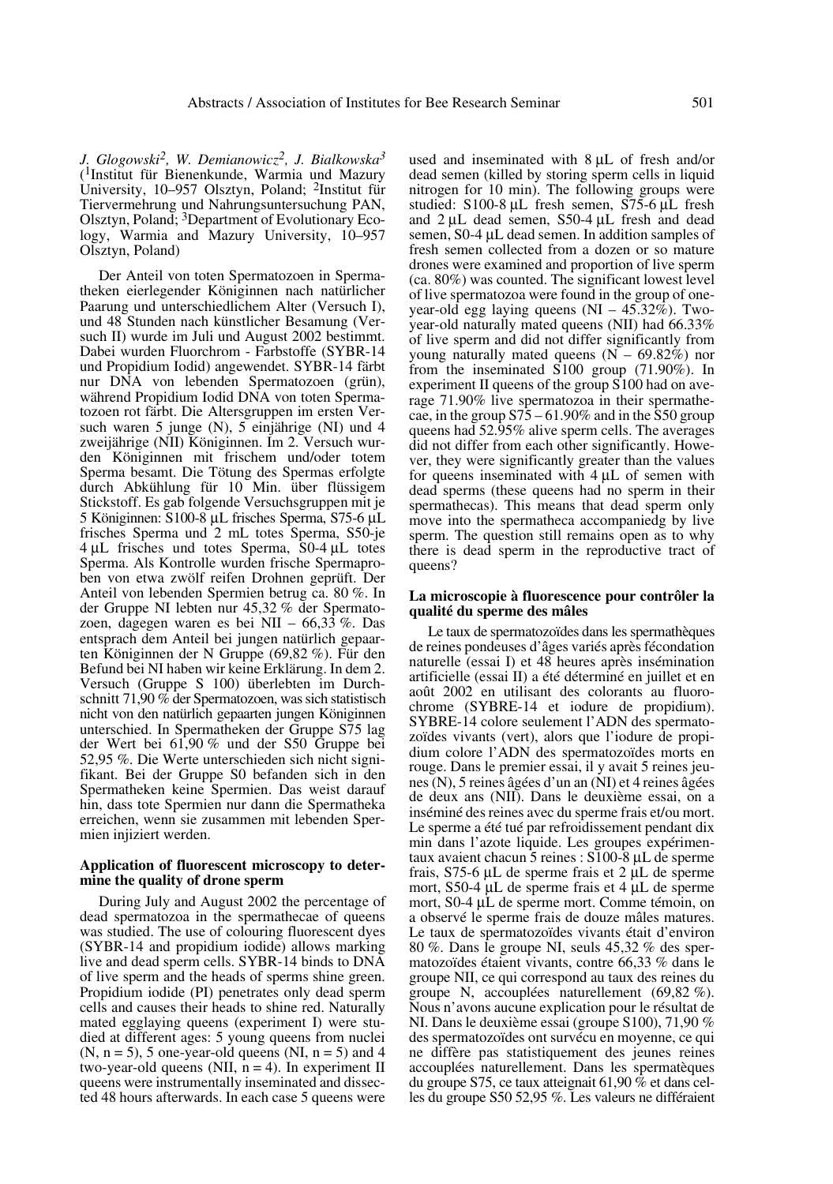*J. Glogowski*[2]*, W. Demianowicz*[2]*, J. Bialkowska*[3]
([1]Institut für Bienenkunde, Warmia und Mazury University, 10–957 Olsztyn, Poland; [2]Institut für Tiervermehrung und Nahrungsuntersuchung PAN, Olsztyn, Poland; [3]Department of Evolutionary Ecology, Warmia and Mazury University, 10–957 Olsztyn, Poland)

Der Anteil von toten Spermatozoen in Spermatheken eierlegender Königinnen nach natürlicher Paarung und unterschiedlichem Alter (Versuch I), und 48 Stunden nach künstlicher Besamung (Versuch II) wurde im Juli und August 2002 bestimmt. Dabei wurden Fluorchrom - Farbstoffe (SYBR-14 und Propidium Iodid) angewendet. SYBR-14 färbt nur DNA von lebenden Spermatozoen (grün), während Propidium Iodid DNA von toten Spermatozoen rot färbt. Die Altersgruppen im ersten Versuch waren 5 junge (N), 5 einjährige (NI) und 4 zweijährige (NII) Königinnen. Im 2. Versuch wurden Königinnen mit frischem und/oder totem Sperma besamt. Die Tötung des Spermas erfolgte durch Abkühlung für 10 Min. über flüssigem Stickstoff. Es gab folgende Versuchsgruppen mit je 5 Königinnen: S100-8 µL frisches Sperma, S75-6 µL frisches Sperma und 2 mL totes Sperma, S50-je 4 µL frisches und totes Sperma, S0-4 µL totes Sperma. Als Kontrolle wurden frische Spermaproben von etwa zwölf reifen Drohnen geprüft. Der Anteil von lebenden Spermien betrug ca. 80 %. In der Gruppe NI lebten nur 45,32 % der Spermatozoen, dagegen waren es bei NII – 66,33 %. Das entsprach dem Anteil bei jungen natürlich gepaarten Königinnen der N Gruppe (69,82 %). Für den Befund bei NI haben wir keine Erklärung. In dem 2. Versuch (Gruppe S 100) überlebten im Durchschnitt 71,90 % der Spermatozoen, was sich statistisch nicht von den natürlich gepaarten jungen Königinnen unterschied. In Spermatheken der Gruppe S75 lag der Wert bei 61,90 % und der S50 Gruppe bei 52,95 %. Die Werte unterschieden sich nicht signifikant. Bei der Gruppe S0 befanden sich in den Spermatheken keine Spermien. Das weist darauf hin, dass tote Spermien nur dann die Spermatheka erreichen, wenn sie zusammen mit lebenden Spermien injiziert werden.

**Application of fluorescent microscopy to determine the quality of drone sperm**

During July and August 2002 the percentage of dead spermatozoa in the spermathecae of queens was studied. The use of colouring fluorescent dyes (SYBR-14 and propidium iodide) allows marking live and dead sperm cells. SYBR-14 binds to DNA of live sperm and the heads of sperms shine green. Propidium iodide (PI) penetrates only dead sperm cells and causes their heads to shine red. Naturally mated egglaying queens (experiment I) were studied at different ages: 5 young queens from nuclei (N, n = 5), 5 one-year-old queens (NI, n = 5) and 4 two-year-old queens (NII, n = 4). In experiment II queens were instrumentally inseminated and dissected 48 hours afterwards. In each case 5 queens were used and inseminated with 8 µL of fresh and/or dead semen (killed by storing sperm cells in liquid nitrogen for 10 min). The following groups were studied: S100-8 µL fresh semen, S75-6 µL fresh and 2 µL dead semen, S50-4 µL fresh and dead semen, S0-4 µL dead semen. In addition samples of fresh semen collected from a dozen or so mature drones were examined and proportion of live sperm (ca. 80%) was counted. The significant lowest level of live spermatozoa were found in the group of one-year-old egg laying queens (NI – 45.32%). Two-year-old naturally mated queens (NII) had 66.33% of live sperm and did not differ significantly from young naturally mated queens (N – 69.82%) nor from the inseminated S100 group (71.90%). In experiment II queens of the group S100 had on average 71.90% live spermatozoa in their spermathecae, in the group S75 – 61.90% and in the S50 group queens had 52.95% alive sperm cells. The averages did not differ from each other significantly. However, they were significantly greater than the values for queens inseminated with 4 µL of semen with dead sperms (these queens had no sperm in their spermathecas). This means that dead sperm only move into the spermatheca accompaniedg by live sperm. The question still remains open as to why there is dead sperm in the reproductive tract of queens?

**La microscopie à fluorescence pour contrôler la qualité du sperme des mâles**

Le taux de spermatozoïdes dans les spermathèques de reines pondeuses d'âges variés après fécondation naturelle (essai I) et 48 heures après insémination artificielle (essai II) a été déterminé en juillet et en août 2002 en utilisant des colorants au fluorochrome (SYBRE-14 et iodure de propidium). SYBRE-14 colore seulement l'ADN des spermatozoïdes vivants (vert), alors que l'iodure de propidium colore l'ADN des spermatozoïdes morts en rouge. Dans le premier essai, il y avait 5 reines jeunes (N), 5 reines âgées d'un an (NI) et 4 reines âgées de deux ans (NII). Dans le deuxième essai, on a inséminé des reines avec du sperme frais et/ou mort. Le sperme a été tué par refroidissement pendant dix min dans l'azote liquide. Les groupes expérimentaux avaient chacun 5 reines : S100-8 µL de sperme frais, S75-6 µL de sperme frais et 2 µL de sperme mort, S50-4 µL de sperme frais et 4 µL de sperme mort, S0-4 µL de sperme mort. Comme témoin, on a observé le sperme frais de douze mâles matures. Le taux de spermatozoïdes vivants était d'environ 80 %. Dans le groupe NI, seuls 45,32 % des spermatozoïdes étaient vivants, contre 66,33 % dans le groupe NII, ce qui correspond au taux des reines du groupe N, accouplées naturellement (69,82 %). Nous n'avons aucune explication pour le résultat de NI. Dans le deuxième essai (groupe S100), 71,90 % des spermatozoïdes ont survécu en moyenne, ce qui ne diffère pas statistiquement des jeunes reines accouplées naturellement. Dans les spermathèques du groupe S75, ce taux atteignait 61,90 % et dans celles du groupe S50 52,95 %. Les valeurs ne différaient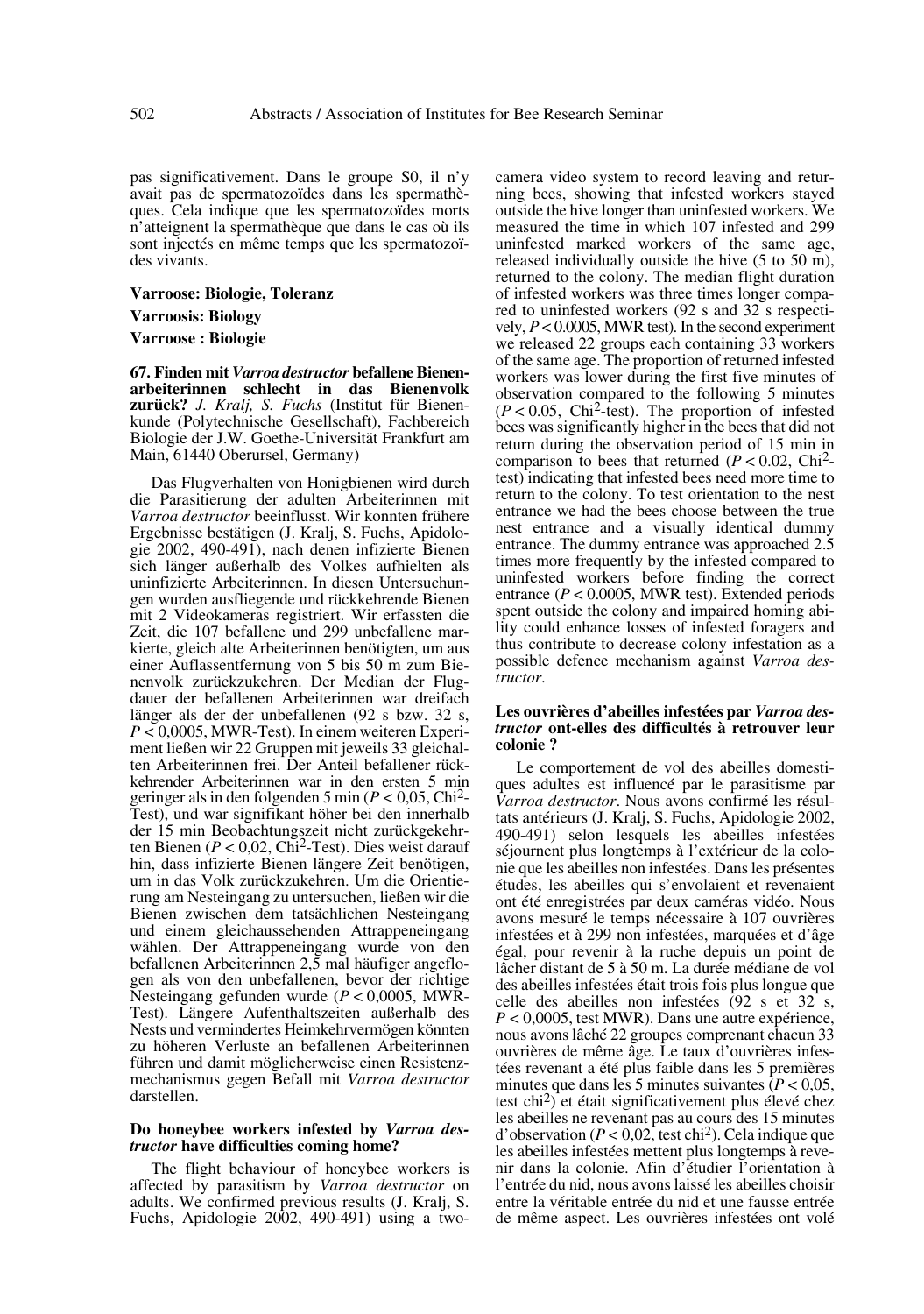pas significativement. Dans le groupe S0, il n'y avait pas de spermatozoïdes dans les spermathèques. Cela indique que les spermatozoïdes morts n'atteignent la spermathèque que dans le cas où ils sont injectés en même temps que les spermatozoïdes des vivants.

**Varroose: Biologie, Toleranz**

**Varroosis: Biology**

**Varroose : Biologie**

**67. Finden mit *Varroa destructor* befallene Bienenarbeiterinnen schlecht in das Bienenvolk zurück?** *J. Kralj, S. Fuchs* (Institut für Bienenkunde (Polytechnische Gesellschaft), Fachbereich Biologie der J.W. Goethe-Universität Frankfurt am Main, 61440 Oberursel, Germany)

Das Flugverhalten von Honigbienen wird durch die Parasitierung der adulten Arbeiterinnen mit *Varroa destructor* beeinflusst. Wir konnten frühere Ergebnisse bestätigen (J. Kralj, S. Fuchs, Apidologie 2002, 490-491), nach denen infizierte Bienen sich länger außerhalb des Volkes aufhielten als uninfizierte Arbeiterinnen. In diesen Untersuchungen wurden ausfliegende und rückkehrende Bienen mit 2 Videokameras registriert. Wir erfassten die Zeit, die 107 befallene und 299 unbefallene markierte, gleich alte Arbeiterinnen benötigten, um aus einer Auflassentfernung von 5 bis 50 m zum Bienenvolk zurückzukehren. Der Median der Flugdauer der befallenen Arbeiterinnen war dreifach länger als der der unbefallenen (92 s bzw. 32 s, $P < 0{,}0005$, MWR-Test). In einem weiteren Experiment ließen wir 22 Gruppen mit jeweils 33 gleichalten Arbeiterinnen frei. Der Anteil befallener rückkehrender Arbeiterinnen war in den ersten 5 min geringer als in den folgenden 5 min ($P < 0{,}05$, Chi$^2$-Test), und war signifikant höher bei den innerhalb der 15 min Beobachtungszeit nicht zurückgekehrten Bienen ($P < 0{,}02$, Chi$^2$-Test). Dies weist darauf hin, dass infizierte Bienen längere Zeit benötigen, um in das Volk zurückzukehren. Um die Orientierung am Nesteingang zu untersuchen, ließen wir die Bienen zwischen dem tatsächlichen Nesteingang und einem gleichaussehenden Attrappeneingang wählen. Der Attrappeneingang wurde von den befallenen Arbeiterinnen 2,5 mal häufiger angeflogen als von den unbefallenen, bevor der richtige Nesteingang gefunden wurde ($P < 0{,}0005$, MWR-Test). Längere Aufenthaltszeiten außerhalb des Nests und vermindertes Heimkehrvermögen könnten zu höheren Verluste an befallenen Arbeiterinnen führen und damit möglicherweise einen Resistenzmechanismus gegen Befall mit *Varroa destructor* darstellen.

**Do honeybee workers infested by *Varroa destructor* have difficulties coming home?**

The flight behaviour of honeybee workers is affected by parasitism by *Varroa destructor* on adults. We confirmed previous results (J. Kralj, S. Fuchs, Apidologie 2002, 490-491) using a two-camera video system to record leaving and returning bees, showing that infested workers stayed outside the hive longer than uninfested workers. We measured the time in which 107 infested and 299 uninfested marked workers of the same age, released individually outside the hive (5 to 50 m), returned to the colony. The median flight duration of infested workers was three times longer compared to uninfested workers (92 s and 32 s respectively, $P < 0.0005$, MWR test). In the second experiment we released 22 groups each containing 33 workers of the same age. The proportion of returned infested workers was lower during the first five minutes of observation compared to the following 5 minutes ($P < 0.05$, Chi$^2$-test). The proportion of infested bees was significantly higher in the bees that did not return during the observation period of 15 min in comparison to bees that returned ($P < 0.02$, Chi$^2$-test) indicating that infested bees need more time to return to the colony. To test orientation to the nest entrance we had the bees choose between the true nest entrance and a visually identical dummy entrance. The dummy entrance was approached 2.5 times more frequently by the infested compared to uninfested workers before finding the correct entrance ($P < 0.0005$, MWR test). Extended periods spent outside the colony and impaired homing ability could enhance losses of infested foragers and thus contribute to decrease colony infestation as a possible defence mechanism against *Varroa destructor*.

**Les ouvrières d'abeilles infestées par *Varroa destructor* ont-elles des difficultés à retrouver leur colonie ?**

Le comportement de vol des abeilles domestiques adultes est influencé par le parasitisme par *Varroa destructor*. Nous avons confirmé les résultats antérieurs (J. Kralj, S. Fuchs, Apidologie 2002, 490-491) selon lesquels les abeilles infestées séjournent plus longtemps à l'extérieur de la colonie que les abeilles non infestées. Dans les présentes études, les abeilles qui s'envolaient et revenaient ont été enregistrées par deux caméras vidéo. Nous avons mesuré le temps nécessaire à 107 ouvrières infestées et à 299 non infestées, marquées et d'âge égal, pour revenir à la ruche depuis un point de lâcher distant de 5 à 50 m. La durée médiane de vol des abeilles infestées était trois fois plus longue que celle des abeilles non infestées (92 s et 32 s, $P < 0{,}0005$, test MWR). Dans une autre expérience, nous avons lâché 22 groupes comprenant chacun 33 ouvrières de même âge. Le taux d'ouvrières infestées revenant a été plus faible dans les 5 premières minutes que dans les 5 minutes suivantes ($P < 0{,}05$, test chi$^2$) et était significativement plus élevé chez les abeilles ne revenant pas au cours des 15 minutes d'observation ($P < 0{,}02$, test chi$^2$). Cela indique que les abeilles infestées mettent plus longtemps à revenir dans la colonie. Afin d'étudier l'orientation à l'entrée du nid, nous avons laissé les abeilles choisir entre la véritable entrée du nid et une fausse entrée de même aspect. Les ouvrières infestées ont volé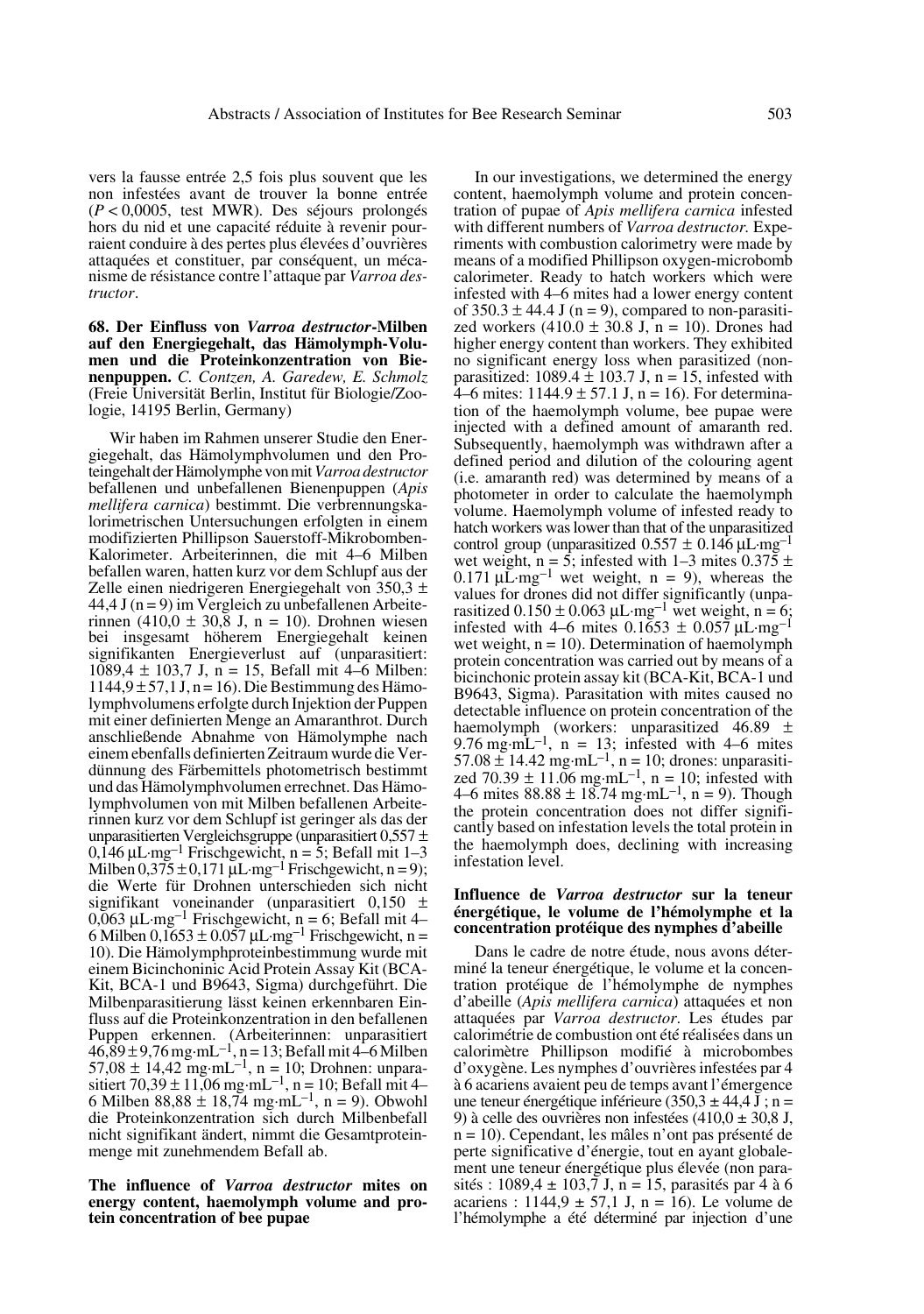vers la fausse entrée 2,5 fois plus souvent que les non infestées avant de trouver la bonne entrée ($P < 0{,}0005$, test MWR). Des séjours prolongés hors du nid et une capacité réduite à revenir pourraient conduire à des pertes plus élevées d'ouvrières attaquées et constituer, par conséquent, un mécanisme de résistance contre l'attaque par *Varroa destructor*.

**68. Der Einfluss von *Varroa destructor*-Milben auf den Energiegehalt, das Hämolymph-Volumen und die Proteinkonzentration von Bienenpuppen.** *C. Contzen, A. Garedew, E. Schmolz* (Freie Universität Berlin, Institut für Biologie/Zoologie, 14195 Berlin, Germany)

Wir haben im Rahmen unserer Studie den Energiegehalt, das Hämolymphvolumen und den Proteingehalt der Hämolymphe von mit *Varroa destructor* befallenen und unbefallenen Bienenpuppen (*Apis mellifera carnica*) bestimmt. Die verbrennungskalorimetrischen Untersuchungen erfolgten in einem modifizierten Phillipson Sauerstoff-Mikrobomben-Kalorimeter. Arbeiterinnen, die mit 4–6 Milben befallen waren, hatten kurz vor dem Schlupf aus der Zelle einen niedrigeren Energiegehalt von 350,3 ± 44,4 J (n = 9) im Vergleich zu unbefallenen Arbeiterinnen (410,0 ± 30,8 J, n = 10). Drohnen wiesen bei insgesamt höherem Energiegehalt keinen signifikanten Energieverlust auf (unparasitiert: 1089,4 ± 103,7 J, n = 15, Befall mit 4–6 Milben: 1144,9 ± 57,1 J, n = 16). Die Bestimmung des Hämolymphvolumens erfolgte durch Injektion der Puppen mit einer definierten Menge an Amaranthrot. Durch anschließende Abnahme von Hämolymphe nach einem ebenfalls definierten Zeitraum wurde die Verdünnung des Färbemittels photometrisch bestimmt und das Hämolymphvolumen errechnet. Das Hämolymphvolumen von mit Milben befallenen Arbeiterinnen kurz vor dem Schlupf ist geringer als das der unparasitierten Vergleichsgruppe (unparasitiert 0,557 ± 0,146 $\mu L \cdot mg^{-1}$ Frischgewicht, n = 5; Befall mit 1–3 Milben 0,375 ± 0,171 $\mu L \cdot mg^{-1}$ Frischgewicht, n = 9); die Werte für Drohnen unterschieden sich nicht signifikant voneinander (unparasitiert 0,150 ± 0,063 $\mu L \cdot mg^{-1}$ Frischgewicht, n = 6; Befall mit 4–6 Milben 0,1653 ± 0,057 $\mu L \cdot mg^{-1}$ Frischgewicht, n = 10). Die Hämolymphproteinbestimmung wurde mit einem Bicinchoninic Acid Protein Assay Kit (BCA-Kit, BCA-1 und B9643, Sigma) durchgeführt. Die Milbenparasitierung lässt keinen erkennbaren Einfluss auf die Proteinkonzentration in den befallenen Puppen erkennen. (Arbeiterinnen: unparasitiert 46,89 ± 9,76 $mg \cdot mL^{-1}$, n = 13; Befall mit 4–6 Milben 57,08 ± 14,42 $mg \cdot mL^{-1}$, n = 10; Drohnen: unparasitiert 70,39 ± 11,06 $mg \cdot mL^{-1}$, n = 10; Befall mit 4–6 Milben 88,88 ± 18,74 $mg \cdot mL^{-1}$, n = 9). Obwohl die Proteinkonzentration sich durch Milbenbefall nicht signifikant ändert, nimmt die Gesamtproteinmenge mit zunehmendem Befall ab.

**The influence of *Varroa destructor* mites on energy content, haemolymph volume and protein concentration of bee pupae**

In our investigations, we determined the energy content, haemolymph volume and protein concentration of pupae of *Apis mellifera carnica* infested with different numbers of *Varroa destructor*. Experiments with combustion calorimetry were made by means of a modified Phillipson oxygen-microbomb calorimeter. Ready to hatch workers which were infested with 4–6 mites had a lower energy content of 350.3 ± 44.4 J (n = 9), compared to non-parasitized workers (410.0 ± 30.8 J, n = 10). Drones had higher energy content than workers. They exhibited no significant energy loss when parasitized (non-parasitized: 1089.4 ± 103.7 J, n = 15, infested with 4–6 mites: 1144.9 ± 57.1 J, n = 16). For determination of the haemolymph volume, bee pupae were injected with a defined amount of amaranth red. Subsequently, haemolymph was withdrawn after a defined period and dilution of the colouring agent (i.e. amaranth red) was determined by means of a photometer in order to calculate the haemolymph volume. Haemolymph volume of infested ready to hatch workers was lower than that of the unparasitized control group (unparasitized 0.557 ± 0.146 $\mu L \cdot mg^{-1}$ wet weight, n = 5; infested with 1–3 mites 0.375 ± 0.171 $\mu L \cdot mg^{-1}$ wet weight, n = 9), whereas the values for drones did not differ significantly (unparasitized 0.150 ± 0.063 $\mu L \cdot mg^{-1}$ wet weight, n = 6; infested with 4–6 mites 0.1653 ± 0.057 $\mu L \cdot mg^{-1}$ wet weight, n = 10). Determination of haemolymph protein concentration was carried out by means of a bicinchonic protein assay kit (BCA-Kit, BCA-1 and B9643, Sigma). Parasitation with mites caused no detectable influence on protein concentration of the haemolymph (workers: unparasitized 46.89 ± 9.76 $mg \cdot mL^{-1}$, n = 13; infested with 4–6 mites 57.08 ± 14.42 $mg \cdot mL^{-1}$, n = 10; drones: unparasitized 70.39 ± 11.06 $mg \cdot mL^{-1}$, n = 10; infested with 4–6 mites 88.88 ± 18.74 $mg \cdot mL^{-1}$, n = 9). Though the protein concentration does not differ significantly based on infestation levels the total protein in the haemolymph does, declining with increasing infestation level.

**Influence de *Varroa destructor* sur la teneur énergétique, le volume de l'hémolymphe et la concentration protéique des nymphes d'abeille**

Dans le cadre de notre étude, nous avons déterminé la teneur énergétique, le volume et la concentration protéique de l'hémolymphe de nymphes d'abeille (*Apis mellifera carnica*) attaquées et non attaquées par *Varroa destructor*. Les études par calorimétrie de combustion ont été réalisées dans un calorimètre Phillipson modifié à microbombes d'oxygène. Les nymphes d'ouvrières infestées par 4 à 6 acariens avaient peu de temps avant l'émergence une teneur énergétique inférieure (350,3 ± 44,4 J ; n = 9) à celle des ouvrières non infestées (410,0 ± 30,8 J, n = 10). Cependant, les mâles n'ont pas présenté de perte significative d'énergie, tout en ayant globalement une teneur énergétique plus élevée (non parasités : 1089,4 ± 103,7 J, n = 15, parasités par 4 à 6 acariens : 1144,9 ± 57,1 J, n = 16). Le volume de l'hémolymphe a été déterminé par injection d'une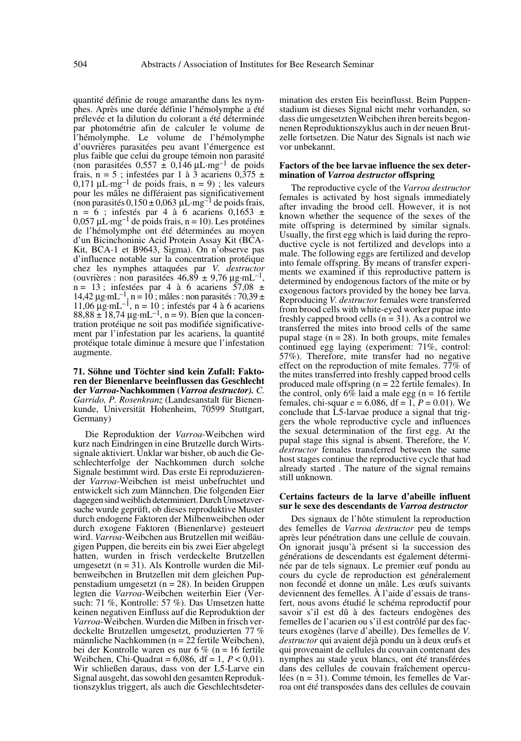quantité définie de rouge amaranthe dans les nymphes. Après une durée définie l'hémolymphe a été prélevée et la dilution du colorant a été déterminée par photométrie afin de calculer le volume de l'hémolymphe. Le volume de l'hémolymphe d'ouvrières parasitées peu avant l'émergence est plus faible que celui du groupe témoin non parasité (non parasitées 0,557 ± 0,146 µL·mg$^{-1}$ de poids frais, n = 5 ; infestées par 1 à 3 acariens 0,375 ± 0,171 µL·mg$^{-1}$ de poids frais, n = 9) ; les valeurs pour les mâles ne différaient pas significativement (non parasités 0,150 ± 0,063 µL·mg$^{-1}$ de poids frais, n = 6 ; infestés par 4 à 6 acariens 0,1653 ± 0,057 µL·mg$^{-1}$ de poids frais, n = 10). Les protéines de l'hémolymphe ont été déterminées au moyen d'un Bicinchoninic Acid Protein Assay Kit (BCA-Kit, BCA-1 et B9643, Sigma). On n'observe pas d'influence notable sur la concentration protéique chez les nymphes attaquées par *V. destructor* (ouvrières : non parasitées 46,89 ± 9,76 µg·mL$^{-1}$, n = 13 ; infestées par 4 à 6 acariens 57,08 ± 14,42 µg·mL$^{-1}$, n = 10 ; mâles : non parasités : 70,39 ± 11,06 µg·mL$^{-1}$, n = 10 ; infestés par 4 à 6 acariens 88,88 ± 18,74 µg·mL$^{-1}$, n = 9). Bien que la concentration protéique ne soit pas modifiée significativement par l'infestation par les acariens, la quantité protéique totale diminue à mesure que l'infestation augmente.

**71. Söhne und Töchter sind kein Zufall: Faktoren der Bienenlarve beeinflussen das Geschlecht der *Varroa*-Nachkommen (*Varroa destructor*).** *C. Garrido, P. Rosenkranz* (Landesanstalt für Bienenkunde, Universität Hohenheim, 70599 Stuttgart, Germany)

Die Reproduktion der *Varroa*-Weibchen wird kurz nach Eindringen in eine Brutzelle durch Wirtssignale aktiviert. Unklar war bisher, ob auch die Geschlechterfolge der Nachkommen durch solche Signale bestimmt wird. Das erste Ei reproduzierender *Varroa*-Weibchen ist meist unbefruchtet und entwickelt sich zum Männchen. Die folgenden Eier dagegen sind weiblich determiniert. Durch Umsetzversuche wurde geprüft, ob dieses reproduktive Muster durch endogene Faktoren der Milbenweibchen oder durch exogene Faktoren (Bienenlarve) gesteuert wird. *Varroa*-Weibchen aus Brutzellen mit weißäugigen Puppen, die bereits ein bis zwei Eier abgelegt hatten, wurden in frisch verdeckelte Brutzellen umgesetzt (n = 31). Als Kontrolle wurden die Milbenweibchen in Brutzellen mit dem gleichen Puppenstadium umgesetzt (n = 28). In beiden Gruppen legten die *Varroa*-Weibchen weiterhin Eier (Versuch: 71 %, Kontrolle: 57 %). Das Umsetzen hatte keinen negativen Einfluss auf die Reproduktion der *Varroa*-Weibchen. Wurden die Milben in frisch verdeckelte Brutzellen umgesetzt, produzierten 77 % männliche Nachkommen (n = 22 fertile Weibchen), bei der Kontrolle waren es nur 6 % (n = 16 fertile Weibchen, Chi-Quadrat = 6,086, df = 1, $P < 0,01$). Wir schließen daraus, dass von der L5-Larve ein Signal ausgeht, das sowohl den gesamten Reproduktionszyklus triggert, als auch die Geschlechtsdetermination des ersten Eis beeinflusst. Beim Puppenstadium ist dieses Signal nicht mehr vorhanden, so dass die umgesetzten Weibchen ihren bereits begonnenen Reproduktionszyklus auch in der neuen Brutzelle fortsetzen. Die Natur des Signals ist nach wie vor unbekannt.

**Factors of the bee larvae influence the sex determination of *Varroa destructor* offspring**

The reproductive cycle of the *Varroa destructor* females is activated by host signals immediately after invading the brood cell. However, it is not known whether the sequence of the sexes of the mite offspring is determined by similar signals. Usually, the first egg which is laid during the reproductive cycle is not fertilized and develops into a male. The following eggs are fertilized and develop into female offspring. By means of transfer experiments we examined if this reproductive pattern is determined by endogenous factors of the mite or by exogenous factors provided by the honey bee larva. Reproducing *V. destructor* females were transferred from brood cells with white-eyed worker pupae into freshly capped brood cells (n = 31). As a control we transferred the mites into brood cells of the same pupal stage (n = 28). In both groups, mite females continued egg laying (experiment: 71%, control: 57%). Therefore, mite transfer had no negative effect on the reproduction of mite females. 77% of the mites transferred into freshly capped brood cells produced male offspring (n = 22 fertile females). In the control, only 6% laid a male egg (n = 16 fertile females, chi-squar e = 6.086, df = 1, $P = 0.01$). We conclude that L5-larvae produce a signal that triggers the whole reproductive cycle and influences the sexual determination of the first egg. At the pupal stage this signal is absent. Therefore, the *V. destructor* females transferred between the same host stages continue the reproductive cycle that had already started . The nature of the signal remains still unknown.

**Certains facteurs de la larve d'abeille influent sur le sexe des descendants de *Varroa destructor***

Des signaux de l'hôte stimulent la reproduction des femelles de *Varroa destructor* peu de temps après leur pénétration dans une cellule de couvain. On ignorait jusqu'à présent si la succession des générations de descendants est également déterminée par de tels signaux. Le premier œuf pondu au cours du cycle de reproduction est généralement non fecondé et donne un mâle. Les œufs suivants deviennent des femelles. À l'aide d'essais de transfert, nous avons étudié le schéma reproductif pour savoir s'il est dû à des facteurs endogènes des femelles de l'acarien ou s'il est contrôlé par des facteurs exogènes (larve d'abeille). Des femelles de *V. destructor* qui avaient déjà pondu un à deux œufs et qui provenaient de cellules du couvain contenant des nymphes au stade yeux blancs, ont été transférées dans des cellules de couvain fraîchement operculées (n = 31). Comme témoin, les femelles de Varroa ont été transposées dans des cellules de couvain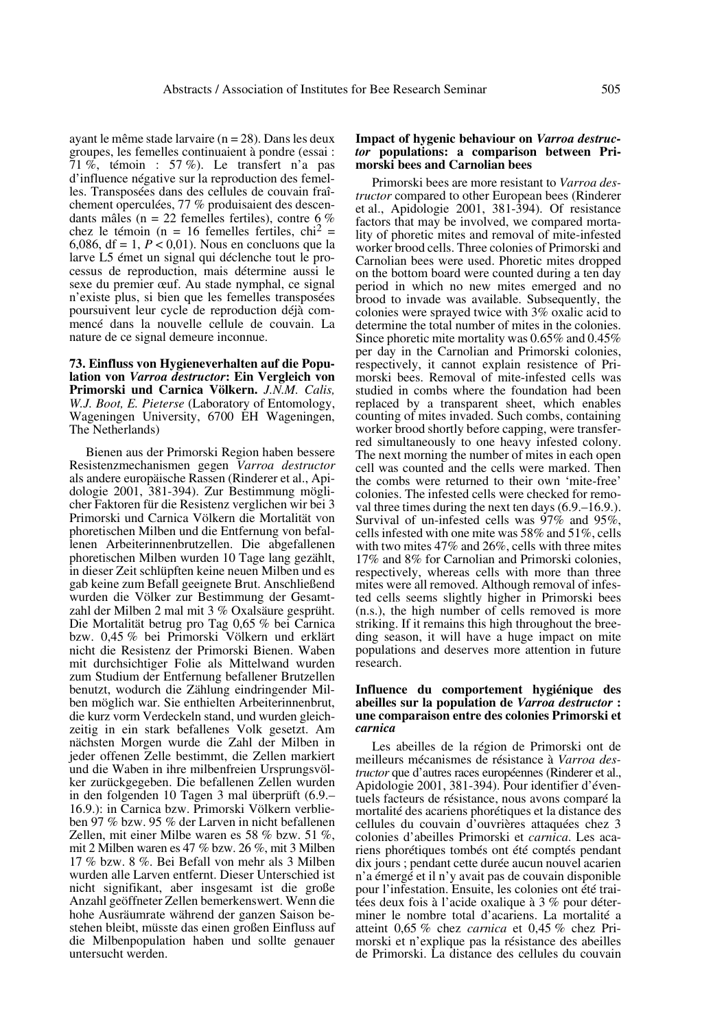ayant le même stade larvaire (n = 28). Dans les deux groupes, les femelles continuaient à pondre (essai : 71 %, témoin : 57 %). Le transfert n'a pas d'influence négative sur la reproduction des femelles. Transposées dans des cellules de couvain fraîchement operculées, 77 % produisaient des descendants mâles (n = 22 femelles fertiles), contre 6 % chez le témoin (n = 16 femelles fertiles, $chi^2$ = 6,086, df = 1, $P < 0,01$). Nous en concluons que la larve L5 émet un signal qui déclenche tout le processus de reproduction, mais détermine aussi le sexe du premier œuf. Au stade nymphal, ce signal n'existe plus, si bien que les femelles transposées poursuivent leur cycle de reproduction déjà commencé dans la nouvelle cellule de couvain. La nature de ce signal demeure inconnue.

**73. Einfluss von Hygieneverhalten auf die Population von *Varroa destructor*: Ein Vergleich von Primorski und Carnica Völkern.** *J.N.M. Calis, W.J. Boot, E. Pieterse* (Laboratory of Entomology, Wageningen University, 6700 EH Wageningen, The Netherlands)

Bienen aus der Primorski Region haben bessere Resistenzmechanismen gegen *Varroa destructor* als andere europäische Rassen (Rinderer et al., Apidologie 2001, 381-394). Zur Bestimmung möglicher Faktoren für die Resistenz verglichen wir bei 3 Primorski und Carnica Völkern die Mortalität von phoretischen Milben und die Entfernung von befallenen Arbeiterinnenbrutzellen. Die abgefallenen phoretischen Milben wurden 10 Tage lang gezählt, in dieser Zeit schlüpften keine neuen Milben und es gab keine zum Befall geeignete Brut. Anschließend wurden die Völker zur Bestimmung der Gesamtzahl der Milben 2 mal mit 3 % Oxalsäure gesprüht. Die Mortalität betrug pro Tag 0,65 % bei Carnica bzw. 0,45 % bei Primorski Völkern und erklärt nicht die Resistenz der Primorski Bienen. Waben mit durchsichtiger Folie als Mittelwand wurden zum Studium der Entfernung befallener Brutzellen benutzt, wodurch die Zählung eindringender Milben möglich war. Sie enthielten Arbeiterinnenbrut, die kurz vorm Verdeckeln stand, und wurden gleichzeitig in ein stark befallenes Volk gesetzt. Am nächsten Morgen wurde die Zahl der Milben in jeder offenen Zelle bestimmt, die Zellen markiert und die Waben in ihre milbenfreien Ursprungsvölker zurückgegeben. Die befallenen Zellen wurden in den folgenden 10 Tagen 3 mal überprüft (6.9.–16.9.): in Carnica bzw. Primorski Völkern verblieben 97 % bzw. 95 % der Larven in nicht befallenen Zellen, mit einer Milbe waren es 58 % bzw. 51 %, mit 2 Milben waren es 47 % bzw. 26 %, mit 3 Milben 17 % bzw. 8 %. Bei Befall von mehr als 3 Milben wurden alle Larven entfernt. Dieser Unterschied ist nicht signifikant, aber insgesamt ist die große Anzahl geöffneter Zellen bemerkenswert. Wenn die hohe Ausräumrate während der ganzen Saison bestehen bleibt, müsste das einen großen Einfluss auf die Milbenpopulation haben und sollte genauer untersucht werden.

**Impact of hygenic behaviour on *Varroa destructor* populations: a comparison between Primorski bees and Carnolian bees**

Primorski bees are more resistant to *Varroa destructor* compared to other European bees (Rinderer et al., Apidologie 2001, 381-394). Of resistance factors that may be involved, we compared mortality of phoretic mites and removal of mite-infested worker brood cells. Three colonies of Primorski and Carnolian bees were used. Phoretic mites dropped on the bottom board were counted during a ten day period in which no new mites emerged and no brood to invade was available. Subsequently, the colonies were sprayed twice with 3% oxalic acid to determine the total number of mites in the colonies. Since phoretic mite mortality was 0.65% and 0.45% per day in the Carnolian and Primorski colonies, respectively, it cannot explain resistence of Primorski bees. Removal of mite-infested cells was studied in combs where the foundation had been replaced by a transparent sheet, which enables counting of mites invaded. Such combs, containing worker brood shortly before capping, were transferred simultaneously to one heavy infested colony. The next morning the number of mites in each open cell was counted and the cells were marked. Then the combs were returned to their own 'mite-free' colonies. The infested cells were checked for removal three times during the next ten days (6.9.–16.9.). Survival of un-infested cells was 97% and 95%, cells infested with one mite was 58% and 51%, cells with two mites 47% and 26%, cells with three mites 17% and 8% for Carnolian and Primorski colonies, respectively, whereas cells with more than three mites were all removed. Although removal of infested cells seems slightly higher in Primorski bees (n.s.), the high number of cells removed is more striking. If it remains this high throughout the breeding season, it will have a huge impact on mite populations and deserves more attention in future research.

**Influence du comportement hygiénique des abeilles sur la population de *Varroa destructor* : une comparaison entre des colonies Primorski et *carnica***

Les abeilles de la région de Primorski ont de meilleurs mécanismes de résistance à *Varroa destructor* que d'autres races européennes (Rinderer et al., Apidologie 2001, 381-394). Pour identifier d'éventuels facteurs de résistance, nous avons comparé la mortalité des acariens phorétiques et la distance des cellules du couvain d'ouvrières attaquées chez 3 colonies d'abeilles Primorski et *carnica*. Les acariens phorétiques tombés ont été comptés pendant dix jours ; pendant cette durée aucun nouvel acarien n'a émergé et il n'y avait pas de couvain disponible pour l'infestation. Ensuite, les colonies ont été traitées deux fois à l'acide oxalique à 3 % pour déterminer le nombre total d'acariens. La mortalité a atteint 0,65 % chez *carnica* et 0,45 % chez Primorski et n'explique pas la résistance des abeilles de Primorski. La distance des cellules du couvain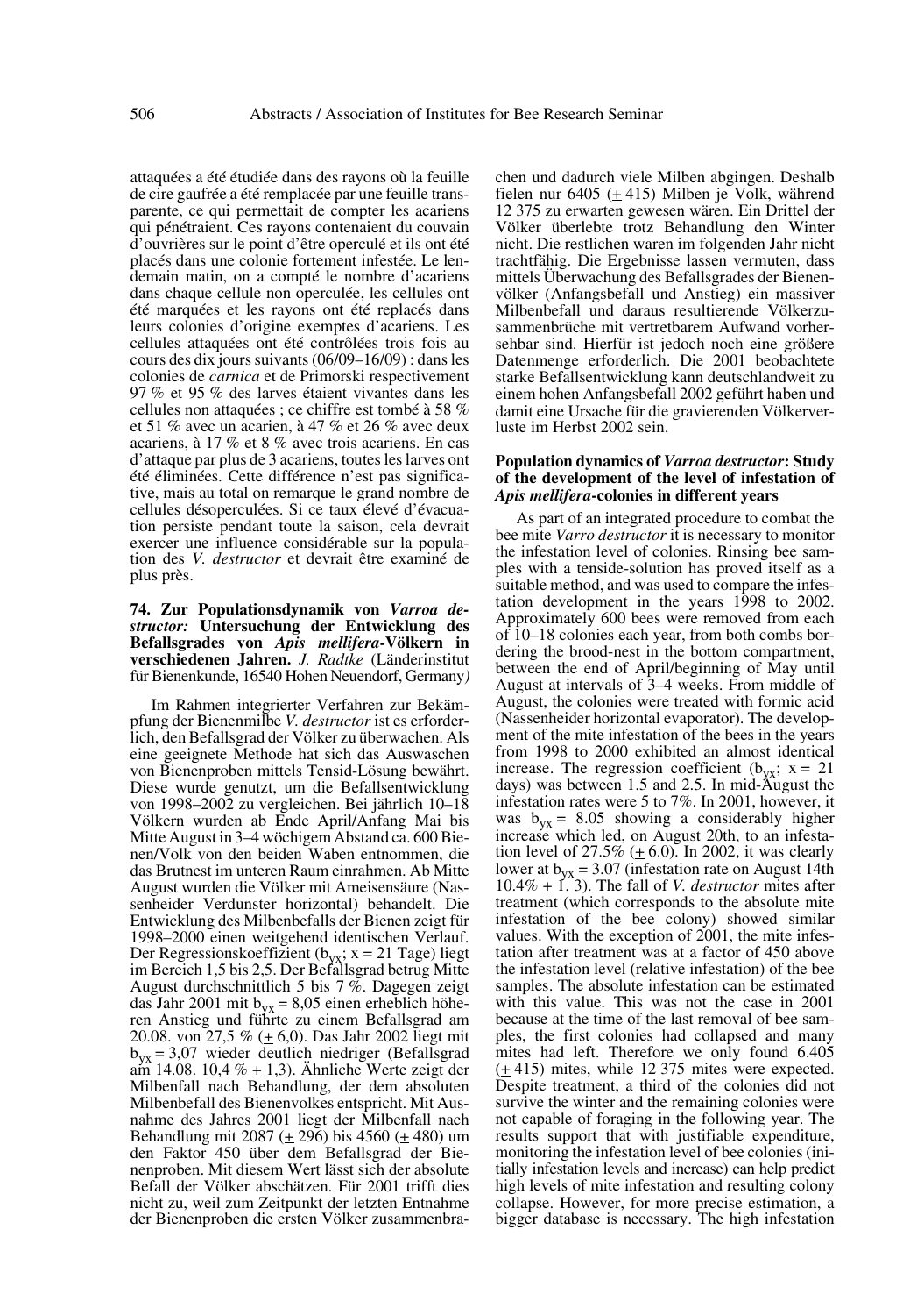attaquées a été étudiée dans des rayons où la feuille de cire gaufrée a été remplacée par une feuille transparente, ce qui permettait de compter les acariens qui pénétraient. Ces rayons contenaient du couvain d'ouvrières sur le point d'être operculé et ils ont été placés dans une colonie fortement infestée. Le lendemain matin, on a compté le nombre d'acariens dans chaque cellule non operculée, les cellules ont été marquées et les rayons ont été replacés dans leurs colonies d'origine exemptes d'acariens. Les cellules attaquées ont été contrôlées trois fois au cours des dix jours suivants (06/09–16/09) : dans les colonies de *carnica* et de Primorski respectivement 97 % et 95 % des larves étaient vivantes dans les cellules non attaquées ; ce chiffre est tombé à 58 % et 51 % avec un acarien, à 47 % et 26 % avec deux acariens, à 17 % et 8 % avec trois acariens. En cas d'attaque par plus de 3 acariens, toutes les larves ont été éliminées. Cette différence n'est pas significative, mais au total on remarque le grand nombre de cellules désoperculées. Si ce taux élevé d'évacuation persiste pendant toute la saison, cela devrait exercer une influence considérable sur la population des *V. destructor* et devrait être examiné de plus près.

**74. Zur Populationsdynamik von *Varroa destructor:* Untersuchung der Entwicklung des Befallsgrades von *Apis mellifera*-Völkern in verschiedenen Jahren.** *J. Radtke* (Länderinstitut für Bienenkunde, 16540 Hohen Neuendorf, Germany*)*

Im Rahmen integrierter Verfahren zur Bekämpfung der Bienenmilbe *V. destructor* ist es erforderlich, den Befallsgrad der Völker zu überwachen. Als eine geeignete Methode hat sich das Auswaschen von Bienenproben mittels Tensid-Lösung bewährt. Diese wurde genutzt, um die Befallsentwicklung von 1998–2002 zu vergleichen. Bei jährlich 10–18 Völkern wurden ab Ende April/Anfang Mai bis Mitte August in 3–4 wöchigem Abstand ca. 600 Bienen/Volk von den beiden Waben entnommen, die das Brutnest im unteren Raum einrahmen. Ab Mitte August wurden die Völker mit Ameisensäure (Nassenheider Verdunster horizontal) behandelt. Die Entwicklung des Milbenbefalls der Bienen zeigt für 1998–2000 einen weitgehend identischen Verlauf. Der Regressionskoeffizient ($b_{yx}$; x = 21 Tage) liegt im Bereich 1,5 bis 2,5. Der Befallsgrad betrug Mitte August durchschnittlich 5 bis 7 %. Dagegen zeigt das Jahr 2001 mit $b_{yx}$ = 8,05 einen erheblich höheren Anstieg und führte zu einem Befallsgrad am 20.08. von 27,5 % (± 6,0). Das Jahr 2002 liegt mit $b_{yx}$ = 3,07 wieder deutlich niedriger (Befallsgrad am 14.08. 10,4 % ± 1,3). Ähnliche Werte zeigt der Milbenfall nach Behandlung, der dem absoluten Milbenbefall des Bienenvolkes entspricht. Mit Ausnahme des Jahres 2001 liegt der Milbenfall nach Behandlung mit 2087 (± 296) bis 4560 (± 480) um den Faktor 450 über dem Befallsgrad der Bienenproben. Mit diesem Wert lässt sich der absolute Befall der Völker abschätzen. Für 2001 trifft dies nicht zu, weil zum Zeitpunkt der letzten Entnahme der Bienenproben die ersten Völker zusammenbrachen und dadurch viele Milben abgingen. Deshalb fielen nur 6405 (± 415) Milben je Volk, während 12 375 zu erwarten gewesen wären. Ein Drittel der Völker überlebte trotz Behandlung den Winter nicht. Die restlichen waren im folgenden Jahr nicht trachtfähig. Die Ergebnisse lassen vermuten, dass mittels Überwachung des Befallsgrades der Bienenvölker (Anfangsbefall und Anstieg) ein massiver Milbenbefall und daraus resultierende Völkerzusammenbrüche mit vertretbarem Aufwand vorhersehbar sind. Hierfür ist jedoch noch eine größere Datenmenge erforderlich. Die 2001 beobachtete starke Befallsentwicklung kann deutschlandweit zu einem hohen Anfangsbefall 2002 geführt haben und damit eine Ursache für die gravierenden Völkerverluste im Herbst 2002 sein.

**Population dynamics of *Varroa destructor*: Study of the development of the level of infestation of *Apis mellifera*-colonies in different years**

As part of an integrated procedure to combat the bee mite *Varro destructor* it is necessary to monitor the infestation level of colonies. Rinsing bee samples with a tenside-solution has proved itself as a suitable method, and was used to compare the infestation development in the years 1998 to 2002. Approximately 600 bees were removed from each of 10–18 colonies each year, from both combs bordering the brood-nest in the bottom compartment, between the end of April/beginning of May until August at intervals of 3–4 weeks. From middle of August, the colonies were treated with formic acid (Nassenheider horizontal evaporator). The development of the mite infestation of the bees in the years from 1998 to 2000 exhibited an almost identical increase. The regression coefficient ($b_{yx}$; x = 21 days) was between 1.5 and 2.5. In mid-August the infestation rates were 5 to 7%. In 2001, however, it was $b_{yx}$ = 8.05 showing a considerably higher increase which led, on August 20th, to an infestation level of 27.5% (± 6.0). In 2002, it was clearly lower at $b_{yx}$ = 3.07 (infestation rate on August 14th 10.4% ± 1. 3). The fall of *V. destructor* mites after treatment (which corresponds to the absolute mite infestation of the bee colony) showed similar values. With the exception of 2001, the mite infestation after treatment was at a factor of 450 above the infestation level (relative infestation) of the bee samples. The absolute infestation can be estimated with this value. This was not the case in 2001 because at the time of the last removal of bee samples, the first colonies had collapsed and many mites had left. Therefore we only found 6.405 (± 415) mites, while 12 375 mites were expected. Despite treatment, a third of the colonies did not survive the winter and the remaining colonies were not capable of foraging in the following year. The results support that with justifiable expenditure, monitoring the infestation level of bee colonies (initially infestation levels and increase) can help predict high levels of mite infestation and resulting colony collapse. However, for more precise estimation, a bigger database is necessary. The high infestation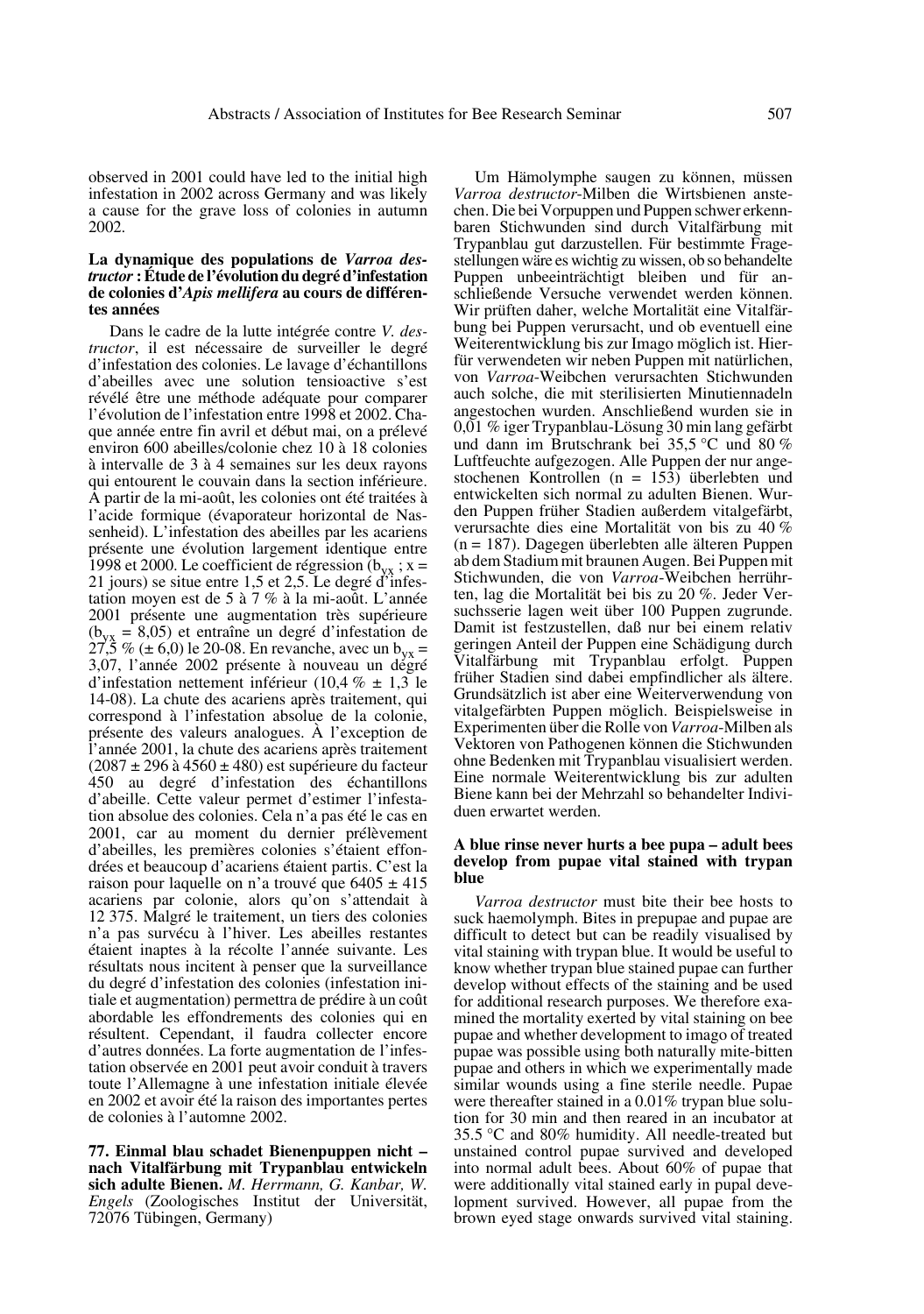observed in 2001 could have led to the initial high infestation in 2002 across Germany and was likely a cause for the grave loss of colonies in autumn 2002.

### La dynamique des populations de *Varroa destructor* : Étude de l'évolution du degré d'infestation de colonies d'*Apis mellifera* au cours de différentes années

Dans le cadre de la lutte intégrée contre *V. destructor*, il est nécessaire de surveiller le degré d'infestation des colonies. Le lavage d'échantillons d'abeilles avec une solution tensioactive s'est révélé être une méthode adéquate pour comparer l'évolution de l'infestation entre 1998 et 2002. Chaque année entre fin avril et début mai, on a prélevé environ 600 abeilles/colonie chez 10 à 18 colonies à intervalle de 3 à 4 semaines sur les deux rayons qui entourent le couvain dans la section inférieure. À partir de la mi-août, les colonies ont été traitées à l'acide formique (évaporateur horizontal de Nassenheid). L'infestation des abeilles par les acariens présente une évolution largement identique entre 1998 et 2000. Le coefficient de régression ($b_{yx}$ ; x = 21 jours) se situe entre 1,5 et 2,5. Le degré d'infestation moyen est de 5 à 7 % à la mi-août. L'année 2001 présente une augmentation très supérieure ($b_{yx}$ = 8,05) et entraîne un degré d'infestation de 27,5 % (± 6,0) le 20-08. En revanche, avec un $b_{yx}$ = 3,07, l'année 2002 présente à nouveau un degré d'infestation nettement inférieur (10,4 % ± 1,3 le 14-08). La chute des acariens après traitement, qui correspond à l'infestation absolue de la colonie, présente des valeurs analogues. À l'exception de l'année 2001, la chute des acariens après traitement (2087 ± 296 à 4560 ± 480) est supérieure du facteur 450 au degré d'infestation des échantillons d'abeille. Cette valeur permet d'estimer l'infestation absolue des colonies. Cela n'a pas été le cas en 2001, car au moment du dernier prélèvement d'abeilles, les premières colonies s'étaient effondrées et beaucoup d'acariens étaient partis. C'est la raison pour laquelle on n'a trouvé que 6405 ± 415 acariens par colonie, alors qu'on s'attendait à 12 375. Malgré le traitement, un tiers des colonies n'a pas survécu à l'hiver. Les abeilles restantes étaient inaptes à la récolte l'année suivante. Les résultats nous incitent à penser que la surveillance du degré d'infestation des colonies (infestation initiale et augmentation) permettra de prédire à un coût abordable les effondrements des colonies qui en résultent. Cependant, il faudra collecter encore d'autres données. La forte augmentation de l'infestation observée en 2001 peut avoir conduit à travers toute l'Allemagne à une infestation initiale élevée en 2002 et avoir été la raison des importantes pertes de colonies à l'automne 2002.

**77. Einmal blau schadet Bienenpuppen nicht – nach Vitalfärbung mit Trypanblau entwickeln sich adulte Bienen.** *M. Herrmann, G. Kanbar, W. Engels* (Zoologisches Institut der Universität, 72076 Tübingen, Germany)

Um Hämolymphe saugen zu können, müssen *Varroa destructor*-Milben die Wirtsbienen anstechen. Die bei Vorpuppen und Puppen schwer erkennbaren Stichwunden sind durch Vitalfärbung mit Trypanblau gut darzustellen. Für bestimmte Fragestellungen wäre es wichtig zu wissen, ob so behandelte Puppen unbeeinträchtigt bleiben und für anschließende Versuche verwendet werden können. Wir prüften daher, welche Mortalität eine Vitalfärbung bei Puppen verursacht, und ob eventuell eine Weiterentwicklung bis zur Imago möglich ist. Hierfür verwendeten wir neben Puppen mit natürlichen, von *Varroa*-Weibchen verursachten Stichwunden auch solche, die mit sterilisierten Minutiennadeln angestochen wurden. Anschließend wurden sie in 0,01 %iger Trypanblau-Lösung 30 min lang gefärbt und dann im Brutschrank bei 35,5 °C und 80 % Luftfeuchte aufgezogen. Alle Puppen der nur angestochenen Kontrollen (n = 153) überlebten und entwickelten sich normal zu adulten Bienen. Wurden Puppen früher Stadien außerdem vitalgefärbt, verursachte dies eine Mortalität von bis zu 40 % (n = 187). Dagegen überlebten alle älteren Puppen ab dem Stadium mit braunen Augen. Bei Puppen mit Stichwunden, die von *Varroa*-Weibchen herrührten, lag die Mortalität bei bis zu 20 %. Jeder Versuchsserie lagen weit über 100 Puppen zugrunde. Damit ist festzustellen, daß nur bei einem relativ geringen Anteil der Puppen eine Schädigung durch Vitalfärbung mit Trypanblau erfolgt. Puppen früher Stadien sind dabei empfindlicher als ältere. Grundsätzlich ist aber eine Weiterverwendung von vitalgefärbten Puppen möglich. Beispielsweise in Experimenten über die Rolle von *Varroa*-Milben als Vektoren von Pathogenen können die Stichwunden ohne Bedenken mit Trypanblau visualisiert werden. Eine normale Weiterentwicklung bis zur adulten Biene kann bei der Mehrzahl so behandelter Individuen erwartet werden.

### A blue rinse never hurts a bee pupa – adult bees develop from pupae vital stained with trypan blue

*Varroa destructor* must bite their bee hosts to suck haemolymph. Bites in prepupae and pupae are difficult to detect but can be readily visualised by vital staining with trypan blue. It would be useful to know whether trypan blue stained pupae can further develop without effects of the staining and be used for additional research purposes. We therefore examined the mortality exerted by vital staining on bee pupae and whether development to imago of treated pupae was possible using both naturally mite-bitten pupae and others in which we experimentally made similar wounds using a fine sterile needle. Pupae were thereafter stained in a 0.01% trypan blue solution for 30 min and then reared in an incubator at 35.5 °C and 80% humidity. All needle-treated but unstained control pupae survived and developed into normal adult bees. About 60% of pupae that were additionally vital stained early in pupal development survived. However, all pupae from the brown eyed stage onwards survived vital staining.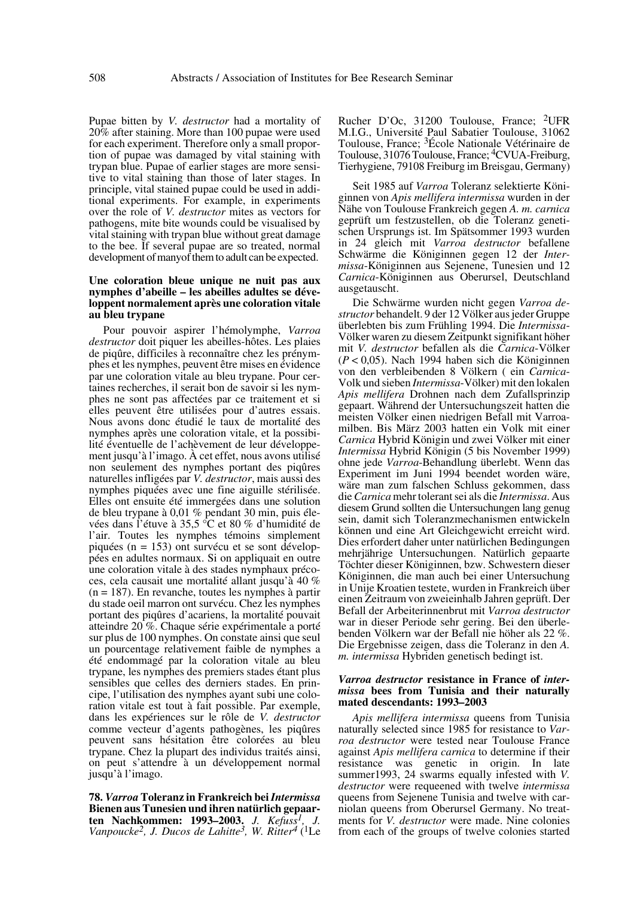Pupae bitten by *V. destructor* had a mortality of 20% after staining. More than 100 pupae were used for each experiment. Therefore only a small proportion of pupae was damaged by vital staining with trypan blue. Pupae of earlier stages are more sensitive to vital staining than those of later stages. In principle, vital stained pupae could be used in additional experiments. For example, in experiments over the role of *V. destructor* mites as vectors for pathogens, mite bite wounds could be visualised by vital staining with trypan blue without great damage to the bee. If several pupae are so treated, normal development of manyof them to adult can be expected.

**Une coloration bleue unique ne nuit pas aux nymphes d'abeille – les abeilles adultes se développent normalement après une coloration vitale au bleu trypane**

Pour pouvoir aspirer l'hémolymphe, *Varroa destructor* doit piquer les abeilles-hôtes. Les plaies de piqûre, difficiles à reconnaître chez les prénymphes et les nymphes, peuvent être mises en évidence par une coloration vitale au bleu trypane. Pour certaines recherches, il serait bon de savoir si les nymphes ne sont pas affectées par ce traitement et si elles peuvent être utilisées pour d'autres essais. Nous avons donc étudié le taux de mortalité des nymphes après une coloration vitale, et la possibilité éventuelle de l'achèvement de leur développement jusqu'à l'imago. À cet effet, nous avons utilisé non seulement des nymphes portant des piqûres naturelles infligées par *V. destructor*, mais aussi des nymphes piquées avec une fine aiguille stérilisée. Elles ont ensuite été immergées dans une solution de bleu trypane à 0,01 % pendant 30 min, puis élevées dans l'étuve à 35,5 °C et 80 % d'humidité de l'air. Toutes les nymphes témoins simplement piquées (n = 153) ont survécu et se sont développées en adultes normaux. Si on appliquait en outre une coloration vitale à des stades nymphaux précoces, cela causait une mortalité allant jusqu'à 40 % (n = 187). En revanche, toutes les nymphes à partir du stade oeil marron ont survécu. Chez les nymphes portant des piqûres d'acariens, la mortalité pouvait atteindre 20 %. Chaque série expérimentale a porté sur plus de 100 nymphes. On constate ainsi que seul un pourcentage relativement faible de nymphes a été endommagé par la coloration vitale au bleu trypane, les nymphes des premiers stades étant plus sensibles que celles des derniers stades. En principe, l'utilisation des nymphes ayant subi une coloration vitale est tout à fait possible. Par exemple, dans les expériences sur le rôle de *V. destructor* comme vecteur d'agents pathogènes, les piqûres peuvent sans hésitation être colorées au bleu trypane. Chez la plupart des individus traités ainsi, on peut s'attendre à un développement normal jusqu'à l'imago.

**78. *Varroa* Toleranz in Frankreich bei *Intermissa* Bienen aus Tunesien und ihren natürlich gepaarten Nachkommen: 1993–2003.** *J. Kefuss[1], J. Vanpoucke[2], J. Ducos de Lahitte[3], W. Ritter[4]* ([1]Le Rucher D'Oc, 31200 Toulouse, France; [2]UFR M.I.G., Université Paul Sabatier Toulouse, 31062 Toulouse, France; [3]École Nationale Vétérinaire de Toulouse, 31076 Toulouse, France; [4]CVUA-Freiburg, Tierhygiene, 79108 Freiburg im Breisgau, Germany)

Seit 1985 auf *Varroa* Toleranz selektierte Königinnen von *Apis mellifera intermissa* wurden in der Nähe von Toulouse Frankreich gegen *A. m. carnica* geprüft um festzustellen, ob die Toleranz genetischen Ursprungs ist. Im Spätsommer 1993 wurden in 24 gleich mit *Varroa destructor* befallene Schwärme die Königinnen gegen 12 der *Intermissa*-Königinnen aus Sejenene, Tunesien und 12 *Carnica*-Königinnen aus Oberursel, Deutschland ausgetauscht.

Die Schwärme wurden nicht gegen *Varroa destructor* behandelt. 9 der 12 Völker aus jeder Gruppe überlebten bis zum Frühling 1994. Die *Intermissa*-Völker waren zu diesem Zeitpunkt signifikant höher mit *V. destructor* befallen als die *Carnica*-Völker ($P < 0{,}05$). Nach 1994 haben sich die Königinnen von den verbleibenden 8 Völkern ( ein *Carnica*-Volk und sieben *Intermissa*-Völker) mit den lokalen *Apis mellifera* Drohnen nach dem Zufallsprinzip gepaart. Während der Untersuchungszeit hatten die meisten Völker einen niedrigen Befall mit Varroamilben. Bis März 2003 hatten ein Volk mit einer *Carnica* Hybrid Königin und zwei Völker mit einer *Intermissa* Hybrid Königin (5 bis November 1999) ohne jede *Varroa*-Behandlung überlebt. Wenn das Experiment im Juni 1994 beendet worden wäre, wäre man zum falschen Schluss gekommen, dass die *Carnica* mehr tolerant sei als die *Intermissa*. Aus diesem Grund sollten die Untersuchungen lang genug sein, damit sich Toleranzmechanismen entwickeln können und eine Art Gleichgewicht erreicht wird. Dies erfordert daher unter natürlichen Bedingungen mehrjährige Untersuchungen. Natürlich gepaarte Töchter dieser Königinnen, bzw. Schwestern dieser Königinnen, die man auch bei einer Untersuchung in Unije Kroatien testete, wurden in Frankreich über einen Zeitraum von zweieinhalb Jahren geprüft. Der Befall der Arbeiterinnenbrut mit *Varroa destructor* war in dieser Periode sehr gering. Bei den überlebenden Völkern war der Befall nie höher als 22 %. Die Ergebnisse zeigen, dass die Toleranz in den *A. m. intermissa* Hybriden genetisch bedingt ist.

***Varroa destructor* resistance in France of *intermissa* bees from Tunisia and their naturally mated descendants: 1993–2003**

*Apis mellifera intermissa* queens from Tunisia naturally selected since 1985 for resistance to *Varroa destructor* were tested near Toulouse France against *Apis mellifera carnica* to determine if their resistance was genetic in origin. In late summer1993, 24 swarms equally infested with *V. destructor* were requeened with twelve *intermissa* queens from Sejenene Tunisia and twelve with carniolan queens from Oberursel Germany. No treatments for *V. destructor* were made. Nine colonies from each of the groups of twelve colonies started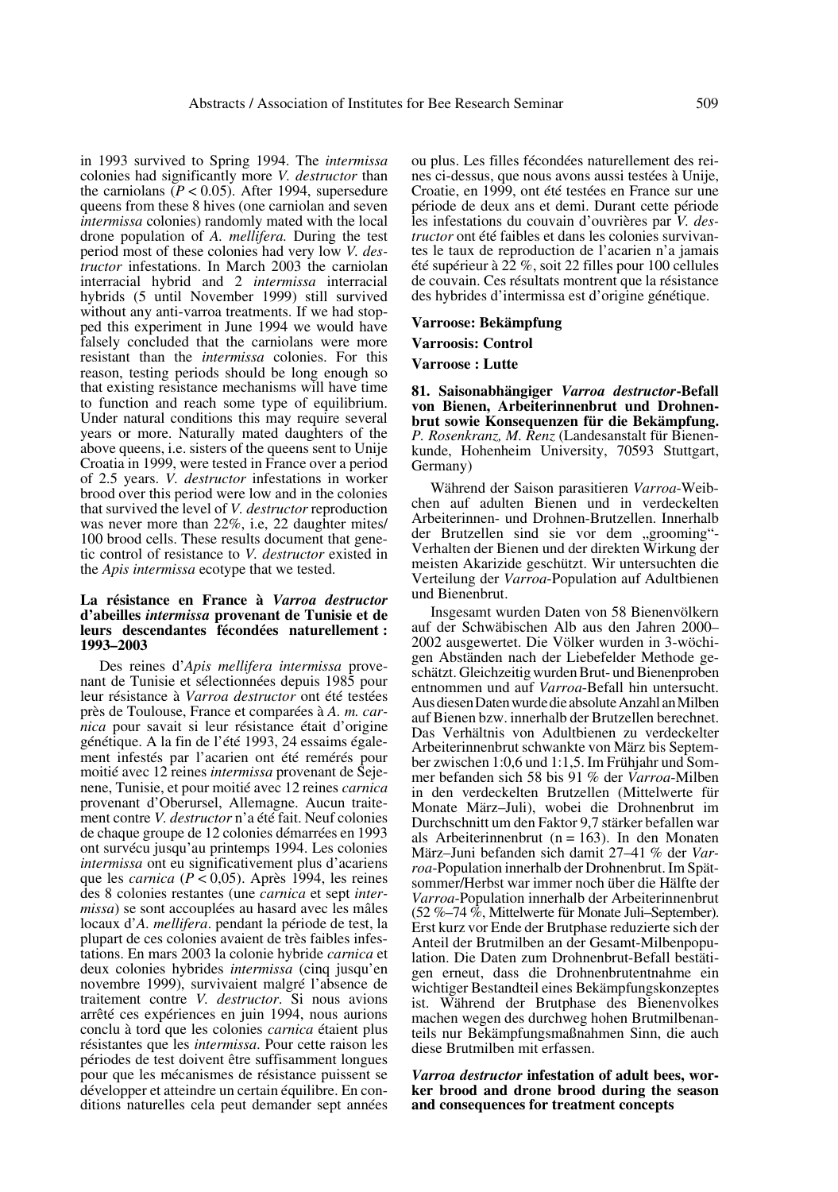in 1993 survived to Spring 1994. The *intermissa* colonies had significantly more *V. destructor* than the carniolans ($P < 0.05$). After 1994, supersedure queens from these 8 hives (one carniolan and seven *intermissa* colonies) randomly mated with the local drone population of *A. mellifera.* During the test period most of these colonies had very low *V. destructor* infestations. In March 2003 the carniolan interracial hybrid and 2 *intermissa* interracial hybrids (5 until November 1999) still survived without any anti-varroa treatments. If we had stopped this experiment in June 1994 we would have falsely concluded that the carniolans were more resistant than the *intermissa* colonies. For this reason, testing periods should be long enough so that existing resistance mechanisms will have time to function and reach some type of equilibrium. Under natural conditions this may require several years or more. Naturally mated daughters of the above queens, i.e. sisters of the queens sent to Unije Croatia in 1999, were tested in France over a period of 2.5 years. *V. destructor* infestations in worker brood over this period were low and in the colonies that survived the level of *V. destructor* reproduction was never more than 22%, i.e, 22 daughter mites/100 brood cells. These results document that genetic control of resistance to *V. destructor* existed in the *Apis intermissa* ecotype that we tested.

**La résistance en France à *Varroa destructor* d'abeilles *intermissa* provenant de Tunisie et de leurs descendantes fécondées naturellement : 1993–2003**

Des reines d'*Apis mellifera intermissa* provenant de Tunisie et sélectionnées depuis 1985 pour leur résistance à *Varroa destructor* ont été testées près de Toulouse, France et comparées à *A. m. carnica* pour savait si leur résistance était d'origine génétique. A la fin de l'été 1993, 24 essaims également infestés par l'acarien ont été remérés pour moitié avec 12 reines *intermissa* provenant de Sejenene, Tunisie, et pour moitié avec 12 reines *carnica* provenant d'Oberursel, Allemagne. Aucun traitement contre *V. destructor* n'a été fait. Neuf colonies de chaque groupe de 12 colonies démarrées en 1993 ont survécu jusqu'au printemps 1994. Les colonies *intermissa* ont eu significativement plus d'acariens que les *carnica* ($P < 0,05$). Après 1994, les reines des 8 colonies restantes (une *carnica* et sept *intermissa*) se sont accouplées au hasard avec les mâles locaux d'*A. mellifera*. pendant la période de test, la plupart de ces colonies avaient de très faibles infestations. En mars 2003 la colonie hybride *carnica* et deux colonies hybrides *intermissa* (cinq jusqu'en novembre 1999), survivaient malgré l'absence de traitement contre *V. destructor*. Si nous avions arrêté ces expériences en juin 1994, nous aurions conclu à tord que les colonies *carnica* étaient plus résistantes que les *intermissa*. Pour cette raison les périodes de test doivent être suffisamment longues pour que les mécanismes de résistance puissent se développer et atteindre un certain équilibre. En conditions naturelles cela peut demander sept années ou plus. Les filles fécondées naturellement des reines ci-dessus, que nous avons aussi testées à Unije, Croatie, en 1999, ont été testées en France sur une période de deux ans et demi. Durant cette période les infestations du couvain d'ouvrières par *V. destructor* ont été faibles et dans les colonies survivantes le taux de reproduction de l'acarien n'a jamais été supérieur à 22 %, soit 22 filles pour 100 cellules de couvain. Ces résultats montrent que la résistance des hybrides d'intermissa est d'origine génétique.

**Varroose: Bekämpfung**

**Varroosis: Control**

**Varroose : Lutte**

**81. Saisonabhängiger *Varroa destructor*-Befall von Bienen, Arbeiterinnenbrut und Drohnenbrut sowie Konsequenzen für die Bekämpfung.** *P. Rosenkranz, M. Renz* (Landesanstalt für Bienenkunde, Hohenheim University, 70593 Stuttgart, Germany)

Während der Saison parasitieren *Varroa*-Weibchen auf adulten Bienen und in verdeckelten Arbeiterinnen- und Drohnen-Brutzellen. Innerhalb der Brutzellen sind sie vor dem „grooming"-Verhalten der Bienen und der direkten Wirkung der meisten Akarizide geschützt. Wir untersuchten die Verteilung der *Varroa*-Population auf Adultbienen und Bienenbrut.

Insgesamt wurden Daten von 58 Bienenvölkern auf der Schwäbischen Alb aus den Jahren 2000–2002 ausgewertet. Die Völker wurden in 3-wöchigen Abständen nach der Liebefelder Methode geschätzt. Gleichzeitig wurden Brut- und Bienenproben entnommen und auf *Varroa*-Befall hin untersucht. Aus diesen Daten wurde die absolute Anzahl an Milben auf Bienen bzw. innerhalb der Brutzellen berechnet. Das Verhältnis von Adultbienen zu verdeckelter Arbeiterinnenbrut schwankte von März bis September zwischen 1:0,6 und 1:1,5. Im Frühjahr und Sommer befanden sich 58 bis 91 % der *Varroa*-Milben in den verdeckelten Brutzellen (Mittelwerte für Monate März–Juli), wobei die Drohnenbrut im Durchschnitt um den Faktor 9,7 stärker befallen war als Arbeiterinnenbrut (n = 163). In den Monaten März–Juni befanden sich damit 27–41 % der *Varroa*-Population innerhalb der Drohnenbrut. Im Spätsommer/Herbst war immer noch über die Hälfte der *Varroa*-Population innerhalb der Arbeiterinnenbrut (52 %–74 %, Mittelwerte für Monate Juli–September). Erst kurz vor Ende der Brutphase reduzierte sich der Anteil der Brutmilben an der Gesamt-Milbenpopulation. Die Daten zum Drohnenbrut-Befall bestätigen erneut, dass die Drohnenbrutentnahme ein wichtiger Bestandteil eines Bekämpfungskonzeptes ist. Während der Brutphase des Bienenvolkes machen wegen des durchweg hohen Brutmilbenanteils nur Bekämpfungsmaßnahmen Sinn, die auch diese Brutmilben mit erfassen.

***Varroa destructor* infestation of adult bees, worker brood and drone brood during the season and consequences for treatment concepts**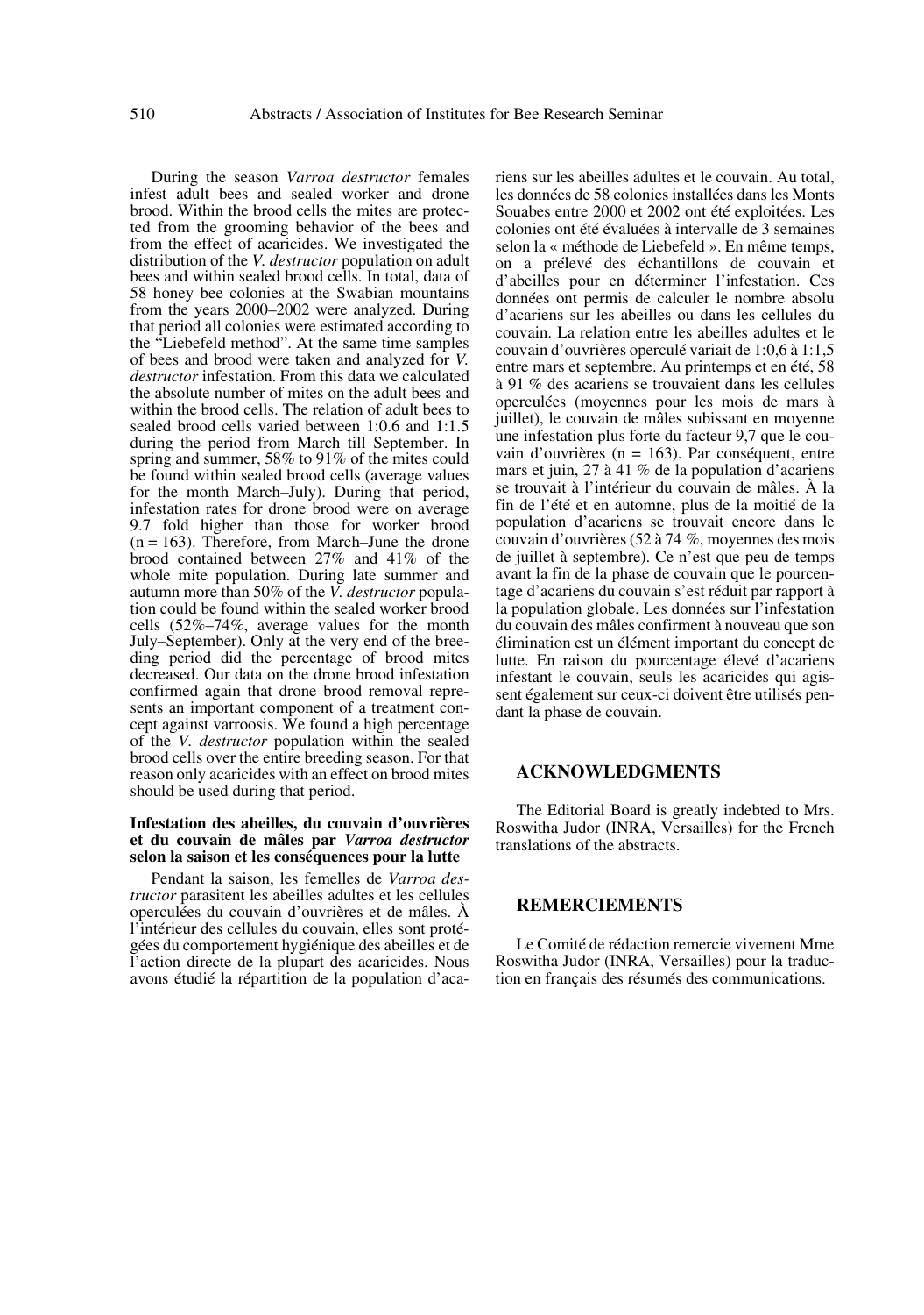During the season *Varroa destructor* females infest adult bees and sealed worker and drone brood. Within the brood cells the mites are protected from the grooming behavior of the bees and from the effect of acaricides. We investigated the distribution of the *V. destructor* population on adult bees and within sealed brood cells. In total, data of 58 honey bee colonies at the Swabian mountains from the years 2000–2002 were analyzed. During that period all colonies were estimated according to the "Liebefeld method". At the same time samples of bees and brood were taken and analyzed for *V. destructor* infestation. From this data we calculated the absolute number of mites on the adult bees and within the brood cells. The relation of adult bees to sealed brood cells varied between 1:0.6 and 1:1.5 during the period from March till September. In spring and summer, 58% to 91% of the mites could be found within sealed brood cells (average values for the month March–July). During that period, infestation rates for drone brood were on average 9.7 fold higher than those for worker brood (n = 163). Therefore, from March–June the drone brood contained between 27% and 41% of the whole mite population. During late summer and autumn more than 50% of the *V. destructor* population could be found within the sealed worker brood cells (52%–74%, average values for the month July–September). Only at the very end of the breeding period did the percentage of brood mites decreased. Our data on the drone brood infestation confirmed again that drone brood removal represents an important component of a treatment concept against varroosis. We found a high percentage of the *V. destructor* population within the sealed brood cells over the entire breeding season. For that reason only acaricides with an effect on brood mites should be used during that period.

**Infestation des abeilles, du couvain d'ouvrières et du couvain de mâles par *Varroa destructor* selon la saison et les conséquences pour la lutte**

Pendant la saison, les femelles de *Varroa destructor* parasitent les abeilles adultes et les cellules operculées du couvain d'ouvrières et de mâles. À l'intérieur des cellules du couvain, elles sont protégées du comportement hygiénique des abeilles et de l'action directe de la plupart des acaricides. Nous avons étudié la répartition de la population d'acariens sur les abeilles adultes et le couvain. Au total, les données de 58 colonies installées dans les Monts Souabes entre 2000 et 2002 ont été exploitées. Les colonies ont été évaluées à intervalle de 3 semaines selon la « méthode de Liebefeld ». En même temps, on a prélevé des échantillons de couvain et d'abeilles pour en déterminer l'infestation. Ces données ont permis de calculer le nombre absolu d'acariens sur les abeilles ou dans les cellules du couvain. La relation entre les abeilles adultes et le couvain d'ouvrières operculé variait de 1:0,6 à 1:1,5 entre mars et septembre. Au printemps et en été, 58 à 91 % des acariens se trouvaient dans les cellules operculées (moyennes pour les mois de mars à juillet), le couvain de mâles subissant en moyenne une infestation plus forte du facteur 9,7 que le couvain d'ouvrières (n = 163). Par conséquent, entre mars et juin, 27 à 41 % de la population d'acariens se trouvait à l'intérieur du couvain de mâles. À la fin de l'été et en automne, plus de la moitié de la population d'acariens se trouvait encore dans le couvain d'ouvrières (52 à 74 %, moyennes des mois de juillet à septembre). Ce n'est que peu de temps avant la fin de la phase de couvain que le pourcentage d'acariens du couvain s'est réduit par rapport à la population globale. Les données sur l'infestation du couvain des mâles confirment à nouveau que son élimination est un élément important du concept de lutte. En raison du pourcentage élevé d'acariens infestant le couvain, seuls les acaricides qui agissent également sur ceux-ci doivent être utilisés pendant la phase de couvain.

## ACKNOWLEDGMENTS

The Editorial Board is greatly indebted to Mrs. Roswitha Judor (INRA, Versailles) for the French translations of the abstracts.

## REMERCIEMENTS

Le Comité de rédaction remercie vivement Mme Roswitha Judor (INRA, Versailles) pour la traduction en français des résumés des communications.